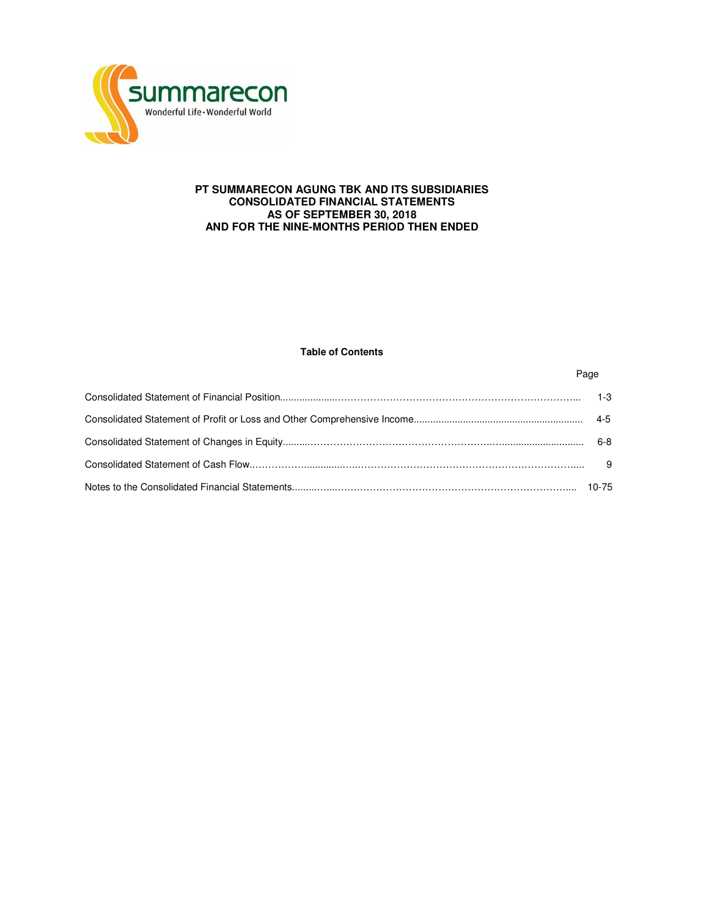summarecon

Wonderful Life • Wonderful World

# PT SUMMARECON AGUNG TBK AND ITS SUBSIDIARIES
## CONSOLIDATED FINANCIAL STATEMENTS
## AS OF SEPTEMBER 30, 2018
## AND FOR THE NINE-MONTHS PERIOD THEN ENDED

**Table of Contents**

| | Page |
|---|---|
| Consolidated Statement of Financial Position | 1-3 |
| Consolidated Statement of Profit or Loss and Other Comprehensive Income | 4-5 |
| Consolidated Statement of Changes in Equity | 6-8 |
| Consolidated Statement of Cash Flow | 9 |
| Notes to the Consolidated Financial Statements | 10-75 |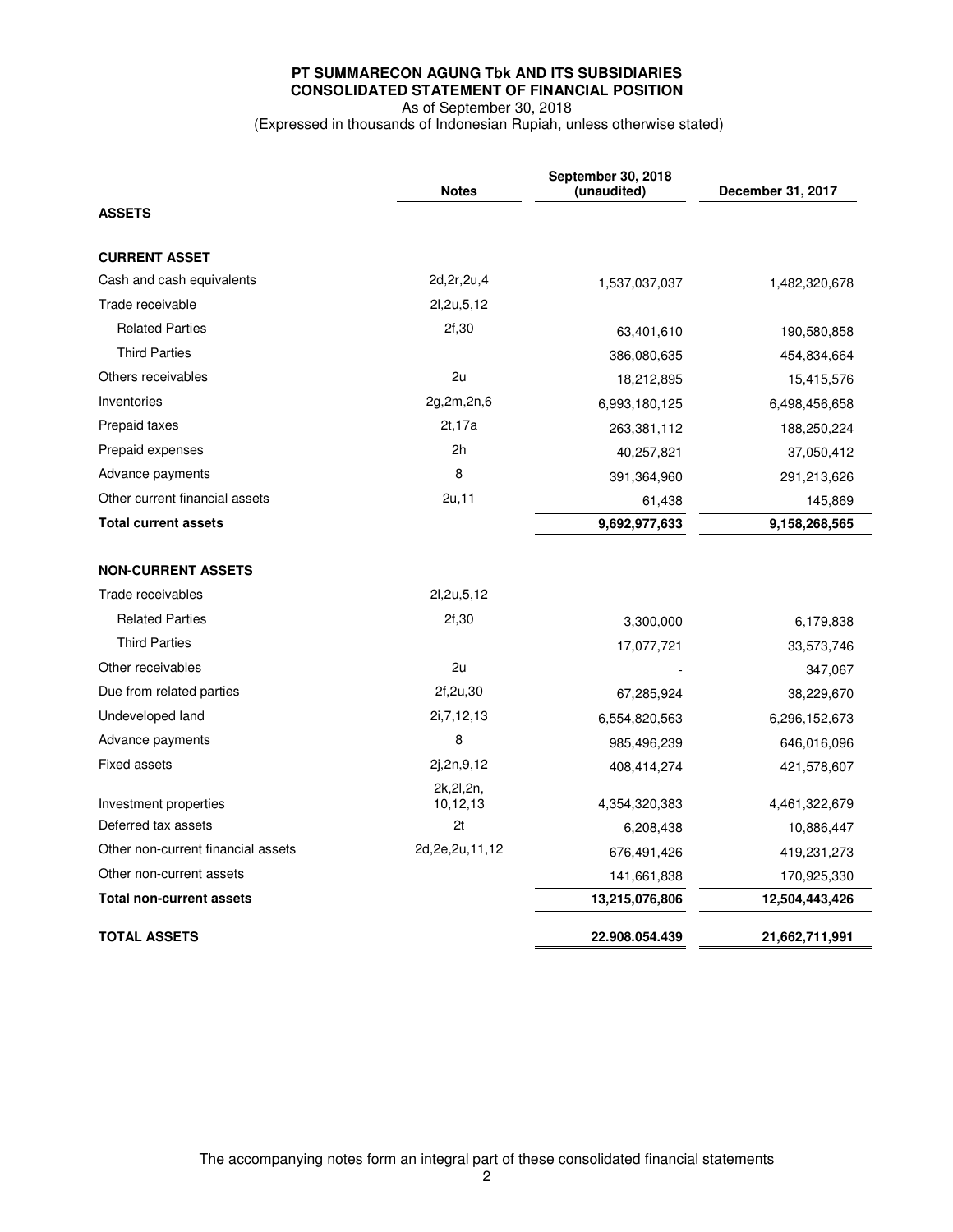**PT SUMMARECON AGUNG Tbk AND ITS SUBSIDIARIES**
**CONSOLIDATED STATEMENT OF FINANCIAL POSITION**
As of September 30, 2018
(Expressed in thousands of Indonesian Rupiah, unless otherwise stated)

| | Notes | September 30, 2018 (unaudited) | December 31, 2017 |
|---|---|---|---|
| **ASSETS** | | | |
| | | | |
| **CURRENT ASSET** | | | |
| Cash and cash equivalents | 2d,2r,2u,4 | 1,537,037,037 | 1,482,320,678 |
| Trade receivable | 2l,2u,5,12 | | |
| Related Parties | 2f,30 | 63,401,610 | 190,580,858 |
| Third Parties | | 386,080,635 | 454,834,664 |
| Others receivables | 2u | 18,212,895 | 15,415,576 |
| Inventories | 2g,2m,2n,6 | 6,993,180,125 | 6,498,456,658 |
| Prepaid taxes | 2t,17a | 263,381,112 | 188,250,224 |
| Prepaid expenses | 2h | 40,257,821 | 37,050,412 |
| Advance payments | 8 | 391,364,960 | 291,213,626 |
| Other current financial assets | 2u,11 | 61,438 | 145,869 |
| **Total current assets** | | **9,692,977,633** | **9,158,268,565** |
| | | | |
| **NON-CURRENT ASSETS** | | | |
| Trade receivables | 2l,2u,5,12 | | |
| Related Parties | 2f,30 | 3,300,000 | 6,179,838 |
| Third Parties | | 17,077,721 | 33,573,746 |
| Other receivables | 2u | - | 347,067 |
| Due from related parties | 2f,2u,30 | 67,285,924 | 38,229,670 |
| Undeveloped land | 2i,7,12,13 | 6,554,820,563 | 6,296,152,673 |
| Advance payments | 8 | 985,496,239 | 646,016,096 |
| Fixed assets | 2j,2n,9,12 | 408,414,274 | 421,578,607 |
| Investment properties | 2k,2l,2n, 10,12,13 | 4,354,320,383 | 4,461,322,679 |
| Deferred tax assets | 2t | 6,208,438 | 10,886,447 |
| Other non-current financial assets | 2d,2e,2u,11,12 | 676,491,426 | 419,231,273 |
| Other non-current assets | | 141,661,838 | 170,925,330 |
| **Total non-current assets** | | **13,215,076,806** | **12,504,443,426** |
| | | | |
| **TOTAL ASSETS** | | **22.908.054.439** | **21,662,711,991** |

The accompanying notes form an integral part of these consolidated financial statements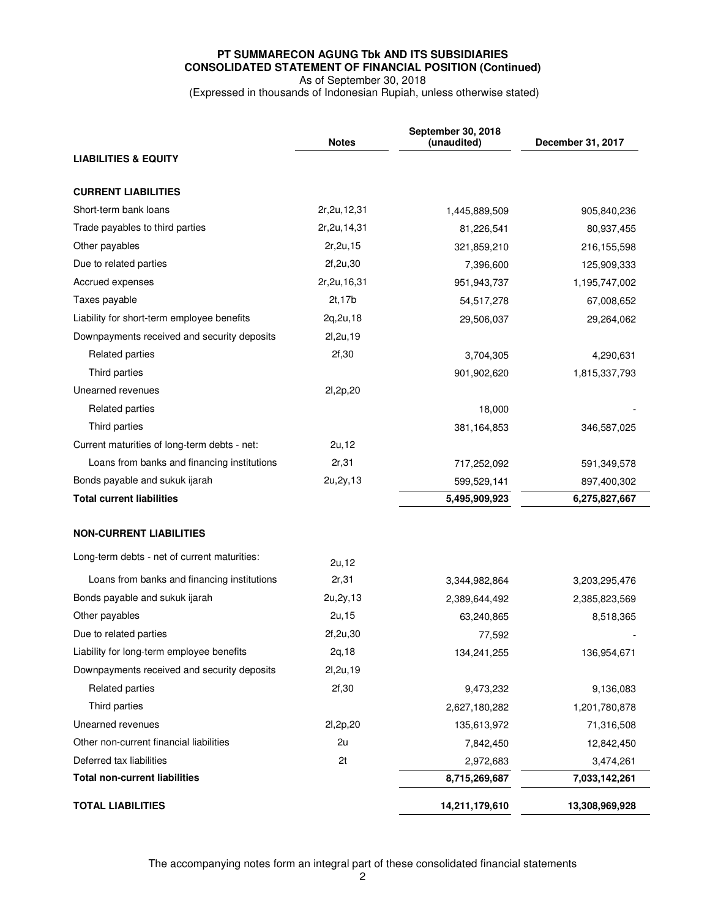# PT SUMMARECON AGUNG Tbk AND ITS SUBSIDIARIES
## CONSOLIDATED STATEMENT OF FINANCIAL POSITION (Continued)
As of September 30, 2018
(Expressed in thousands of Indonesian Rupiah, unless otherwise stated)

| | Notes | September 30, 2018 (unaudited) | December 31, 2017 |
|---|---|---|---|
| **LIABILITIES & EQUITY** | | | |
| **CURRENT LIABILITIES** | | | |
| Short-term bank loans | 2r,2u,12,31 | 1,445,889,509 | 905,840,236 |
| Trade payables to third parties | 2r,2u,14,31 | 81,226,541 | 80,937,455 |
| Other payables | 2r,2u,15 | 321,859,210 | 216,155,598 |
| Due to related parties | 2f,2u,30 | 7,396,600 | 125,909,333 |
| Accrued expenses | 2r,2u,16,31 | 951,943,737 | 1,195,747,002 |
| Taxes payable | 2t,17b | 54,517,278 | 67,008,652 |
| Liability for short-term employee benefits | 2q,2u,18 | 29,506,037 | 29,264,062 |
| Downpayments received and security deposits | 2l,2u,19 | | |
| Related parties | 2f,30 | 3,704,305 | 4,290,631 |
| Third parties | | 901,902,620 | 1,815,337,793 |
| Unearned revenues | 2l,2p,20 | | |
| Related parties | | 18,000 | - |
| Third parties | | 381,164,853 | 346,587,025 |
| Current maturities of long-term debts - net: | 2u,12 | | |
| Loans from banks and financing institutions | 2r,31 | 717,252,092 | 591,349,578 |
| Bonds payable and sukuk ijarah | 2u,2y,13 | 599,529,141 | 897,400,302 |
| **Total current liabilities** | | **5,495,909,923** | **6,275,827,667** |
| **NON-CURRENT LIABILITIES** | | | |
| Long-term debts - net of current maturities: | 2u,12 | | |
| Loans from banks and financing institutions | 2r,31 | 3,344,982,864 | 3,203,295,476 |
| Bonds payable and sukuk ijarah | 2u,2y,13 | 2,389,644,492 | 2,385,823,569 |
| Other payables | 2u,15 | 63,240,865 | 8,518,365 |
| Due to related parties | 2f,2u,30 | 77,592 | - |
| Liability for long-term employee benefits | 2q,18 | 134,241,255 | 136,954,671 |
| Downpayments received and security deposits | 2l,2u,19 | | |
| Related parties | 2f,30 | 9,473,232 | 9,136,083 |
| Third parties | | 2,627,180,282 | 1,201,780,878 |
| Unearned revenues | 2l,2p,20 | 135,613,972 | 71,316,508 |
| Other non-current financial liabilities | 2u | 7,842,450 | 12,842,450 |
| Deferred tax liabilities | 2t | 2,972,683 | 3,474,261 |
| **Total non-current liabilities** | | **8,715,269,687** | **7,033,142,261** |
| **TOTAL LIABILITIES** | | **14,211,179,610** | **13,308,969,928** |

The accompanying notes form an integral part of these consolidated financial statements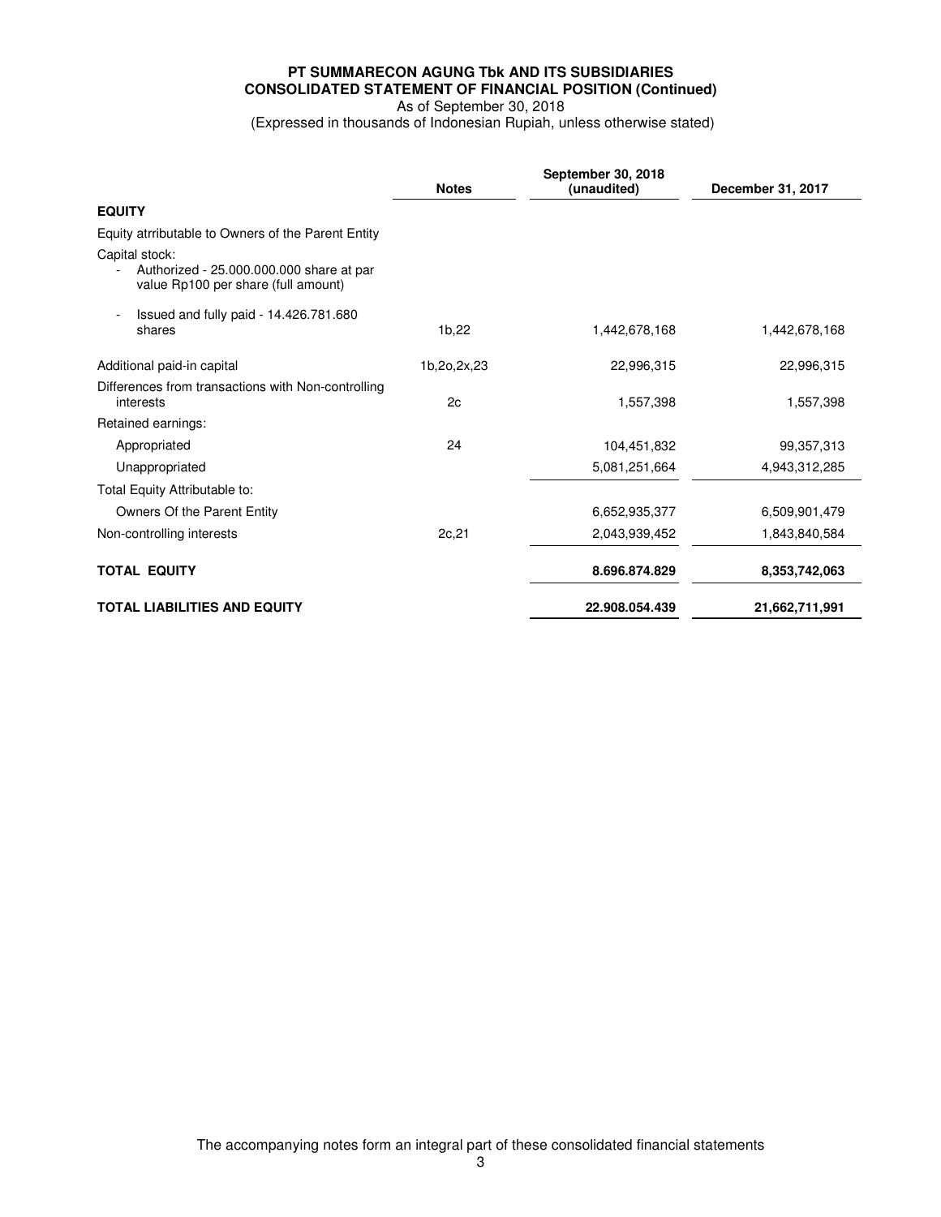**PT SUMMARECON AGUNG Tbk AND ITS SUBSIDIARIES**
**CONSOLIDATED STATEMENT OF FINANCIAL POSITION (Continued)**
As of September 30, 2018
(Expressed in thousands of Indonesian Rupiah, unless otherwise stated)

| | Notes | September 30, 2018 (unaudited) | December 31, 2017 |
|---|---|---|---|
| **EQUITY** | | | |
| Equity atrributable to Owners of the Parent Entity | | | |
| Capital stock: | | | |
| - Authorized - 25.000.000.000 share at par value Rp100 per share (full amount) | | | |
| - Issued and fully paid - 14.426.781.680 shares | 1b,22 | 1,442,678,168 | 1,442,678,168 |
| Additional paid-in capital | 1b,2o,2x,23 | 22,996,315 | 22,996,315 |
| Differences from transactions with Non-controlling interests | 2c | 1,557,398 | 1,557,398 |
| Retained earnings: | | | |
| Appropriated | 24 | 104,451,832 | 99,357,313 |
| Unappropriated | | 5,081,251,664 | 4,943,312,285 |
| Total Equity Attributable to: | | | |
| Owners Of the Parent Entity | | 6,652,935,377 | 6,509,901,479 |
| Non-controlling interests | 2c,21 | 2,043,939,452 | 1,843,840,584 |
| **TOTAL EQUITY** | | **8.696.874.829** | **8,353,742,063** |
| **TOTAL LIABILITIES AND EQUITY** | | **22.908.054.439** | **21,662,711,991** |

The accompanying notes form an integral part of these consolidated financial statements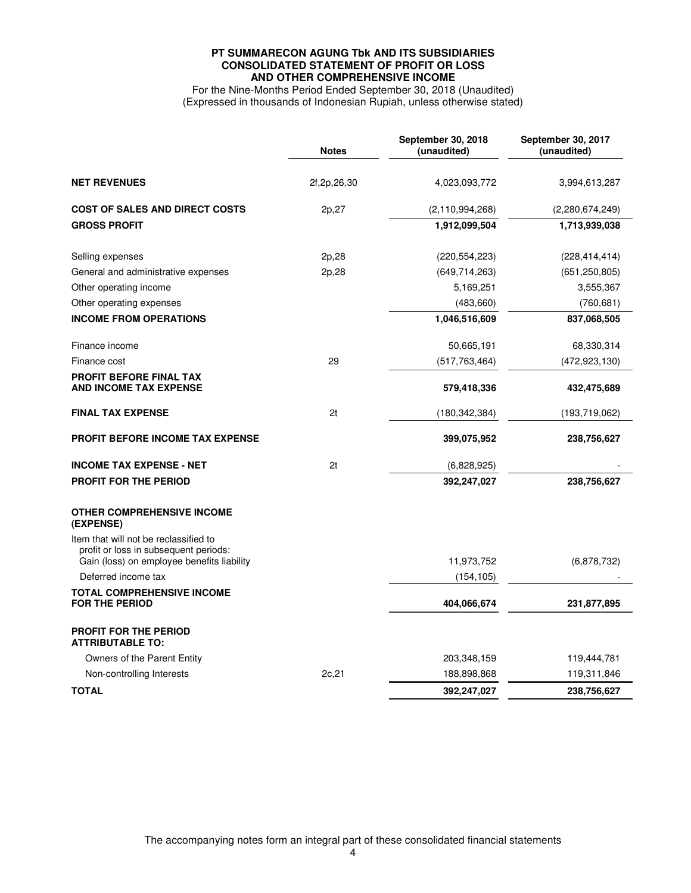**PT SUMMARECON AGUNG Tbk AND ITS SUBSIDIARIES**
**CONSOLIDATED STATEMENT OF PROFIT OR LOSS**
**AND OTHER COMPREHENSIVE INCOME**
For the Nine-Months Period Ended September 30, 2018 (Unaudited)
(Expressed in thousands of Indonesian Rupiah, unless otherwise stated)

| | Notes | September 30, 2018 (unaudited) | September 30, 2017 (unaudited) |
|---|---|---|---|
| **NET REVENUES** | 2f,2p,26,30 | 4,023,093,772 | 3,994,613,287 |
| **COST OF SALES AND DIRECT COSTS** | 2p,27 | (2,110,994,268) | (2,280,674,249) |
| **GROSS PROFIT** | | **1,912,099,504** | **1,713,939,038** |
| Selling expenses | 2p,28 | (220,554,223) | (228,414,414) |
| General and administrative expenses | 2p,28 | (649,714,263) | (651,250,805) |
| Other operating income | | 5,169,251 | 3,555,367 |
| Other operating expenses | | (483,660) | (760,681) |
| **INCOME FROM OPERATIONS** | | **1,046,516,609** | **837,068,505** |
| Finance income | | 50,665,191 | 68,330,314 |
| Finance cost | 29 | (517,763,464) | (472,923,130) |
| **PROFIT BEFORE FINAL TAX AND INCOME TAX EXPENSE** | | **579,418,336** | **432,475,689** |
| **FINAL TAX EXPENSE** | 2t | (180,342,384) | (193,719,062) |
| **PROFIT BEFORE INCOME TAX EXPENSE** | | **399,075,952** | **238,756,627** |
| **INCOME TAX EXPENSE - NET** | 2t | (6,828,925) | - |
| **PROFIT FOR THE PERIOD** | | **392,247,027** | **238,756,627** |
| **OTHER COMPREHENSIVE INCOME (EXPENSE)** | | | |
| Item that will not be reclassified to profit or loss in subsequent periods: | | | |
| Gain (loss) on employee benefits liability | | 11,973,752 | (6,878,732) |
| Deferred income tax | | (154,105) | - |
| **TOTAL COMPREHENSIVE INCOME FOR THE PERIOD** | | **404,066,674** | **231,877,895** |
| **PROFIT FOR THE PERIOD ATTRIBUTABLE TO:** | | | |
| Owners of the Parent Entity | | 203,348,159 | 119,444,781 |
| Non-controlling Interests | 2c,21 | 188,898,868 | 119,311,846 |
| **TOTAL** | | **392,247,027** | **238,756,627** |

The accompanying notes form an integral part of these consolidated financial statements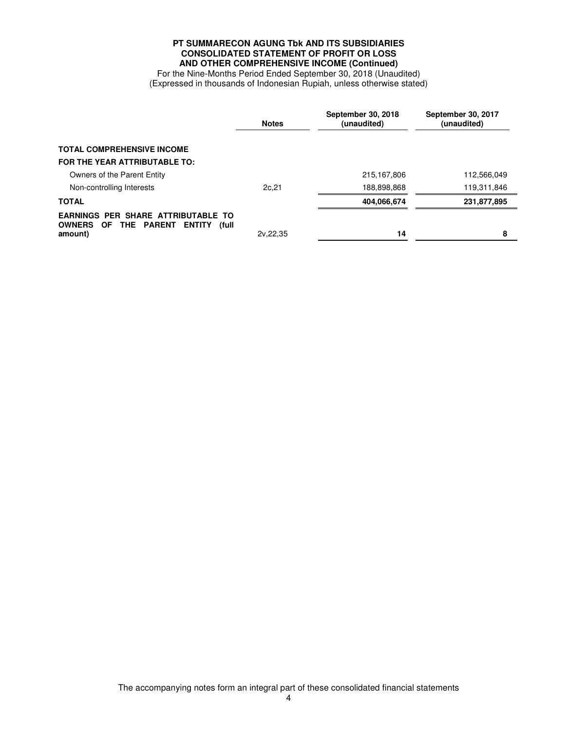**PT SUMMARECON AGUNG Tbk AND ITS SUBSIDIARIES**
**CONSOLIDATED STATEMENT OF PROFIT OR LOSS**
**AND OTHER COMPREHENSIVE INCOME (Continued)**
For the Nine-Months Period Ended September 30, 2018 (Unaudited)
(Expressed in thousands of Indonesian Rupiah, unless otherwise stated)

| | Notes | September 30, 2018 (unaudited) | September 30, 2017 (unaudited) |
|---|---|---|---|
| **TOTAL COMPREHENSIVE INCOME** | | | |
| **FOR THE YEAR ATTRIBUTABLE TO:** | | | |
| Owners of the Parent Entity | | 215,167,806 | 112,566,049 |
| Non-controlling Interests | 2c,21 | 188,898,868 | 119,311,846 |
| **TOTAL** | | **404,066,674** | **231,877,895** |
| **EARNINGS PER SHARE ATTRIBUTABLE TO OWNERS OF THE PARENT ENTITY (full amount)** | 2v,22,35 | **14** | **8** |

The accompanying notes form an integral part of these consolidated financial statements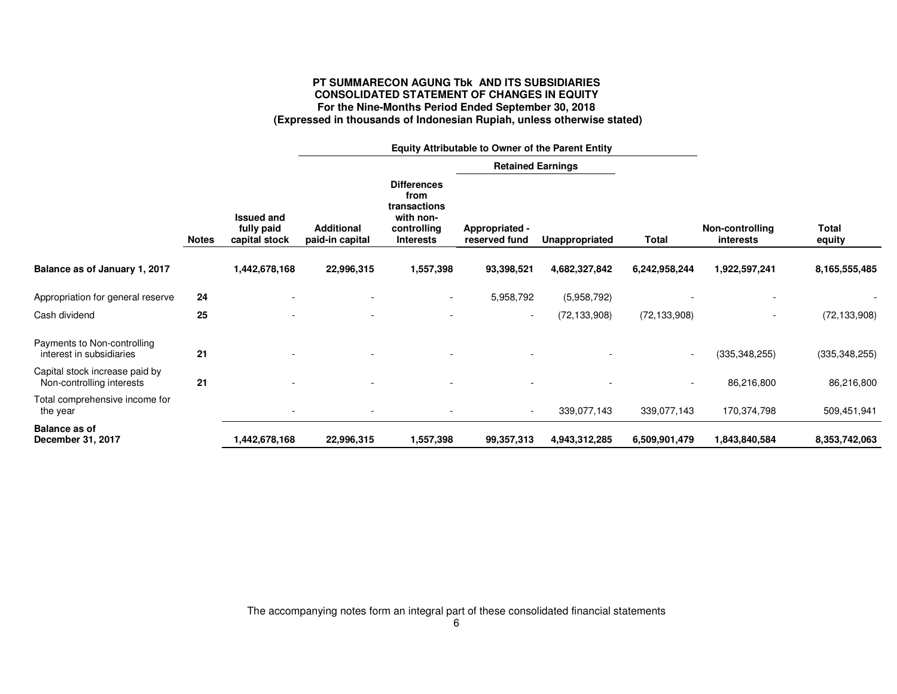**PT SUMMARECON AGUNG Tbk AND ITS SUBSIDIARIES**
**CONSOLIDATED STATEMENT OF CHANGES IN EQUITY**
**For the Nine-Months Period Ended September 30, 2018**
**(Expressed in thousands of Indonesian Rupiah, unless otherwise stated)**

| | | Equity Attributable to Owner of the Parent Entity | | | | | | | |
|---|---|---|---|---|---|---|---|---|---|
| | | | | | Retained Earnings | | | | |
| | Notes | Issued and fully paid capital stock | Additional paid-in capital | Differences from transactions with non-controlling Interests | Appropriated - reserved fund | Unappropriated | Total | Non-controlling interests | Total equity |
| **Balance as of January 1, 2017** | | **1,442,678,168** | **22,996,315** | **1,557,398** | **93,398,521** | **4,682,327,842** | **6,242,958,244** | **1,922,597,241** | **8,165,555,485** |
| Appropriation for general reserve | **24** | - | - | - | 5,958,792 | (5,958,792) | - | - | - |
| Cash dividend | **25** | - | - | - | - | (72,133,908) | (72,133,908) | - | (72,133,908) |
| Payments to Non-controlling interest in subsidiaries | **21** | - | - | - | - | - | - | (335,348,255) | (335,348,255) |
| Capital stock increase paid by Non-controlling interests | **21** | - | - | - | - | - | - | 86,216,800 | 86,216,800 |
| Total comprehensive income for the year | | - | - | - | - | 339,077,143 | 339,077,143 | 170,374,798 | 509,451,941 |
| **Balance as of December 31, 2017** | | **1,442,678,168** | **22,996,315** | **1,557,398** | **99,357,313** | **4,943,312,285** | **6,509,901,479** | **1,843,840,584** | **8,353,742,063** |

The accompanying notes form an integral part of these consolidated financial statements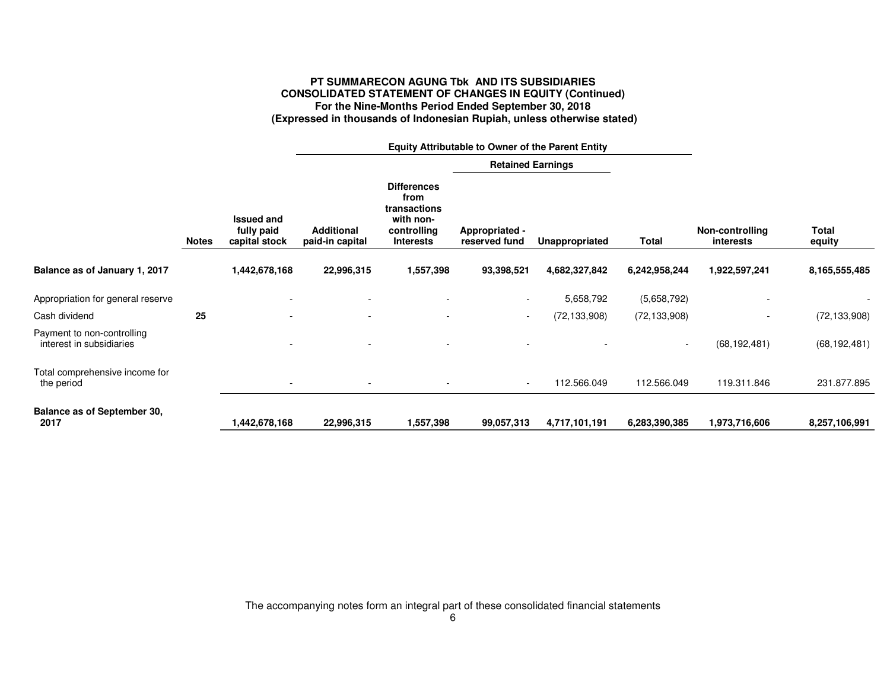**PT SUMMARECON AGUNG Tbk AND ITS SUBSIDIARIES**
**CONSOLIDATED STATEMENT OF CHANGES IN EQUITY (Continued)**
**For the Nine-Months Period Ended September 30, 2018**
**(Expressed in thousands of Indonesian Rupiah, unless otherwise stated)**

| | | Equity Attributable to Owner of the Parent Entity | | | | | | | |
|---|---|---|---|---|---|---|---|---|---|
| | | | | | Retained Earnings | | | | |
| | **Notes** | **Issued and fully paid capital stock** | **Additional paid-in capital** | **Differences from transactions with non-controlling Interests** | **Appropriated - reserved fund** | **Unappropriated** | **Total** | **Non-controlling interests** | **Total equity** |
| **Balance as of January 1, 2017** | | **1,442,678,168** | **22,996,315** | **1,557,398** | **93,398,521** | **4,682,327,842** | **6,242,958,244** | **1,922,597,241** | **8,165,555,485** |
| Appropriation for general reserve | | - | - | - | - | 5,658,792 | (5,658,792) | - | - |
| Cash dividend | **25** | - | - | - | - | (72,133,908) | (72,133,908) | - | (72,133,908) |
| Payment to non-controlling interest in subsidiaries | | - | - | - | - | - | - | (68,192,481) | (68,192,481) |
| Total comprehensive income for the period | | - | - | - | - | 112.566.049 | 112.566.049 | 119.311.846 | 231.877.895 |
| **Balance as of September 30, 2017** | | **1,442,678,168** | **22,996,315** | **1,557,398** | **99,057,313** | **4,717,101,191** | **6,283,390,385** | **1,973,716,606** | **8,257,106,991** |

The accompanying notes form an integral part of these consolidated financial statements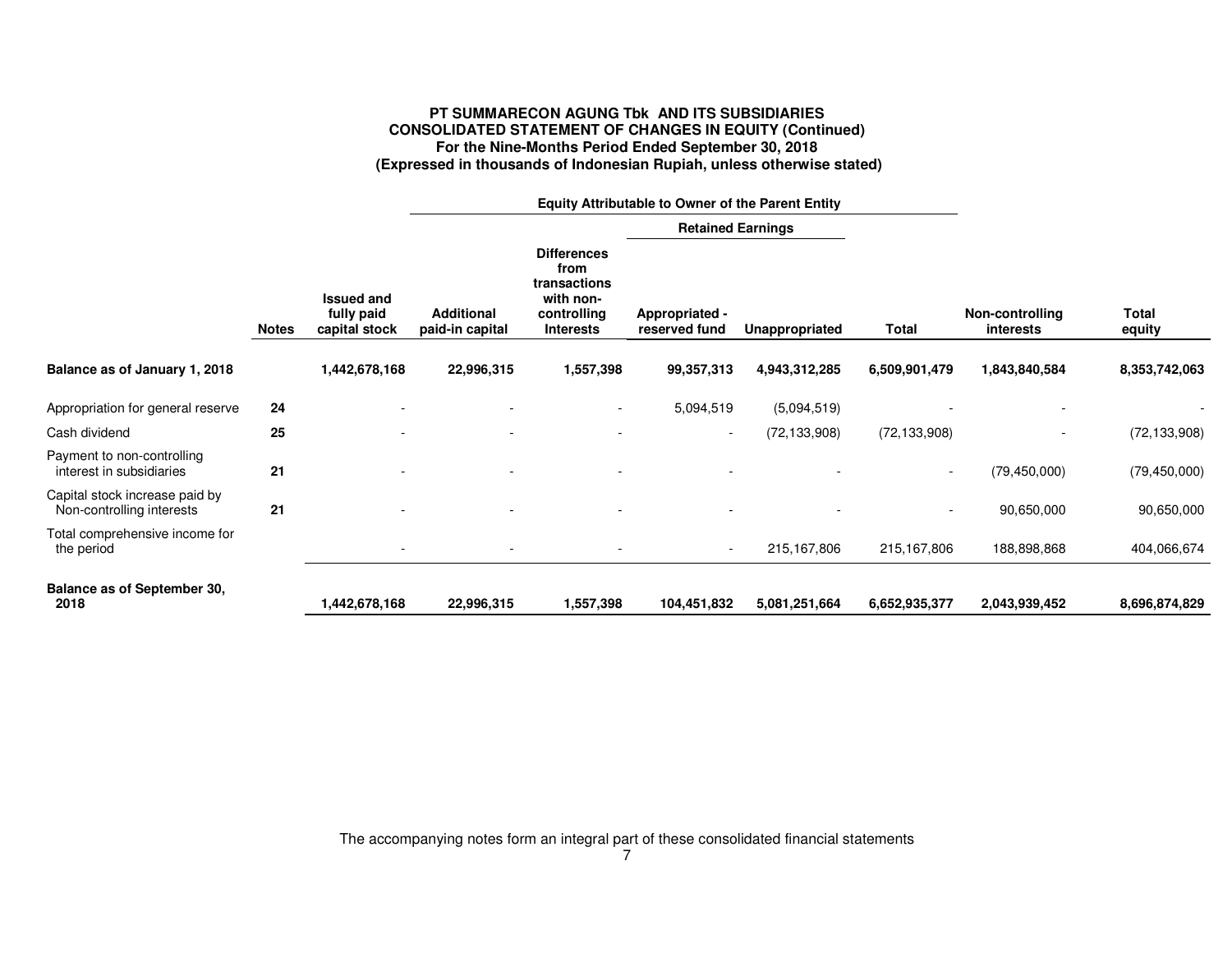**PT SUMMARECON AGUNG Tbk AND ITS SUBSIDIARIES**
**CONSOLIDATED STATEMENT OF CHANGES IN EQUITY (Continued)**
**For the Nine-Months Period Ended September 30, 2018**
**(Expressed in thousands of Indonesian Rupiah, unless otherwise stated)**

| | | Equity Attributable to Owner of the Parent Entity | | | | | | | |
|---|---|---|---|---|---|---|---|---|---|
| | | | | | Retained Earnings | | | | |
| | **Notes** | **Issued and fully paid capital stock** | **Additional paid-in capital** | **Differences from transactions with non-controlling Interests** | **Appropriated - reserved fund** | **Unappropriated** | **Total** | **Non-controlling interests** | **Total equity** |
| **Balance as of January 1, 2018** | | **1,442,678,168** | **22,996,315** | **1,557,398** | **99,357,313** | **4,943,312,285** | **6,509,901,479** | **1,843,840,584** | **8,353,742,063** |
| Appropriation for general reserve | **24** | - | - | - | 5,094,519 | (5,094,519) | - | - | - |
| Cash dividend | **25** | - | - | - | - | (72,133,908) | (72,133,908) | - | (72,133,908) |
| Payment to non-controlling interest in subsidiaries | **21** | - | - | - | - | - | - | (79,450,000) | (79,450,000) |
| Capital stock increase paid by Non-controlling interests | **21** | - | - | - | - | - | - | 90,650,000 | 90,650,000 |
| Total comprehensive income for the period | | - | - | - | - | 215,167,806 | 215,167,806 | 188,898,868 | 404,066,674 |
| **Balance as of September 30, 2018** | | **1,442,678,168** | **22,996,315** | **1,557,398** | **104,451,832** | **5,081,251,664** | **6,652,935,377** | **2,043,939,452** | **8,696,874,829** |

The accompanying notes form an integral part of these consolidated financial statements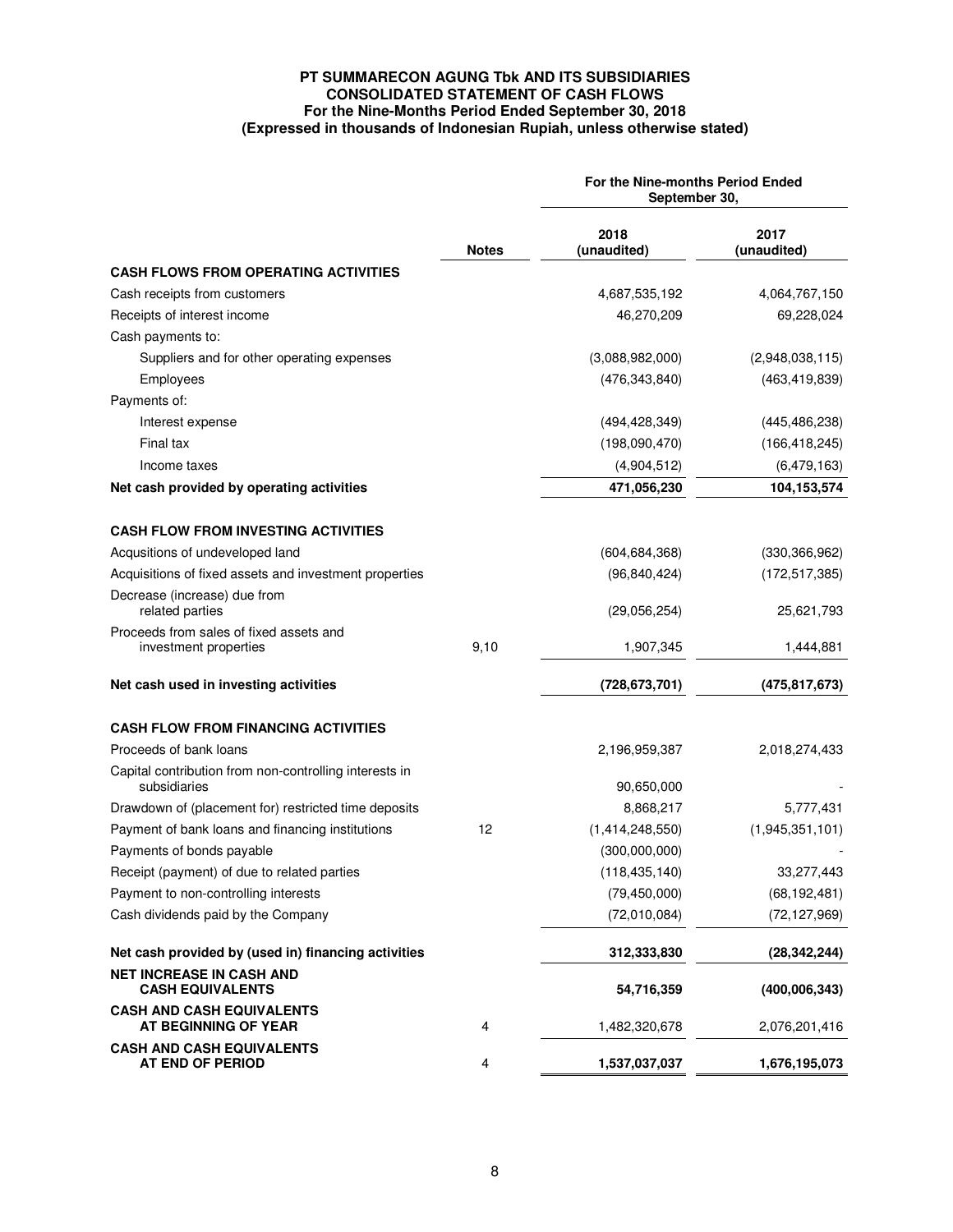**PT SUMMARECON AGUNG Tbk AND ITS SUBSIDIARIES**
**CONSOLIDATED STATEMENT OF CASH FLOWS**
**For the Nine-Months Period Ended September 30, 2018**
**(Expressed in thousands of Indonesian Rupiah, unless otherwise stated)**

| | Notes | For the Nine-months Period Ended September 30, 2018 (unaudited) | 2017 (unaudited) |
|---|---|---|---|
| **CASH FLOWS FROM OPERATING ACTIVITIES** | | | |
| Cash receipts from customers | | 4,687,535,192 | 4,064,767,150 |
| Receipts of interest income | | 46,270,209 | 69,228,024 |
| Cash payments to: | | | |
| Suppliers and for other operating expenses | | (3,088,982,000) | (2,948,038,115) |
| Employees | | (476,343,840) | (463,419,839) |
| Payments of: | | | |
| Interest expense | | (494,428,349) | (445,486,238) |
| Final tax | | (198,090,470) | (166,418,245) |
| Income taxes | | (4,904,512) | (6,479,163) |
| **Net cash provided by operating activities** | | **471,056,230** | **104,153,574** |
| **CASH FLOW FROM INVESTING ACTIVITIES** | | | |
| Acqusitions of undeveloped land | | (604,684,368) | (330,366,962) |
| Acquisitions of fixed assets and investment properties | | (96,840,424) | (172,517,385) |
| Decrease (increase) due from related parties | | (29,056,254) | 25,621,793 |
| Proceeds from sales of fixed assets and investment properties | 9,10 | 1,907,345 | 1,444,881 |
| **Net cash used in investing activities** | | **(728,673,701)** | **(475,817,673)** |
| **CASH FLOW FROM FINANCING ACTIVITIES** | | | |
| Proceeds of bank loans | | 2,196,959,387 | 2,018,274,433 |
| Capital contribution from non-controlling interests in subsidiaries | | 90,650,000 | - |
| Drawdown of (placement for) restricted time deposits | | 8,868,217 | 5,777,431 |
| Payment of bank loans and financing institutions | 12 | (1,414,248,550) | (1,945,351,101) |
| Payments of bonds payable | | (300,000,000) | - |
| Receipt (payment) of due to related parties | | (118,435,140) | 33,277,443 |
| Payment to non-controlling interests | | (79,450,000) | (68,192,481) |
| Cash dividends paid by the Company | | (72,010,084) | (72,127,969) |
| **Net cash provided by (used in) financing activities** | | **312,333,830** | **(28,342,244)** |
| **NET INCREASE IN CASH AND CASH EQUIVALENTS** | | **54,716,359** | **(400,006,343)** |
| **CASH AND CASH EQUIVALENTS AT BEGINNING OF YEAR** | 4 | 1,482,320,678 | 2,076,201,416 |
| **CASH AND CASH EQUIVALENTS AT END OF PERIOD** | 4 | **1,537,037,037** | **1,676,195,073** |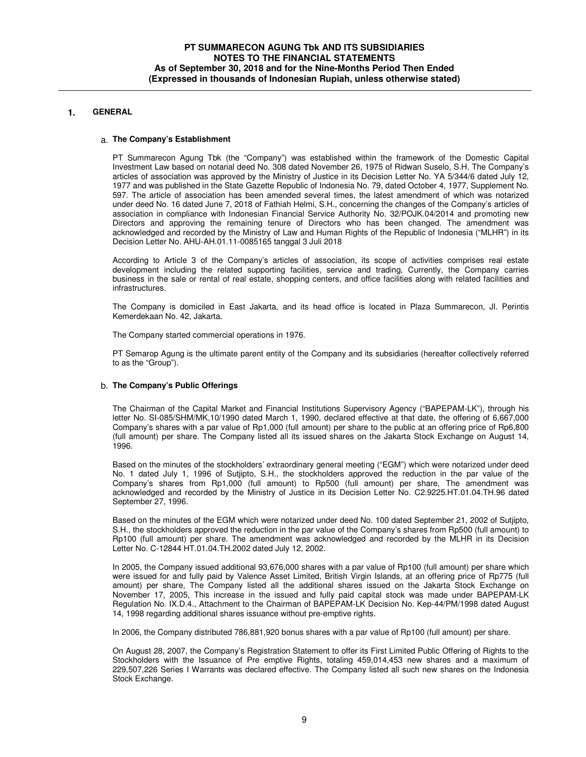## 1. GENERAL

### a. The Company's Establishment

PT Summarecon Agung Tbk (the "Company") was established within the framework of the Domestic Capital Investment Law based on notarial deed No. 308 dated November 26, 1975 of Ridwan Suselo, S.H. The Company's articles of association was approved by the Ministry of Justice in its Decision Letter No. YA 5/344/6 dated July 12, 1977 and was published in the State Gazette Republic of Indonesia No. 79, dated October 4, 1977, Supplement No. 597. The article of association has been amended several times, the latest amendment of which was notarized under deed No. 16 dated June 7, 2018 of Fathiah Helmi, S.H., concerning the changes of the Company's articles of association in compliance with Indonesian Financial Service Authority No. 32/POJK.04/2014 and promoting new Directors and approving the remaining tenure of Directors who has been changed. The amendment was acknowledged and recorded by the Ministry of Law and Human Rights of the Republic of Indonesia ("MLHR") in its Decision Letter No. AHU-AH.01.11-0085165 tanggal 3 Juli 2018

According to Article 3 of the Company's articles of association, its scope of activities comprises real estate development including the related supporting facilities, service and trading, Currently, the Company carries business in the sale or rental of real estate, shopping centers, and office facilities along with related facilities and infrastructures.

The Company is domiciled in East Jakarta, and its head office is located in Plaza Summarecon, Jl. Perintis Kemerdekaan No. 42, Jakarta.

The Company started commercial operations in 1976.

PT Semarop Agung is the ultimate parent entity of the Company and its subsidiaries (hereafter collectively referred to as the "Group").

### b. The Company's Public Offerings

The Chairman of the Capital Market and Financial Institutions Supervisory Agency ("BAPEPAM-LK"), through his letter No. SI-085/SHM/MK,10/1990 dated March 1, 1990, declared effective at that date, the offering of 6,667,000 Company's shares with a par value of Rp1,000 (full amount) per share to the public at an offering price of Rp6,800 (full amount) per share. The Company listed all its issued shares on the Jakarta Stock Exchange on August 14, 1996.

Based on the minutes of the stockholders' extraordinary general meeting ("EGM") which were notarized under deed No. 1 dated July 1, 1996 of Sutjipto, S.H., the stockholders approved the reduction in the par value of the Company's shares from Rp1,000 (full amount) to Rp500 (full amount) per share, The amendment was acknowledged and recorded by the Ministry of Justice in its Decision Letter No. C2.9225.HT.01.04.TH.96 dated September 27, 1996.

Based on the minutes of the EGM which were notarized under deed No. 100 dated September 21, 2002 of Sutjipto, S.H., the stockholders approved the reduction in the par value of the Company's shares from Rp500 (full amount) to Rp100 (full amount) per share. The amendment was acknowledged and recorded by the MLHR in its Decision Letter No. C-12844 HT.01.04.TH.2002 dated July 12, 2002.

In 2005, the Company issued additional 93,676,000 shares with a par value of Rp100 (full amount) per share which were issued for and fully paid by Valence Asset Limited, British Virgin Islands, at an offering price of Rp775 (full amount) per share, The Company listed all the additional shares issued on the Jakarta Stock Exchange on November 17, 2005, This increase in the issued and fully paid capital stock was made under BAPEPAM-LK Regulation No. IX.D.4., Attachment to the Chairman of BAPEPAM-LK Decision No. Kep-44/PM/1998 dated August 14, 1998 regarding additional shares issuance without pre-emptive rights.

In 2006, the Company distributed 786,881,920 bonus shares with a par value of Rp100 (full amount) per share.

On August 28, 2007, the Company's Registration Statement to offer its First Limited Public Offering of Rights to the Stockholders with the Issuance of Pre emptive Rights, totaling 459,014,453 new shares and a maximum of 229,507,226 Series I Warrants was declared effective. The Company listed all such new shares on the Indonesia Stock Exchange.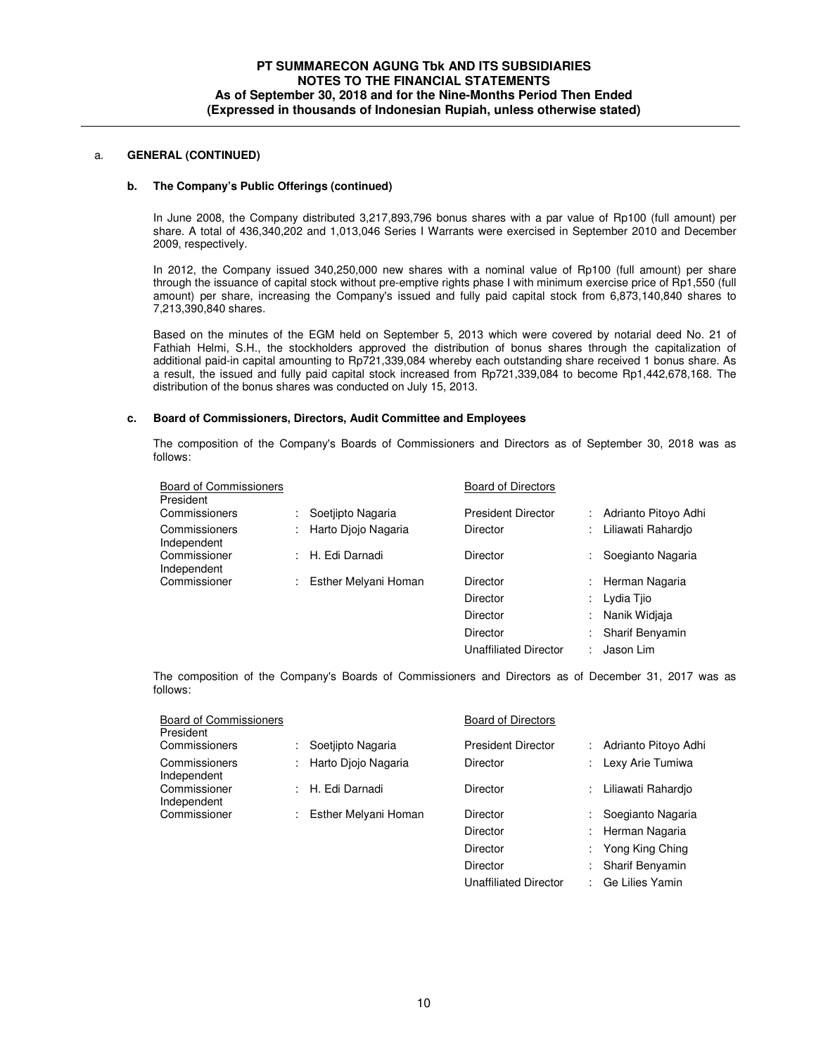a. **GENERAL (CONTINUED)**

**b. The Company's Public Offerings (continued)**

In June 2008, the Company distributed 3,217,893,796 bonus shares with a par value of Rp100 (full amount) per share. A total of 436,340,202 and 1,013,046 Series I Warrants were exercised in September 2010 and December 2009, respectively.

In 2012, the Company issued 340,250,000 new shares with a nominal value of Rp100 (full amount) per share through the issuance of capital stock without pre-emptive rights phase I with minimum exercise price of Rp1,550 (full amount) per share, increasing the Company's issued and fully paid capital stock from 6,873,140,840 shares to 7,213,390,840 shares.

Based on the minutes of the EGM held on September 5, 2013 which were covered by notarial deed No. 21 of Fathiah Helmi, S.H., the stockholders approved the distribution of bonus shares through the capitalization of additional paid-in capital amounting to Rp721,339,084 whereby each outstanding share received 1 bonus share. As a result, the issued and fully paid capital stock increased from Rp721,339,084 to become Rp1,442,678,168. The distribution of the bonus shares was conducted on July 15, 2013.

**c. Board of Commissioners, Directors, Audit Committee and Employees**

The composition of the Company's Boards of Commissioners and Directors as of September 30, 2018 was as follows:

| Board of Commissioners | | Board of Directors | |
|---|---|---|---|
| President Commissioners | : Soetjipto Nagaria | President Director | : Adrianto Pitoyo Adhi |
| Commissioners | : Harto Djojo Nagaria | Director | : Liliawati Rahardjo |
| Independent Commissioner | : H. Edi Darnadi | Director | : Soegianto Nagaria |
| Independent Commissioner | : Esther Melyani Homan | Director | : Herman Nagaria |
| | | Director | : Lydia Tjio |
| | | Director | : Nanik Widjaja |
| | | Director | : Sharif Benyamin |
| | | Unaffiliated Director | : Jason Lim |

The composition of the Company's Boards of Commissioners and Directors as of December 31, 2017 was as follows:

| Board of Commissioners | | Board of Directors | |
|---|---|---|---|
| President Commissioners | : Soetjipto Nagaria | President Director | : Adrianto Pitoyo Adhi |
| Commissioners | : Harto Djojo Nagaria | Director | : Lexy Arie Tumiwa |
| Independent Commissioner | : H. Edi Darnadi | Director | : Liliawati Rahardjo |
| Independent Commissioner | : Esther Melyani Homan | Director | : Soegianto Nagaria |
| | | Director | : Herman Nagaria |
| | | Director | : Yong King Ching |
| | | Director | : Sharif Benyamin |
| | | Unaffiliated Director | : Ge Lilies Yamin |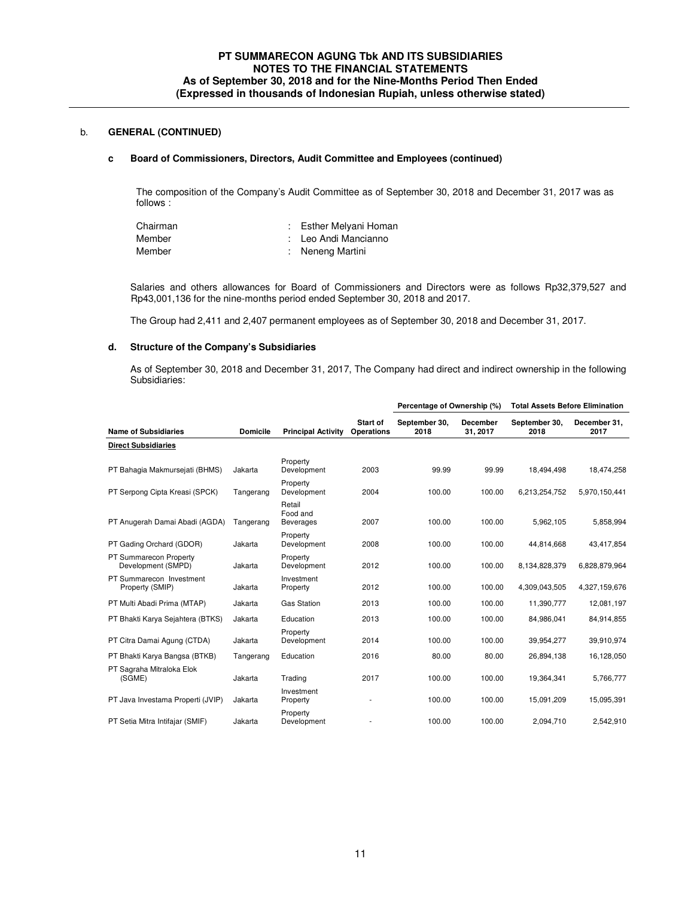## b. GENERAL (CONTINUED)

### c Board of Commissioners, Directors, Audit Committee and Employees (continued)

The composition of the Company's Audit Committee as of September 30, 2018 and December 31, 2017 was as follows :

| | |
|---|---|
| Chairman | : Esther Melyani Homan |
| Member | : Leo Andi Mancianno |
| Member | : Neneng Martini |

Salaries and others allowances for Board of Commissioners and Directors were as follows Rp32,379,527 and Rp43,001,136 for the nine-months period ended September 30, 2018 and 2017.

The Group had 2,411 and 2,407 permanent employees as of September 30, 2018 and December 31, 2017.

### d. Structure of the Company's Subsidiaries

As of September 30, 2018 and December 31, 2017, The Company had direct and indirect ownership in the following Subsidiaries:

| | | | | Percentage of Ownership (%) | | Total Assets Before Elimination | |
|---|---|---|---|---|---|---|---|
| **Name of Subsidiaries** | **Domicile** | **Principal Activity** | **Start of Operations** | **September 30, 2018** | **December 31, 2017** | **September 30, 2018** | **December 31, 2017** |
| **Direct Subsidiaries** | | | | | | | |
| PT Bahagia Makmursejati (BHMS) | Jakarta | Property Development | 2003 | 99.99 | 99.99 | 18,494,498 | 18,474,258 |
| PT Serpong Cipta Kreasi (SPCK) | Tangerang | Property Development | 2004 | 100.00 | 100.00 | 6,213,254,752 | 5,970,150,441 |
| PT Anugerah Damai Abadi (AGDA) | Tangerang | Retail Food and Beverages | 2007 | 100.00 | 100.00 | 5,962,105 | 5,858,994 |
| PT Gading Orchard (GDOR) | Jakarta | Property Development | 2008 | 100.00 | 100.00 | 44,814,668 | 43,417,854 |
| PT Summarecon Property Development (SMPD) | Jakarta | Property Development | 2012 | 100.00 | 100.00 | 8,134,828,379 | 6,828,879,964 |
| PT Summarecon Investment Property (SMIP) | Jakarta | Investment Property | 2012 | 100.00 | 100.00 | 4,309,043,505 | 4,327,159,676 |
| PT Multi Abadi Prima (MTAP) | Jakarta | Gas Station | 2013 | 100.00 | 100.00 | 11,390,777 | 12,081,197 |
| PT Bhakti Karya Sejahtera (BTKS) | Jakarta | Education | 2013 | 100.00 | 100.00 | 84,986,041 | 84,914,855 |
| PT Citra Damai Agung (CTDA) | Jakarta | Property Development | 2014 | 100.00 | 100.00 | 39,954,277 | 39,910,974 |
| PT Bhakti Karya Bangsa (BTKB) | Tangerang | Education | 2016 | 80.00 | 80.00 | 26,894,138 | 16,128,050 |
| PT Sagraha Mitraloka Elok (SGME) | Jakarta | Trading | 2017 | 100.00 | 100.00 | 19,364,341 | 5,766,777 |
| PT Java Investama Properti (JVIP) | Jakarta | Investment Property | - | 100.00 | 100.00 | 15,091,209 | 15,095,391 |
| PT Setia Mitra Intifajar (SMIF) | Jakarta | Property Development | - | 100.00 | 100.00 | 2,094,710 | 2,542,910 |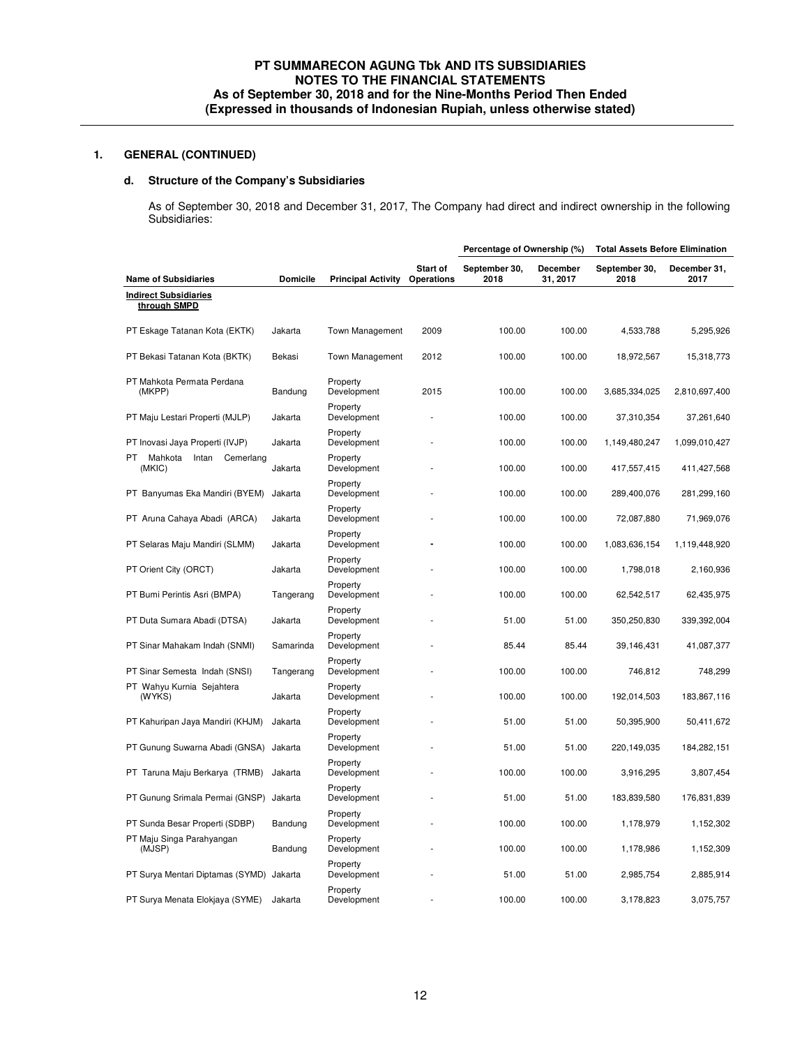## 1. GENERAL (CONTINUED)

### d. Structure of the Company's Subsidiaries

As of September 30, 2018 and December 31, 2017, The Company had direct and indirect ownership in the following Subsidiaries:

| Name of Subsidiaries | Domicile | Principal Activity | Start of Operations | Percentage of Ownership (%) | | Total Assets Before Elimination | |
|---|---|---|---|---|---|---|---|
| | | | | September 30, 2018 | December 31, 2017 | September 30, 2018 | December 31, 2017 |
| **Indirect Subsidiaries through SMPD** | | | | | | | |
| PT Eskage Tatanan Kota (EKTK) | Jakarta | Town Management | 2009 | 100.00 | 100.00 | 4,533,788 | 5,295,926 |
| PT Bekasi Tatanan Kota (BKTK) | Bekasi | Town Management | 2012 | 100.00 | 100.00 | 18,972,567 | 15,318,773 |
| PT Mahkota Permata Perdana (MKPP) | Bandung | Property Development | 2015 | 100.00 | 100.00 | 3,685,334,025 | 2,810,697,400 |
| PT Maju Lestari Properti (MJLP) | Jakarta | Property Development | - | 100.00 | 100.00 | 37,310,354 | 37,261,640 |
| PT Inovasi Jaya Properti (IVJP) | Jakarta | Property Development | - | 100.00 | 100.00 | 1,149,480,247 | 1,099,010,427 |
| PT Mahkota Intan Cemerlang (MKIC) | Jakarta | Property Development | - | 100.00 | 100.00 | 417,557,415 | 411,427,568 |
| PT Banyumas Eka Mandiri (BYEM) | Jakarta | Property Development | - | 100.00 | 100.00 | 289,400,076 | 281,299,160 |
| PT Aruna Cahaya Abadi (ARCA) | Jakarta | Property Development | - | 100.00 | 100.00 | 72,087,880 | 71,969,076 |
| PT Selaras Maju Mandiri (SLMM) | Jakarta | Property Development | - | 100.00 | 100.00 | 1,083,636,154 | 1,119,448,920 |
| PT Orient City (ORCT) | Jakarta | Property Development | - | 100.00 | 100.00 | 1,798,018 | 2,160,936 |
| PT Bumi Perintis Asri (BMPA) | Tangerang | Property Development | - | 100.00 | 100.00 | 62,542,517 | 62,435,975 |
| PT Duta Sumara Abadi (DTSA) | Jakarta | Property Development | - | 51.00 | 51.00 | 350,250,830 | 339,392,004 |
| PT Sinar Mahakam Indah (SNMI) | Samarinda | Property Development | - | 85.44 | 85.44 | 39,146,431 | 41,087,377 |
| PT Sinar Semesta Indah (SNSI) | Tangerang | Property Development | - | 100.00 | 100.00 | 746,812 | 748,299 |
| PT Wahyu Kurnia Sejahtera (WYKS) | Jakarta | Property Development | - | 100.00 | 100.00 | 192,014,503 | 183,867,116 |
| PT Kahuripan Jaya Mandiri (KHJM) | Jakarta | Property Development | - | 51.00 | 51.00 | 50,395,900 | 50,411,672 |
| PT Gunung Suwarna Abadi (GNSA) | Jakarta | Property Development | - | 51.00 | 51.00 | 220,149,035 | 184,282,151 |
| PT Taruna Maju Berkarya (TRMB) | Jakarta | Property Development | - | 100.00 | 100.00 | 3,916,295 | 3,807,454 |
| PT Gunung Srimala Permai (GNSP) | Jakarta | Property Development | - | 51.00 | 51.00 | 183,839,580 | 176,831,839 |
| PT Sunda Besar Properti (SDBP) | Bandung | Property Development | - | 100.00 | 100.00 | 1,178,979 | 1,152,302 |
| PT Maju Singa Parahyangan (MJSP) | Bandung | Property Development | - | 100.00 | 100.00 | 1,178,986 | 1,152,309 |
| PT Surya Mentari Diptamas (SYMD) | Jakarta | Property Development | - | 51.00 | 51.00 | 2,985,754 | 2,885,914 |
| PT Surya Menata Elokjaya (SYME) | Jakarta | Property Development | - | 100.00 | 100.00 | 3,178,823 | 3,075,757 |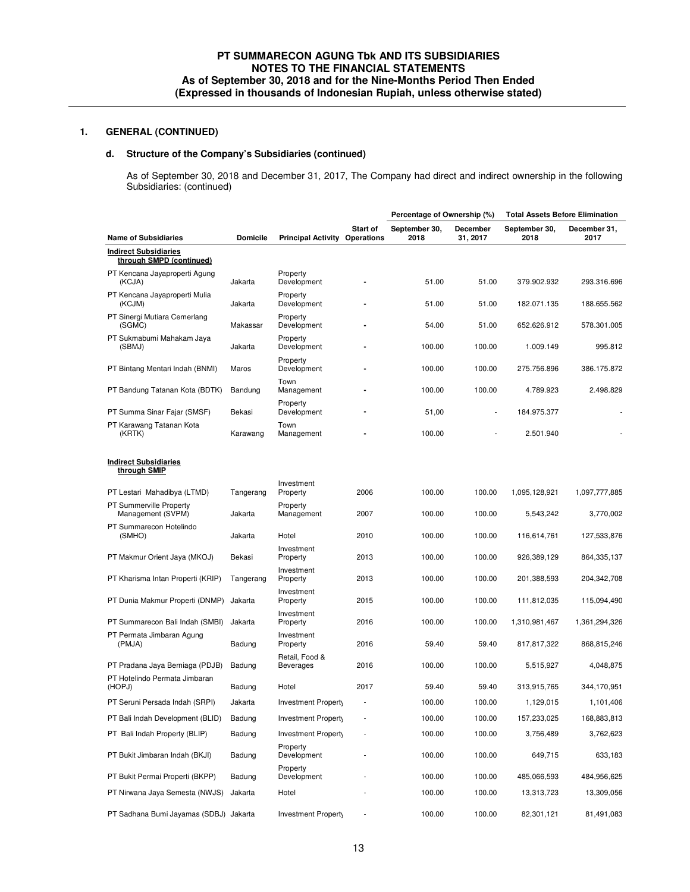## 1. GENERAL (CONTINUED)

### d. Structure of the Company's Subsidiaries (continued)

As of September 30, 2018 and December 31, 2017, The Company had direct and indirect ownership in the following Subsidiaries: (continued)

| Name of Subsidiaries | Domicile | Principal Activity | Start of Operations | Percentage of Ownership (%) | | Total Assets Before Elimination | |
|---|---|---|---|---|---|---|---|
| | | | | September 30, 2018 | December 31, 2017 | September 30, 2018 | December 31, 2017 |
| **Indirect Subsidiaries through SMPD (continued)** | | | | | | | |
| PT Kencana Jayaproperti Agung (KCJA) | Jakarta | Property Development | - | 51.00 | 51.00 | 379.902.932 | 293.316.696 |
| PT Kencana Jayaproperti Mulia (KCJM) | Jakarta | Property Development | - | 51.00 | 51.00 | 182.071.135 | 188.655.562 |
| PT Sinergi Mutiara Cemerlang (SGMC) | Makassar | Property Development | - | 54.00 | 51.00 | 652.626.912 | 578.301.005 |
| PT Sukmabumi Mahakam Jaya (SBMJ) | Jakarta | Property Development | - | 100.00 | 100.00 | 1.009.149 | 995.812 |
| PT Bintang Mentari Indah (BNMI) | Maros | Property Development | - | 100.00 | 100.00 | 275.756.896 | 386.175.872 |
| PT Bandung Tatanan Kota (BDTK) | Bandung | Town Management | - | 100.00 | 100.00 | 4.789.923 | 2.498.829 |
| PT Summa Sinar Fajar (SMSF) | Bekasi | Property Development | - | 51,00 | - | 184.975.377 | - |
| PT Karawang Tatanan Kota (KRTK) | Karawang | Town Management | - | 100.00 | - | 2.501.940 | - |
| **Indirect Subsidiaries through SMIP** | | | | | | | |
| PT Lestari Mahadibya (LTMD) | Tangerang | Investment Property | 2006 | 100.00 | 100.00 | 1,095,128,921 | 1,097,777,885 |
| PT Summerville Property Management (SVPM) | Jakarta | Property Management | 2007 | 100.00 | 100.00 | 5,543,242 | 3,770,002 |
| PT Summarecon Hotelindo (SMHO) | Jakarta | Hotel | 2010 | 100.00 | 100.00 | 116,614,761 | 127,533,876 |
| PT Makmur Orient Jaya (MKOJ) | Bekasi | Investment Property | 2013 | 100.00 | 100.00 | 926,389,129 | 864,335,137 |
| PT Kharisma Intan Properti (KRIP) | Tangerang | Investment Property | 2013 | 100.00 | 100.00 | 201,388,593 | 204,342,708 |
| PT Dunia Makmur Properti (DNMP) | Jakarta | Investment Property | 2015 | 100.00 | 100.00 | 111,812,035 | 115,094,490 |
| PT Summarecon Bali Indah (SMBI) | Jakarta | Investment Property | 2016 | 100.00 | 100.00 | 1,310,981,467 | 1,361,294,326 |
| PT Permata Jimbaran Agung (PMJA) | Badung | Investment Property | 2016 | 59.40 | 59.40 | 817,817,322 | 868,815,246 |
| PT Pradana Jaya Berniaga (PDJB) | Badung | Retail, Food & Beverages | 2016 | 100.00 | 100.00 | 5,515,927 | 4,048,875 |
| PT Hotelindo Permata Jimbaran (HOPJ) | Badung | Hotel | 2017 | 59.40 | 59.40 | 313,915,765 | 344,170,951 |
| PT Seruni Persada Indah (SRPI) | Jakarta | Investment Property | - | 100.00 | 100.00 | 1,129,015 | 1,101,406 |
| PT Bali Indah Development (BLID) | Badung | Investment Property | - | 100.00 | 100.00 | 157,233,025 | 168,883,813 |
| PT Bali Indah Property (BLIP) | Badung | Investment Property | - | 100.00 | 100.00 | 3,756,489 | 3,762,623 |
| PT Bukit Jimbaran Indah (BKJI) | Badung | Property Development | - | 100.00 | 100.00 | 649,715 | 633,183 |
| PT Bukit Permai Properti (BKPP) | Badung | Property Development | - | 100.00 | 100.00 | 485,066,593 | 484,956,625 |
| PT Nirwana Jaya Semesta (NWJS) | Jakarta | Hotel | - | 100.00 | 100.00 | 13,313,723 | 13,309,056 |
| PT Sadhana Bumi Jayamas (SDBJ) | Jakarta | Investment Property | - | 100.00 | 100.00 | 82,301,121 | 81,491,083 |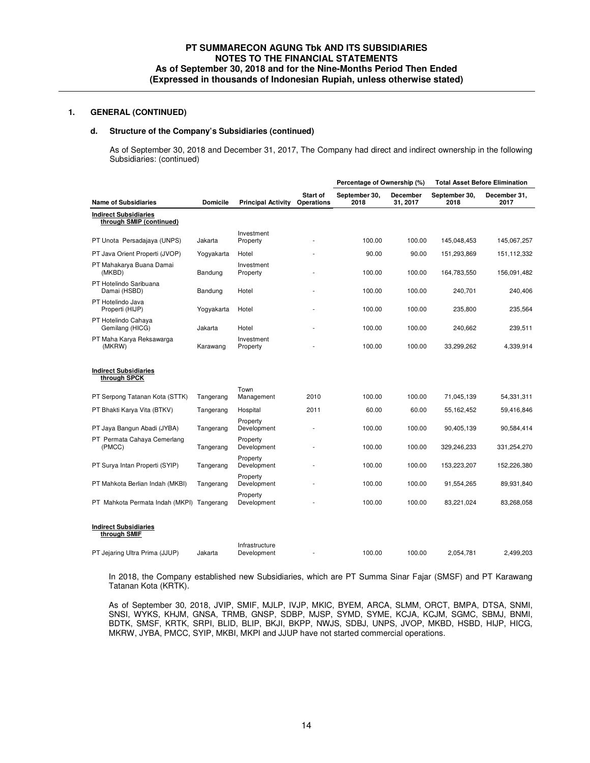## 1. GENERAL (CONTINUED)

### d. Structure of the Company's Subsidiaries (continued)

As of September 30, 2018 and December 31, 2017, The Company had direct and indirect ownership in the following Subsidiaries: (continued)

| Name of Subsidiaries | Domicile | Principal Activity | Start of Operations | Percentage of Ownership (%) | | Total Asset Before Elimination | |
|---|---|---|---|---|---|---|---|
| | | | | September 30, 2018 | December 31, 2017 | September 30, 2018 | December 31, 2017 |
| **Indirect Subsidiaries through SMIP (continued)** | | | | | | | |
| PT Unota Persadajaya (UNPS) | Jakarta | Investment Property | - | 100.00 | 100.00 | 145,048,453 | 145,067,257 |
| PT Java Orient Properti (JVOP) | Yogyakarta | Hotel | - | 90.00 | 90.00 | 151,293,869 | 151,112,332 |
| PT Mahakarya Buana Damai (MKBD) | Bandung | Investment Property | - | 100.00 | 100.00 | 164,783,550 | 156,091,482 |
| PT Hotelindo Saribuana Damai (HSBD) | Bandung | Hotel | - | 100.00 | 100.00 | 240,701 | 240,406 |
| PT Hotelindo Java Properti (HIJP) | Yogyakarta | Hotel | - | 100.00 | 100.00 | 235,800 | 235,564 |
| PT Hotelindo Cahaya Gemilang (HICG) | Jakarta | Hotel | - | 100.00 | 100.00 | 240,662 | 239,511 |
| PT Maha Karya Reksawarga (MKRW) | Karawang | Investment Property | - | 100.00 | 100.00 | 33,299,262 | 4,339,914 |
| **Indirect Subsidiaries through SPCK** | | | | | | | |
| PT Serpong Tatanan Kota (STTK) | Tangerang | Town Management | 2010 | 100.00 | 100.00 | 71,045,139 | 54,331,311 |
| PT Bhakti Karya Vita (BTKV) | Tangerang | Hospital | 2011 | 60.00 | 60.00 | 55,162,452 | 59,416,846 |
| PT Jaya Bangun Abadi (JYBA) | Tangerang | Property Development | - | 100.00 | 100.00 | 90,405,139 | 90,584,414 |
| PT Permata Cahaya Cemerlang (PMCC) | Tangerang | Property Development | - | 100.00 | 100.00 | 329,246,233 | 331,254,270 |
| PT Surya Intan Properti (SYIP) | Tangerang | Property Development | - | 100.00 | 100.00 | 153,223,207 | 152,226,380 |
| PT Mahkota Berlian Indah (MKBI) | Tangerang | Property Development | - | 100.00 | 100.00 | 91,554,265 | 89,931,840 |
| PT Mahkota Permata Indah (MKPI) | Tangerang | Property Development | - | 100.00 | 100.00 | 83,221,024 | 83,268,058 |
| **Indirect Subsidiaries through SMIF** | | | | | | | |
| PT Jejaring Ultra Prima (JJUP) | Jakarta | Infrastructure Development | - | 100.00 | 100.00 | 2,054,781 | 2,499,203 |

In 2018, the Company established new Subsidiaries, which are PT Summa Sinar Fajar (SMSF) and PT Karawang Tatanan Kota (KRTK).

As of September 30, 2018, JVIP, SMIF, MJLP, IVJP, MKIC, BYEM, ARCA, SLMM, ORCT, BMPA, DTSA, SNMI, SNSI, WYKS, KHJM, GNSA, TRMB, GNSP, SDBP, MJSP, SYMD, SYME, KCJA, KCJM, SGMC, SBMJ, BNMI, BDTK, SMSF, KRTK, SRPI, BLID, BLIP, BKJI, BKPP, NWJS, SDBJ, UNPS, JVOP, MKBD, HSBD, HIJP, HICG, MKRW, JYBA, PMCC, SYIP, MKBI, MKPI and JJUP have not started commercial operations.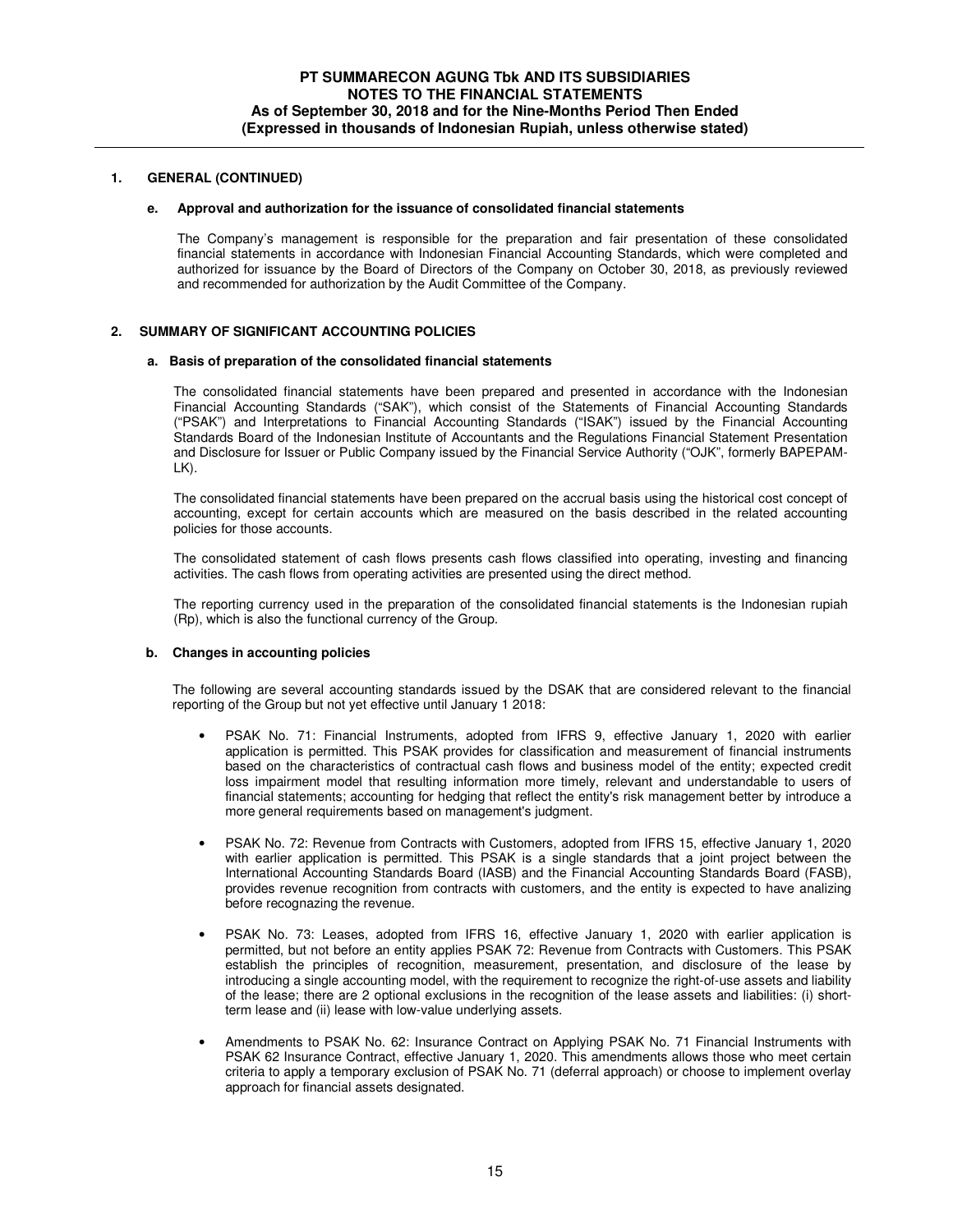## 1. GENERAL (CONTINUED)

### e. Approval and authorization for the issuance of consolidated financial statements

The Company's management is responsible for the preparation and fair presentation of these consolidated financial statements in accordance with Indonesian Financial Accounting Standards, which were completed and authorized for issuance by the Board of Directors of the Company on October 30, 2018, as previously reviewed and recommended for authorization by the Audit Committee of the Company.

## 2. SUMMARY OF SIGNIFICANT ACCOUNTING POLICIES

### a. Basis of preparation of the consolidated financial statements

The consolidated financial statements have been prepared and presented in accordance with the Indonesian Financial Accounting Standards ("SAK"), which consist of the Statements of Financial Accounting Standards ("PSAK") and Interpretations to Financial Accounting Standards ("ISAK") issued by the Financial Accounting Standards Board of the Indonesian Institute of Accountants and the Regulations Financial Statement Presentation and Disclosure for Issuer or Public Company issued by the Financial Service Authority ("OJK", formerly BAPEPAM-LK).

The consolidated financial statements have been prepared on the accrual basis using the historical cost concept of accounting, except for certain accounts which are measured on the basis described in the related accounting policies for those accounts.

The consolidated statement of cash flows presents cash flows classified into operating, investing and financing activities. The cash flows from operating activities are presented using the direct method.

The reporting currency used in the preparation of the consolidated financial statements is the Indonesian rupiah (Rp), which is also the functional currency of the Group.

### b. Changes in accounting policies

The following are several accounting standards issued by the DSAK that are considered relevant to the financial reporting of the Group but not yet effective until January 1 2018:

- PSAK No. 71: Financial Instruments, adopted from IFRS 9, effective January 1, 2020 with earlier application is permitted. This PSAK provides for classification and measurement of financial instruments based on the characteristics of contractual cash flows and business model of the entity; expected credit loss impairment model that resulting information more timely, relevant and understandable to users of financial statements; accounting for hedging that reflect the entity's risk management better by introduce a more general requirements based on management's judgment.

- PSAK No. 72: Revenue from Contracts with Customers, adopted from IFRS 15, effective January 1, 2020 with earlier application is permitted. This PSAK is a single standards that a joint project between the International Accounting Standards Board (IASB) and the Financial Accounting Standards Board (FASB), provides revenue recognition from contracts with customers, and the entity is expected to have analizing before recognazing the revenue.

- PSAK No. 73: Leases, adopted from IFRS 16, effective January 1, 2020 with earlier application is permitted, but not before an entity applies PSAK 72: Revenue from Contracts with Customers. This PSAK establish the principles of recognition, measurement, presentation, and disclosure of the lease by introducing a single accounting model, with the requirement to recognize the right-of-use assets and liability of the lease; there are 2 optional exclusions in the recognition of the lease assets and liabilities: (i) short-term lease and (ii) lease with low-value underlying assets.

- Amendments to PSAK No. 62: Insurance Contract on Applying PSAK No. 71 Financial Instruments with PSAK 62 Insurance Contract, effective January 1, 2020. This amendments allows those who meet certain criteria to apply a temporary exclusion of PSAK No. 71 (deferral approach) or choose to implement overlay approach for financial assets designated.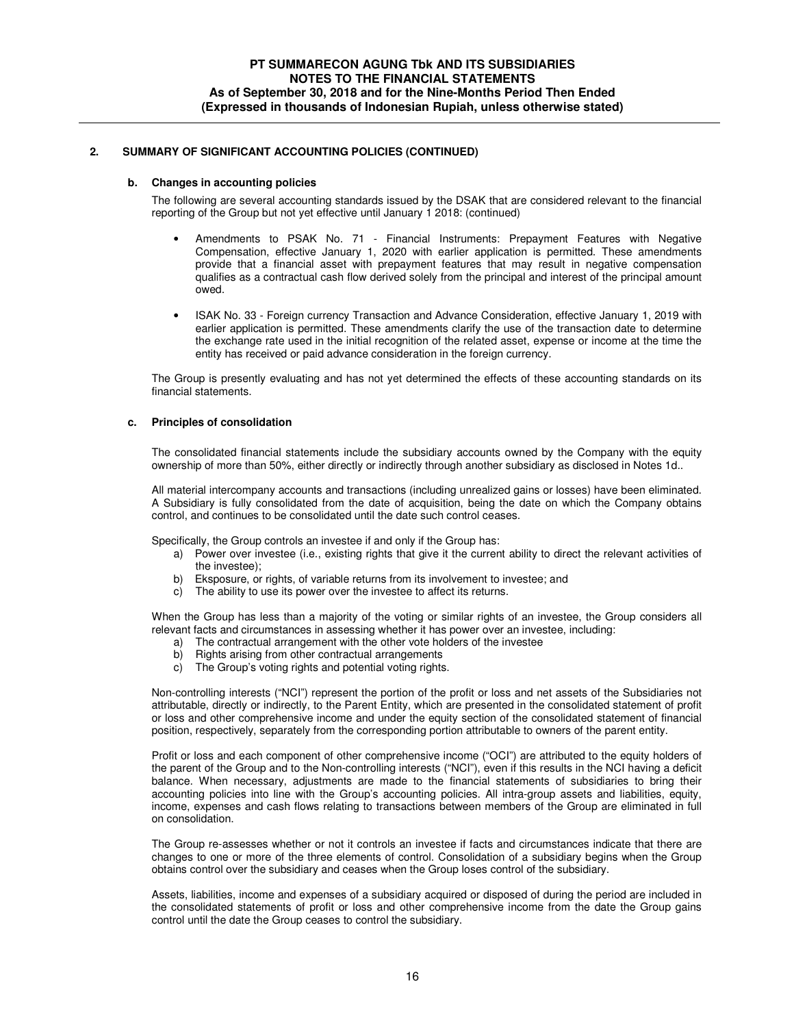## 2. SUMMARY OF SIGNIFICANT ACCOUNTING POLICIES (CONTINUED)

### b. Changes in accounting policies

The following are several accounting standards issued by the DSAK that are considered relevant to the financial reporting of the Group but not yet effective until January 1 2018: (continued)

- Amendments to PSAK No. 71 - Financial Instruments: Prepayment Features with Negative Compensation, effective January 1, 2020 with earlier application is permitted. These amendments provide that a financial asset with prepayment features that may result in negative compensation qualifies as a contractual cash flow derived solely from the principal and interest of the principal amount owed.

- ISAK No. 33 - Foreign currency Transaction and Advance Consideration, effective January 1, 2019 with earlier application is permitted. These amendments clarify the use of the transaction date to determine the exchange rate used in the initial recognition of the related asset, expense or income at the time the entity has received or paid advance consideration in the foreign currency.

The Group is presently evaluating and has not yet determined the effects of these accounting standards on its financial statements.

### c. Principles of consolidation

The consolidated financial statements include the subsidiary accounts owned by the Company with the equity ownership of more than 50%, either directly or indirectly through another subsidiary as disclosed in Notes 1d..

All material intercompany accounts and transactions (including unrealized gains or losses) have been eliminated. A Subsidiary is fully consolidated from the date of acquisition, being the date on which the Company obtains control, and continues to be consolidated until the date such control ceases.

Specifically, the Group controls an investee if and only if the Group has:

a) Power over investee (i.e., existing rights that give it the current ability to direct the relevant activities of the investee);
b) Eksposure, or rights, of variable returns from its involvement to investee; and
c) The ability to use its power over the investee to affect its returns.

When the Group has less than a majority of the voting or similar rights of an investee, the Group considers all relevant facts and circumstances in assessing whether it has power over an investee, including:

a) The contractual arrangement with the other vote holders of the investee
b) Rights arising from other contractual arrangements
c) The Group's voting rights and potential voting rights.

Non-controlling interests ("NCI") represent the portion of the profit or loss and net assets of the Subsidiaries not attributable, directly or indirectly, to the Parent Entity, which are presented in the consolidated statement of profit or loss and other comprehensive income and under the equity section of the consolidated statement of financial position, respectively, separately from the corresponding portion attributable to owners of the parent entity.

Profit or loss and each component of other comprehensive income ("OCI") are attributed to the equity holders of the parent of the Group and to the Non-controlling interests ("NCI"), even if this results in the NCI having a deficit balance. When necessary, adjustments are made to the financial statements of subsidiaries to bring their accounting policies into line with the Group's accounting policies. All intra-group assets and liabilities, equity, income, expenses and cash flows relating to transactions between members of the Group are eliminated in full on consolidation.

The Group re-assesses whether or not it controls an investee if facts and circumstances indicate that there are changes to one or more of the three elements of control. Consolidation of a subsidiary begins when the Group obtains control over the subsidiary and ceases when the Group loses control of the subsidiary.

Assets, liabilities, income and expenses of a subsidiary acquired or disposed of during the period are included in the consolidated statements of profit or loss and other comprehensive income from the date the Group gains control until the date the Group ceases to control the subsidiary.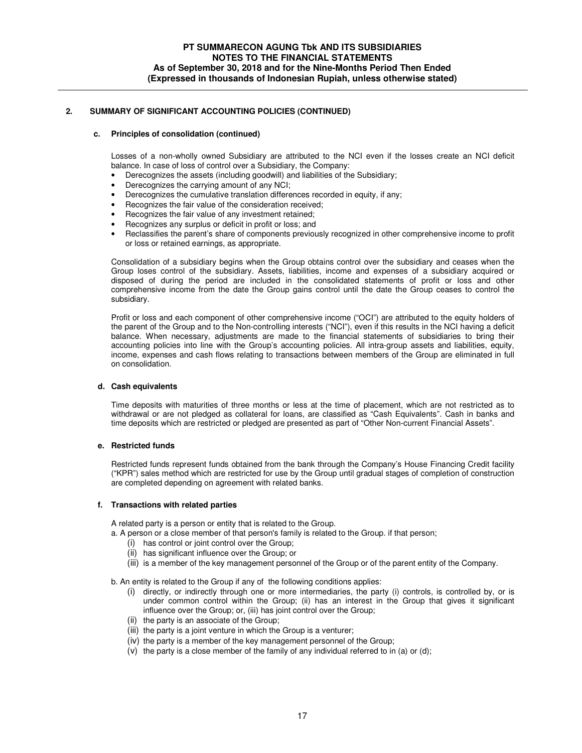## 2. SUMMARY OF SIGNIFICANT ACCOUNTING POLICIES (CONTINUED)

### c. Principles of consolidation (continued)

Losses of a non-wholly owned Subsidiary are attributed to the NCI even if the losses create an NCI deficit balance. In case of loss of control over a Subsidiary, the Company:

- Derecognizes the assets (including goodwill) and liabilities of the Subsidiary;
- Derecognizes the carrying amount of any NCI;
- Derecognizes the cumulative translation differences recorded in equity, if any;
- Recognizes the fair value of the consideration received;
- Recognizes the fair value of any investment retained;
- Recognizes any surplus or deficit in profit or loss; and
- Reclassifies the parent's share of components previously recognized in other comprehensive income to profit or loss or retained earnings, as appropriate.

Consolidation of a subsidiary begins when the Group obtains control over the subsidiary and ceases when the Group loses control of the subsidiary. Assets, liabilities, income and expenses of a subsidiary acquired or disposed of during the period are included in the consolidated statements of profit or loss and other comprehensive income from the date the Group gains control until the date the Group ceases to control the subsidiary.

Profit or loss and each component of other comprehensive income ("OCI") are attributed to the equity holders of the parent of the Group and to the Non-controlling interests ("NCI"), even if this results in the NCI having a deficit balance. When necessary, adjustments are made to the financial statements of subsidiaries to bring their accounting policies into line with the Group's accounting policies. All intra-group assets and liabilities, equity, income, expenses and cash flows relating to transactions between members of the Group are eliminated in full on consolidation.

### d. Cash equivalents

Time deposits with maturities of three months or less at the time of placement, which are not restricted as to withdrawal or are not pledged as collateral for loans, are classified as "Cash Equivalents". Cash in banks and time deposits which are restricted or pledged are presented as part of "Other Non-current Financial Assets".

### e. Restricted funds

Restricted funds represent funds obtained from the bank through the Company's House Financing Credit facility ("KPR") sales method which are restricted for use by the Group until gradual stages of completion of construction are completed depending on agreement with related banks.

### f. Transactions with related parties

A related party is a person or entity that is related to the Group.

a. A person or a close member of that person's family is related to the Group. if that person;
   (i) has control or joint control over the Group;
   (ii) has significant influence over the Group; or
   (iii) is a member of the key management personnel of the Group or of the parent entity of the Company.

b. An entity is related to the Group if any of the following conditions applies:
   (i) directly, or indirectly through one or more intermediaries, the party (i) controls, is controlled by, or is under common control within the Group; (ii) has an interest in the Group that gives it significant influence over the Group; or, (iii) has joint control over the Group;
   (ii) the party is an associate of the Group;
   (iii) the party is a joint venture in which the Group is a venturer;
   (iv) the party is a member of the key management personnel of the Group;
   (v) the party is a close member of the family of any individual referred to in (a) or (d);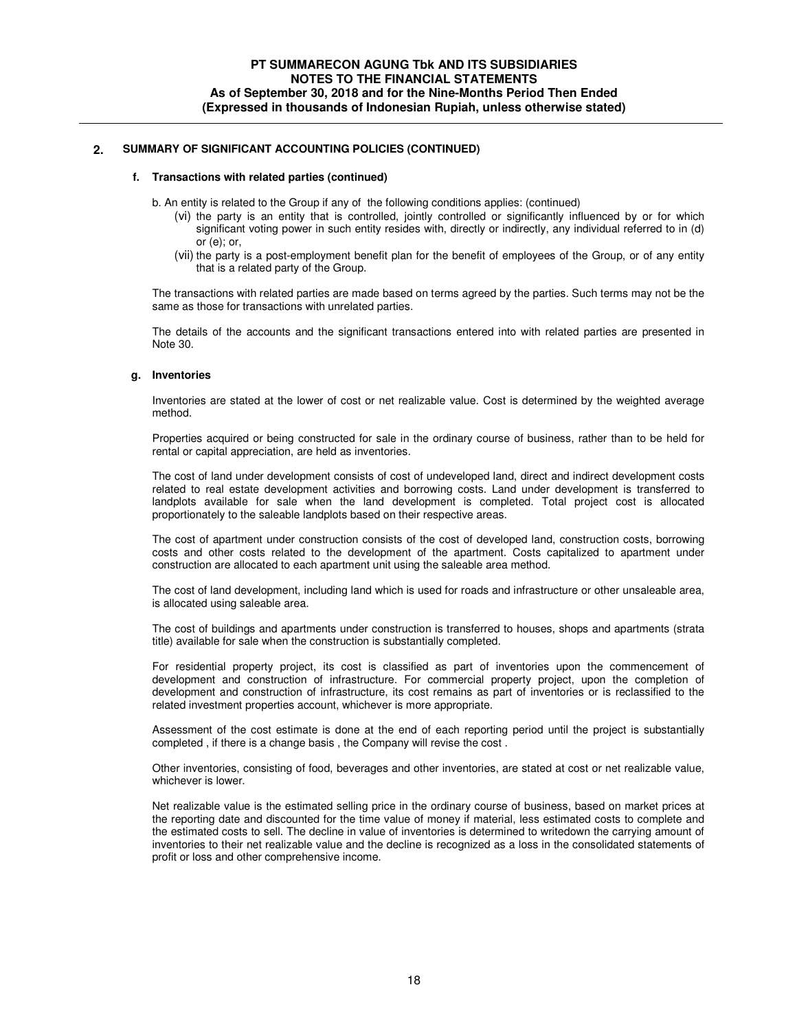## 2. SUMMARY OF SIGNIFICANT ACCOUNTING POLICIES (CONTINUED)

### f. Transactions with related parties (continued)

b. An entity is related to the Group if any of the following conditions applies: (continued)

(vi) the party is an entity that is controlled, jointly controlled or significantly influenced by or for which significant voting power in such entity resides with, directly or indirectly, any individual referred to in (d) or (e); or,

(vii) the party is a post-employment benefit plan for the benefit of employees of the Group, or of any entity that is a related party of the Group.

The transactions with related parties are made based on terms agreed by the parties. Such terms may not be the same as those for transactions with unrelated parties.

The details of the accounts and the significant transactions entered into with related parties are presented in Note 30.

### g. Inventories

Inventories are stated at the lower of cost or net realizable value. Cost is determined by the weighted average method.

Properties acquired or being constructed for sale in the ordinary course of business, rather than to be held for rental or capital appreciation, are held as inventories.

The cost of land under development consists of cost of undeveloped land, direct and indirect development costs related to real estate development activities and borrowing costs. Land under development is transferred to landplots available for sale when the land development is completed. Total project cost is allocated proportionately to the saleable landplots based on their respective areas.

The cost of apartment under construction consists of the cost of developed land, construction costs, borrowing costs and other costs related to the development of the apartment. Costs capitalized to apartment under construction are allocated to each apartment unit using the saleable area method.

The cost of land development, including land which is used for roads and infrastructure or other unsaleable area, is allocated using saleable area.

The cost of buildings and apartments under construction is transferred to houses, shops and apartments (strata title) available for sale when the construction is substantially completed.

For residential property project, its cost is classified as part of inventories upon the commencement of development and construction of infrastructure. For commercial property project, upon the completion of development and construction of infrastructure, its cost remains as part of inventories or is reclassified to the related investment properties account, whichever is more appropriate.

Assessment of the cost estimate is done at the end of each reporting period until the project is substantially completed , if there is a change basis , the Company will revise the cost .

Other inventories, consisting of food, beverages and other inventories, are stated at cost or net realizable value, whichever is lower.

Net realizable value is the estimated selling price in the ordinary course of business, based on market prices at the reporting date and discounted for the time value of money if material, less estimated costs to complete and the estimated costs to sell. The decline in value of inventories is determined to writedown the carrying amount of inventories to their net realizable value and the decline is recognized as a loss in the consolidated statements of profit or loss and other comprehensive income.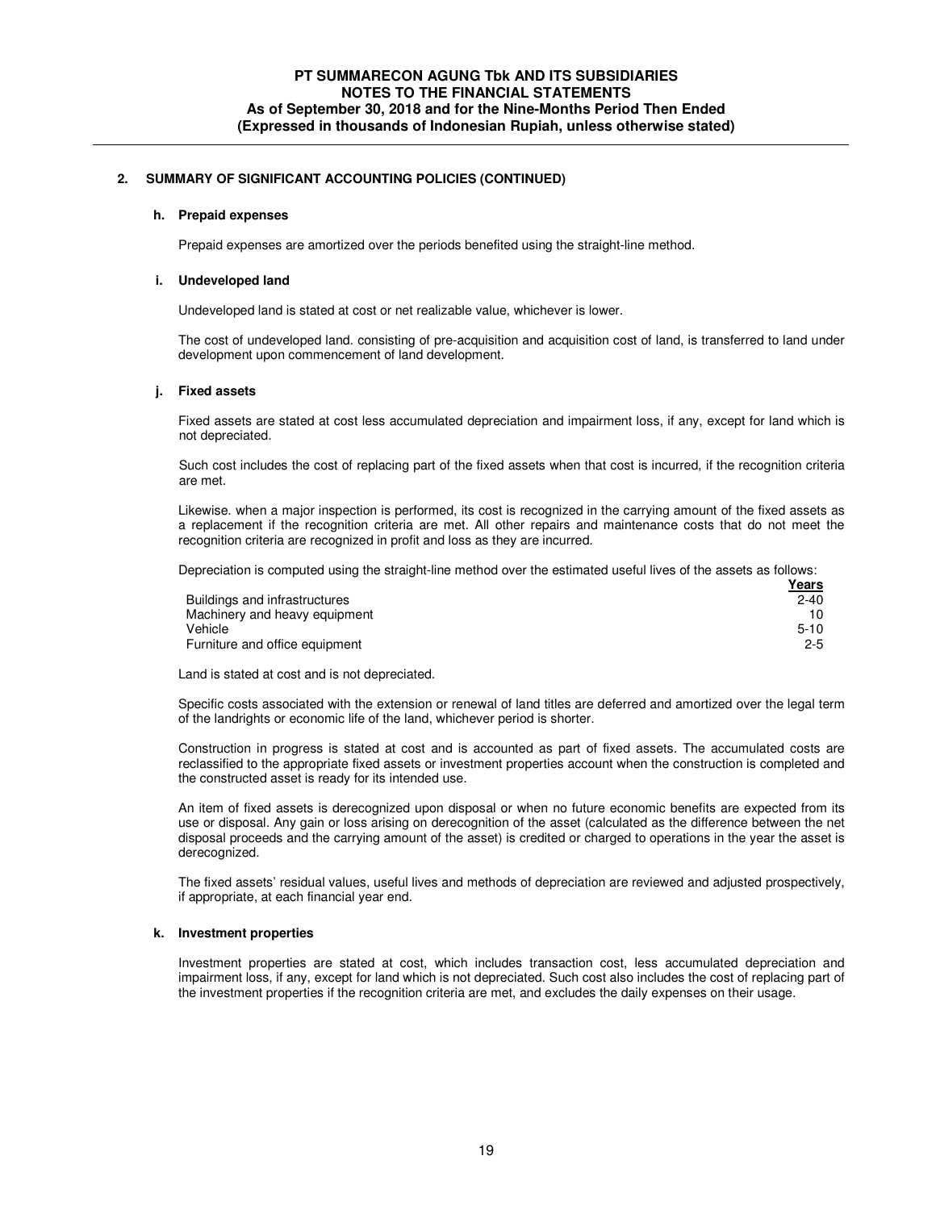## 2. SUMMARY OF SIGNIFICANT ACCOUNTING POLICIES (CONTINUED)

### h. Prepaid expenses

Prepaid expenses are amortized over the periods benefited using the straight-line method.

### i. Undeveloped land

Undeveloped land is stated at cost or net realizable value, whichever is lower.

The cost of undeveloped land. consisting of pre-acquisition and acquisition cost of land, is transferred to land under development upon commencement of land development.

### j. Fixed assets

Fixed assets are stated at cost less accumulated depreciation and impairment loss, if any, except for land which is not depreciated.

Such cost includes the cost of replacing part of the fixed assets when that cost is incurred, if the recognition criteria are met.

Likewise. when a major inspection is performed, its cost is recognized in the carrying amount of the fixed assets as a replacement if the recognition criteria are met. All other repairs and maintenance costs that do not meet the recognition criteria are recognized in profit and loss as they are incurred.

Depreciation is computed using the straight-line method over the estimated useful lives of the assets as follows:

| | Years |
|---|---|
| Buildings and infrastructures | 2-40 |
| Machinery and heavy equipment | 10 |
| Vehicle | 5-10 |
| Furniture and office equipment | 2-5 |

Land is stated at cost and is not depreciated.

Specific costs associated with the extension or renewal of land titles are deferred and amortized over the legal term of the landrights or economic life of the land, whichever period is shorter.

Construction in progress is stated at cost and is accounted as part of fixed assets. The accumulated costs are reclassified to the appropriate fixed assets or investment properties account when the construction is completed and the constructed asset is ready for its intended use.

An item of fixed assets is derecognized upon disposal or when no future economic benefits are expected from its use or disposal. Any gain or loss arising on derecognition of the asset (calculated as the difference between the net disposal proceeds and the carrying amount of the asset) is credited or charged to operations in the year the asset is derecognized.

The fixed assets' residual values, useful lives and methods of depreciation are reviewed and adjusted prospectively, if appropriate, at each financial year end.

### k. Investment properties

Investment properties are stated at cost, which includes transaction cost, less accumulated depreciation and impairment loss, if any, except for land which is not depreciated. Such cost also includes the cost of replacing part of the investment properties if the recognition criteria are met, and excludes the daily expenses on their usage.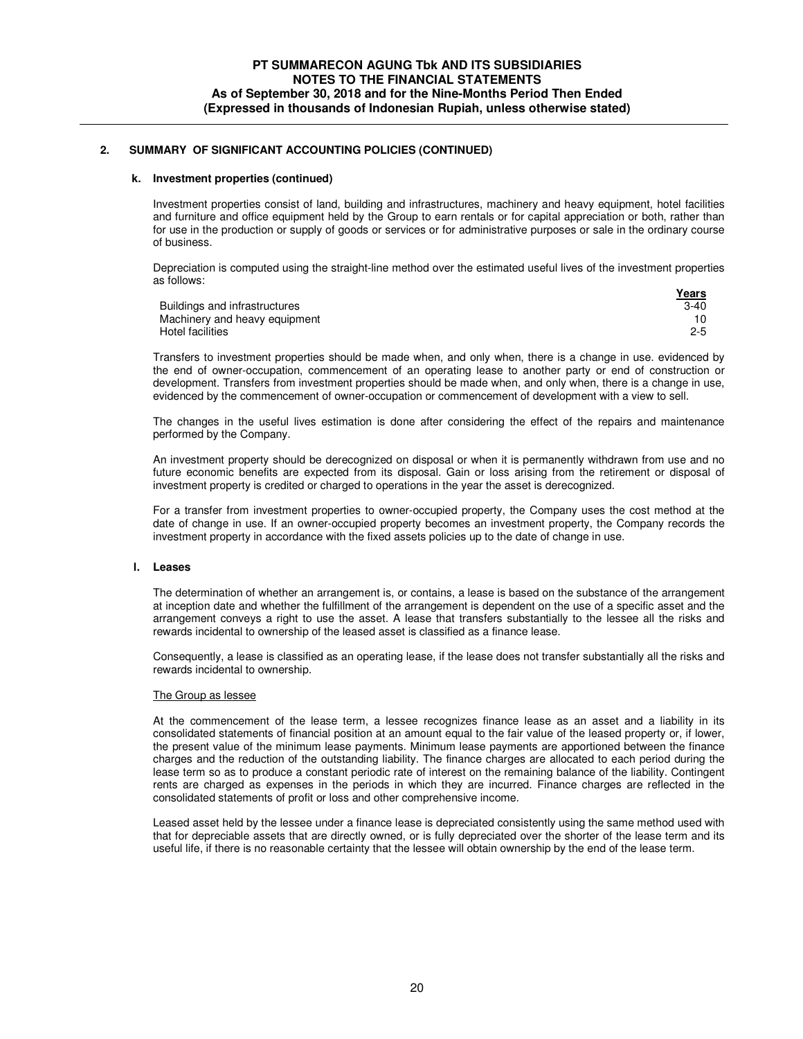## 2. SUMMARY OF SIGNIFICANT ACCOUNTING POLICIES (CONTINUED)

### k. Investment properties (continued)

Investment properties consist of land, building and infrastructures, machinery and heavy equipment, hotel facilities and furniture and office equipment held by the Group to earn rentals or for capital appreciation or both, rather than for use in the production or supply of goods or services or for administrative purposes or sale in the ordinary course of business.

Depreciation is computed using the straight-line method over the estimated useful lives of the investment properties as follows:

| | Years |
|---|---|
| Buildings and infrastructures | 3-40 |
| Machinery and heavy equipment | 10 |
| Hotel facilities | 2-5 |

Transfers to investment properties should be made when, and only when, there is a change in use. evidenced by the end of owner-occupation, commencement of an operating lease to another party or end of construction or development. Transfers from investment properties should be made when, and only when, there is a change in use, evidenced by the commencement of owner-occupation or commencement of development with a view to sell.

The changes in the useful lives estimation is done after considering the effect of the repairs and maintenance performed by the Company.

An investment property should be derecognized on disposal or when it is permanently withdrawn from use and no future economic benefits are expected from its disposal. Gain or loss arising from the retirement or disposal of investment property is credited or charged to operations in the year the asset is derecognized.

For a transfer from investment properties to owner-occupied property, the Company uses the cost method at the date of change in use. If an owner-occupied property becomes an investment property, the Company records the investment property in accordance with the fixed assets policies up to the date of change in use.

### l. Leases

The determination of whether an arrangement is, or contains, a lease is based on the substance of the arrangement at inception date and whether the fulfillment of the arrangement is dependent on the use of a specific asset and the arrangement conveys a right to use the asset. A lease that transfers substantially to the lessee all the risks and rewards incidental to ownership of the leased asset is classified as a finance lease.

Consequently, a lease is classified as an operating lease, if the lease does not transfer substantially all the risks and rewards incidental to ownership.

The Group as lessee

At the commencement of the lease term, a lessee recognizes finance lease as an asset and a liability in its consolidated statements of financial position at an amount equal to the fair value of the leased property or, if lower, the present value of the minimum lease payments. Minimum lease payments are apportioned between the finance charges and the reduction of the outstanding liability. The finance charges are allocated to each period during the lease term so as to produce a constant periodic rate of interest on the remaining balance of the liability. Contingent rents are charged as expenses in the periods in which they are incurred. Finance charges are reflected in the consolidated statements of profit or loss and other comprehensive income.

Leased asset held by the lessee under a finance lease is depreciated consistently using the same method used with that for depreciable assets that are directly owned, or is fully depreciated over the shorter of the lease term and its useful life, if there is no reasonable certainty that the lessee will obtain ownership by the end of the lease term.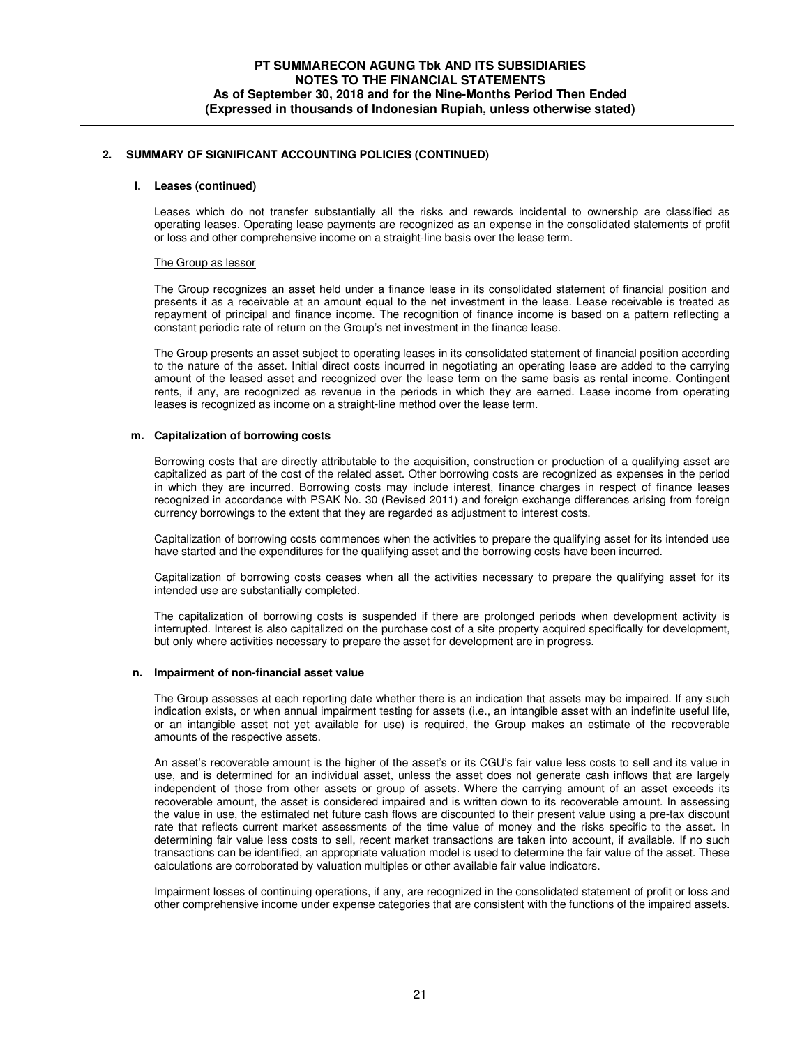## 2. SUMMARY OF SIGNIFICANT ACCOUNTING POLICIES (CONTINUED)

### l. Leases (continued)

Leases which do not transfer substantially all the risks and rewards incidental to ownership are classified as operating leases. Operating lease payments are recognized as an expense in the consolidated statements of profit or loss and other comprehensive income on a straight-line basis over the lease term.

The Group as lessor

The Group recognizes an asset held under a finance lease in its consolidated statement of financial position and presents it as a receivable at an amount equal to the net investment in the lease. Lease receivable is treated as repayment of principal and finance income. The recognition of finance income is based on a pattern reflecting a constant periodic rate of return on the Group's net investment in the finance lease.

The Group presents an asset subject to operating leases in its consolidated statement of financial position according to the nature of the asset. Initial direct costs incurred in negotiating an operating lease are added to the carrying amount of the leased asset and recognized over the lease term on the same basis as rental income. Contingent rents, if any, are recognized as revenue in the periods in which they are earned. Lease income from operating leases is recognized as income on a straight-line method over the lease term.

### m. Capitalization of borrowing costs

Borrowing costs that are directly attributable to the acquisition, construction or production of a qualifying asset are capitalized as part of the cost of the related asset. Other borrowing costs are recognized as expenses in the period in which they are incurred. Borrowing costs may include interest, finance charges in respect of finance leases recognized in accordance with PSAK No. 30 (Revised 2011) and foreign exchange differences arising from foreign currency borrowings to the extent that they are regarded as adjustment to interest costs.

Capitalization of borrowing costs commences when the activities to prepare the qualifying asset for its intended use have started and the expenditures for the qualifying asset and the borrowing costs have been incurred.

Capitalization of borrowing costs ceases when all the activities necessary to prepare the qualifying asset for its intended use are substantially completed.

The capitalization of borrowing costs is suspended if there are prolonged periods when development activity is interrupted. Interest is also capitalized on the purchase cost of a site property acquired specifically for development, but only where activities necessary to prepare the asset for development are in progress.

### n. Impairment of non-financial asset value

The Group assesses at each reporting date whether there is an indication that assets may be impaired. If any such indication exists, or when annual impairment testing for assets (i.e., an intangible asset with an indefinite useful life, or an intangible asset not yet available for use) is required, the Group makes an estimate of the recoverable amounts of the respective assets.

An asset's recoverable amount is the higher of the asset's or its CGU's fair value less costs to sell and its value in use, and is determined for an individual asset, unless the asset does not generate cash inflows that are largely independent of those from other assets or group of assets. Where the carrying amount of an asset exceeds its recoverable amount, the asset is considered impaired and is written down to its recoverable amount. In assessing the value in use, the estimated net future cash flows are discounted to their present value using a pre-tax discount rate that reflects current market assessments of the time value of money and the risks specific to the asset. In determining fair value less costs to sell, recent market transactions are taken into account, if available. If no such transactions can be identified, an appropriate valuation model is used to determine the fair value of the asset. These calculations are corroborated by valuation multiples or other available fair value indicators.

Impairment losses of continuing operations, if any, are recognized in the consolidated statement of profit or loss and other comprehensive income under expense categories that are consistent with the functions of the impaired assets.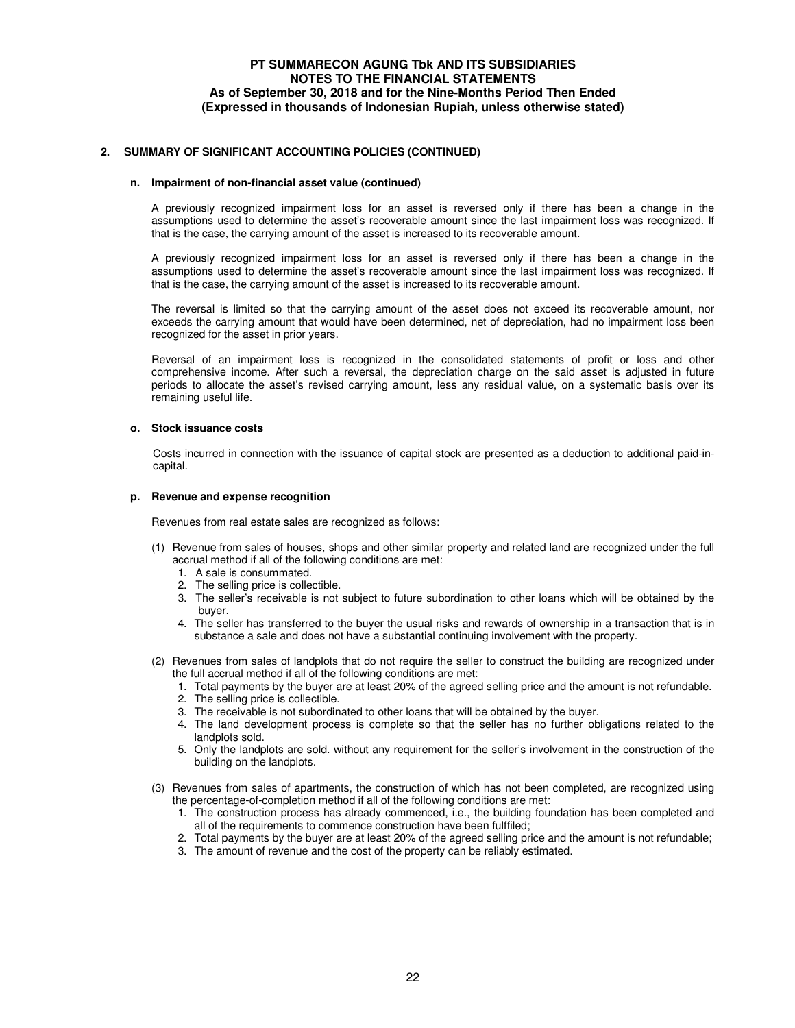## 2. SUMMARY OF SIGNIFICANT ACCOUNTING POLICIES (CONTINUED)

### n. Impairment of non-financial asset value (continued)

A previously recognized impairment loss for an asset is reversed only if there has been a change in the assumptions used to determine the asset's recoverable amount since the last impairment loss was recognized. If that is the case, the carrying amount of the asset is increased to its recoverable amount.

A previously recognized impairment loss for an asset is reversed only if there has been a change in the assumptions used to determine the asset's recoverable amount since the last impairment loss was recognized. If that is the case, the carrying amount of the asset is increased to its recoverable amount.

The reversal is limited so that the carrying amount of the asset does not exceed its recoverable amount, nor exceeds the carrying amount that would have been determined, net of depreciation, had no impairment loss been recognized for the asset in prior years.

Reversal of an impairment loss is recognized in the consolidated statements of profit or loss and other comprehensive income. After such a reversal, the depreciation charge on the said asset is adjusted in future periods to allocate the asset's revised carrying amount, less any residual value, on a systematic basis over its remaining useful life.

### o. Stock issuance costs

Costs incurred in connection with the issuance of capital stock are presented as a deduction to additional paid-in-capital.

### p. Revenue and expense recognition

Revenues from real estate sales are recognized as follows:

(1) Revenue from sales of houses, shops and other similar property and related land are recognized under the full accrual method if all of the following conditions are met:
   1. A sale is consummated.
   2. The selling price is collectible.
   3. The seller's receivable is not subject to future subordination to other loans which will be obtained by the buyer.
   4. The seller has transferred to the buyer the usual risks and rewards of ownership in a transaction that is in substance a sale and does not have a substantial continuing involvement with the property.

(2) Revenues from sales of landplots that do not require the seller to construct the building are recognized under the full accrual method if all of the following conditions are met:
   1. Total payments by the buyer are at least 20% of the agreed selling price and the amount is not refundable.
   2. The selling price is collectible.
   3. The receivable is not subordinated to other loans that will be obtained by the buyer.
   4. The land development process is complete so that the seller has no further obligations related to the landplots sold.
   5. Only the landplots are sold. without any requirement for the seller's involvement in the construction of the building on the landplots.

(3) Revenues from sales of apartments, the construction of which has not been completed, are recognized using the percentage-of-completion method if all of the following conditions are met:
   1. The construction process has already commenced, i.e., the building foundation has been completed and all of the requirements to commence construction have been fulffiled;
   2. Total payments by the buyer are at least 20% of the agreed selling price and the amount is not refundable;
   3. The amount of revenue and the cost of the property can be reliably estimated.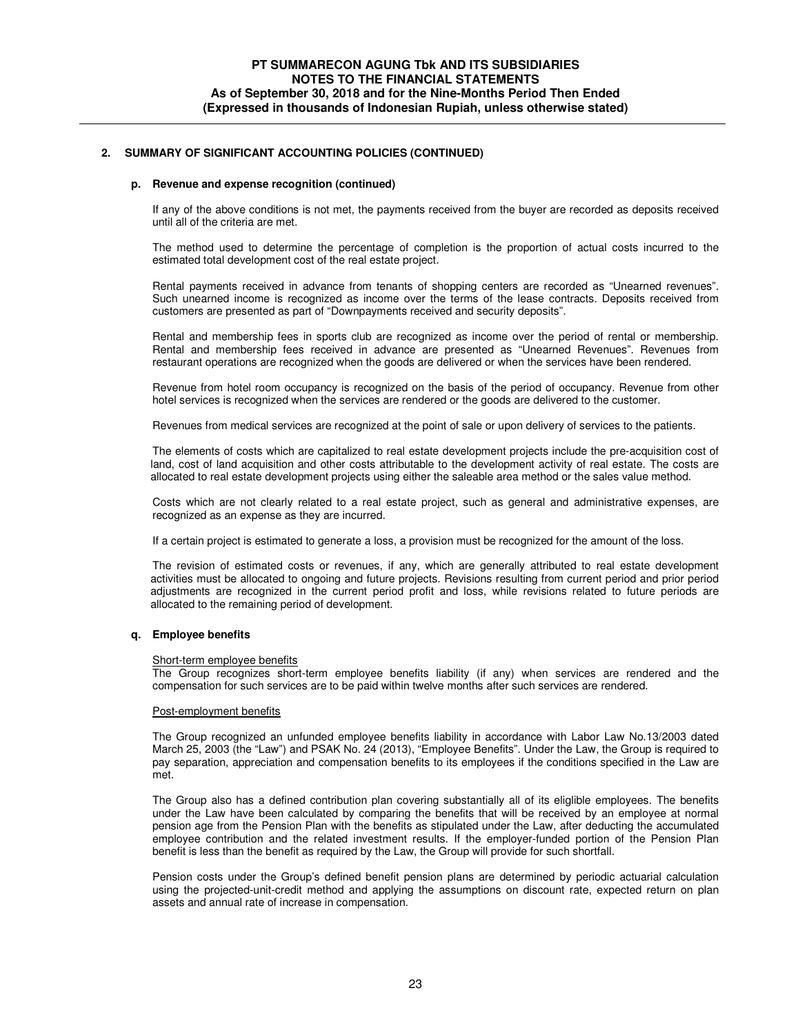## 2. SUMMARY OF SIGNIFICANT ACCOUNTING POLICIES (CONTINUED)

### p. Revenue and expense recognition (continued)

If any of the above conditions is not met, the payments received from the buyer are recorded as deposits received until all of the criteria are met.

The method used to determine the percentage of completion is the proportion of actual costs incurred to the estimated total development cost of the real estate project.

Rental payments received in advance from tenants of shopping centers are recorded as "Unearned revenues". Such unearned income is recognized as income over the terms of the lease contracts. Deposits received from customers are presented as part of "Downpayments received and security deposits".

Rental and membership fees in sports club are recognized as income over the period of rental or membership. Rental and membership fees received in advance are presented as "Unearned Revenues". Revenues from restaurant operations are recognized when the goods are delivered or when the services have been rendered.

Revenue from hotel room occupancy is recognized on the basis of the period of occupancy. Revenue from other hotel services is recognized when the services are rendered or the goods are delivered to the customer.

Revenues from medical services are recognized at the point of sale or upon delivery of services to the patients.

The elements of costs which are capitalized to real estate development projects include the pre-acquisition cost of land, cost of land acquisition and other costs attributable to the development activity of real estate. The costs are allocated to real estate development projects using either the saleable area method or the sales value method.

Costs which are not clearly related to a real estate project, such as general and administrative expenses, are recognized as an expense as they are incurred.

If a certain project is estimated to generate a loss, a provision must be recognized for the amount of the loss.

The revision of estimated costs or revenues, if any, which are generally attributed to real estate development activities must be allocated to ongoing and future projects. Revisions resulting from current period and prior period adjustments are recognized in the current period profit and loss, while revisions related to future periods are allocated to the remaining period of development.

### q. Employee benefits

Short-term employee benefits

The Group recognizes short-term employee benefits liability (if any) when services are rendered and the compensation for such services are to be paid within twelve months after such services are rendered.

Post-employment benefits

The Group recognized an unfunded employee benefits liability in accordance with Labor Law No.13/2003 dated March 25, 2003 (the "Law") and PSAK No. 24 (2013), "Employee Benefits". Under the Law, the Group is required to pay separation, appreciation and compensation benefits to its employees if the conditions specified in the Law are met.

The Group also has a defined contribution plan covering substantially all of its eliglible employees. The benefits under the Law have been calculated by comparing the benefits that will be received by an employee at normal pension age from the Pension Plan with the benefits as stipulated under the Law, after deducting the accumulated employee contribution and the related investment results. If the employer-funded portion of the Pension Plan benefit is less than the benefit as required by the Law, the Group will provide for such shortfall.

Pension costs under the Group's defined benefit pension plans are determined by periodic actuarial calculation using the projected-unit-credit method and applying the assumptions on discount rate, expected return on plan assets and annual rate of increase in compensation.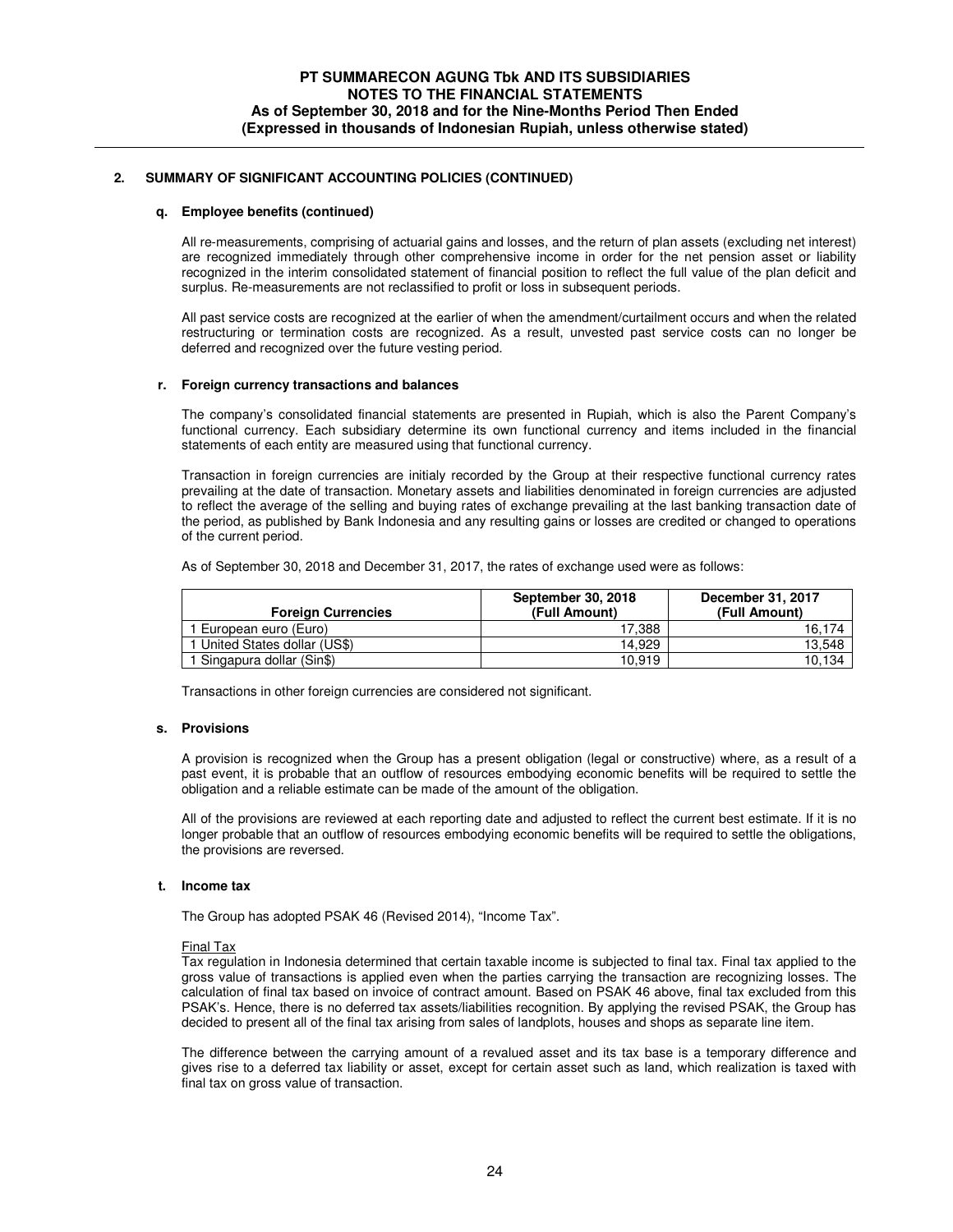## 2. SUMMARY OF SIGNIFICANT ACCOUNTING POLICIES (CONTINUED)

### q. Employee benefits (continued)

All re-measurements, comprising of actuarial gains and losses, and the return of plan assets (excluding net interest) are recognized immediately through other comprehensive income in order for the net pension asset or liability recognized in the interim consolidated statement of financial position to reflect the full value of the plan deficit and surplus. Re-measurements are not reclassified to profit or loss in subsequent periods.

All past service costs are recognized at the earlier of when the amendment/curtailment occurs and when the related restructuring or termination costs are recognized. As a result, unvested past service costs can no longer be deferred and recognized over the future vesting period.

### r. Foreign currency transactions and balances

The company's consolidated financial statements are presented in Rupiah, which is also the Parent Company's functional currency. Each subsidiary determine its own functional currency and items included in the financial statements of each entity are measured using that functional currency.

Transaction in foreign currencies are initialy recorded by the Group at their respective functional currency rates prevailing at the date of transaction. Monetary assets and liabilities denominated in foreign currencies are adjusted to reflect the average of the selling and buying rates of exchange prevailing at the last banking transaction date of the period, as published by Bank Indonesia and any resulting gains or losses are credited or changed to operations of the current period.

As of September 30, 2018 and December 31, 2017, the rates of exchange used were as follows:

| Foreign Currencies | September 30, 2018 (Full Amount) | December 31, 2017 (Full Amount) |
|---|---|---|
| 1 European euro (Euro) | 17,388 | 16,174 |
| 1 United States dollar (US$) | 14,929 | 13,548 |
| 1 Singapura dollar (Sin$) | 10,919 | 10,134 |

Transactions in other foreign currencies are considered not significant.

### s. Provisions

A provision is recognized when the Group has a present obligation (legal or constructive) where, as a result of a past event, it is probable that an outflow of resources embodying economic benefits will be required to settle the obligation and a reliable estimate can be made of the amount of the obligation.

All of the provisions are reviewed at each reporting date and adjusted to reflect the current best estimate. If it is no longer probable that an outflow of resources embodying economic benefits will be required to settle the obligations, the provisions are reversed.

### t. Income tax

The Group has adopted PSAK 46 (Revised 2014), "Income Tax".

Final Tax

Tax regulation in Indonesia determined that certain taxable income is subjected to final tax. Final tax applied to the gross value of transactions is applied even when the parties carrying the transaction are recognizing losses. The calculation of final tax based on invoice of contract amount. Based on PSAK 46 above, final tax excluded from this PSAK's. Hence, there is no deferred tax assets/liabilities recognition. By applying the revised PSAK, the Group has decided to present all of the final tax arising from sales of landplots, houses and shops as separate line item.

The difference between the carrying amount of a revalued asset and its tax base is a temporary difference and gives rise to a deferred tax liability or asset, except for certain asset such as land, which realization is taxed with final tax on gross value of transaction.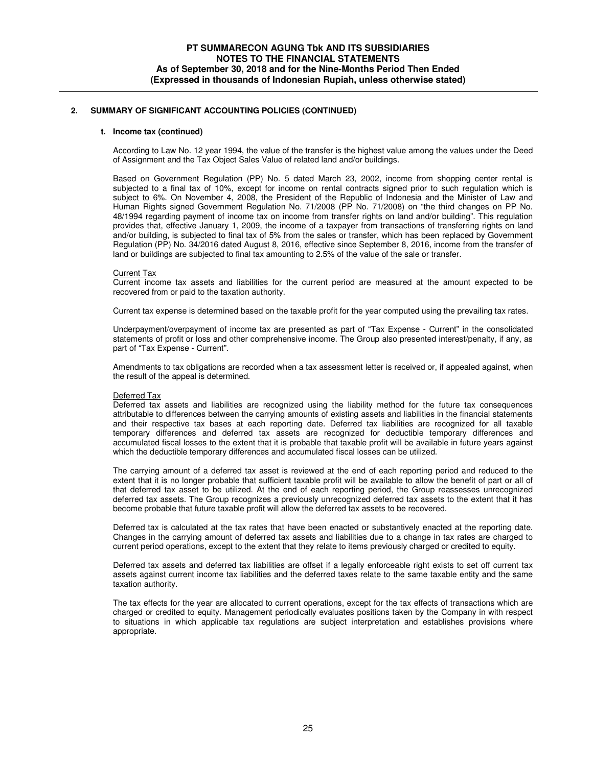## 2. SUMMARY OF SIGNIFICANT ACCOUNTING POLICIES (CONTINUED)

### t. Income tax (continued)

According to Law No. 12 year 1994, the value of the transfer is the highest value among the values under the Deed of Assignment and the Tax Object Sales Value of related land and/or buildings.

Based on Government Regulation (PP) No. 5 dated March 23, 2002, income from shopping center rental is subjected to a final tax of 10%, except for income on rental contracts signed prior to such regulation which is subject to 6%. On November 4, 2008, the President of the Republic of Indonesia and the Minister of Law and Human Rights signed Government Regulation No. 71/2008 (PP No. 71/2008) on "the third changes on PP No. 48/1994 regarding payment of income tax on income from transfer rights on land and/or building". This regulation provides that, effective January 1, 2009, the income of a taxpayer from transactions of transferring rights on land and/or building, is subjected to final tax of 5% from the sales or transfer, which has been replaced by Government Regulation (PP) No. 34/2016 dated August 8, 2016, effective since September 8, 2016, income from the transfer of land or buildings are subjected to final tax amounting to 2.5% of the value of the sale or transfer.

Current Tax

Current income tax assets and liabilities for the current period are measured at the amount expected to be recovered from or paid to the taxation authority.

Current tax expense is determined based on the taxable profit for the year computed using the prevailing tax rates.

Underpayment/overpayment of income tax are presented as part of "Tax Expense - Current" in the consolidated statements of profit or loss and other comprehensive income. The Group also presented interest/penalty, if any, as part of "Tax Expense - Current".

Amendments to tax obligations are recorded when a tax assessment letter is received or, if appealed against, when the result of the appeal is determined.

Deferred Tax

Deferred tax assets and liabilities are recognized using the liability method for the future tax consequences attributable to differences between the carrying amounts of existing assets and liabilities in the financial statements and their respective tax bases at each reporting date. Deferred tax liabilities are recognized for all taxable temporary differences and deferred tax assets are recognized for deductible temporary differences and accumulated fiscal losses to the extent that it is probable that taxable profit will be available in future years against which the deductible temporary differences and accumulated fiscal losses can be utilized.

The carrying amount of a deferred tax asset is reviewed at the end of each reporting period and reduced to the extent that it is no longer probable that sufficient taxable profit will be available to allow the benefit of part or all of that deferred tax asset to be utilized. At the end of each reporting period, the Group reassesses unrecognized deferred tax assets. The Group recognizes a previously unrecognized deferred tax assets to the extent that it has become probable that future taxable profit will allow the deferred tax assets to be recovered.

Deferred tax is calculated at the tax rates that have been enacted or substantively enacted at the reporting date. Changes in the carrying amount of deferred tax assets and liabilities due to a change in tax rates are charged to current period operations, except to the extent that they relate to items previously charged or credited to equity.

Deferred tax assets and deferred tax liabilities are offset if a legally enforceable right exists to set off current tax assets against current income tax liabilities and the deferred taxes relate to the same taxable entity and the same taxation authority.

The tax effects for the year are allocated to current operations, except for the tax effects of transactions which are charged or credited to equity. Management periodically evaluates positions taken by the Company in with respect to situations in which applicable tax regulations are subject interpretation and establishes provisions where appropriate.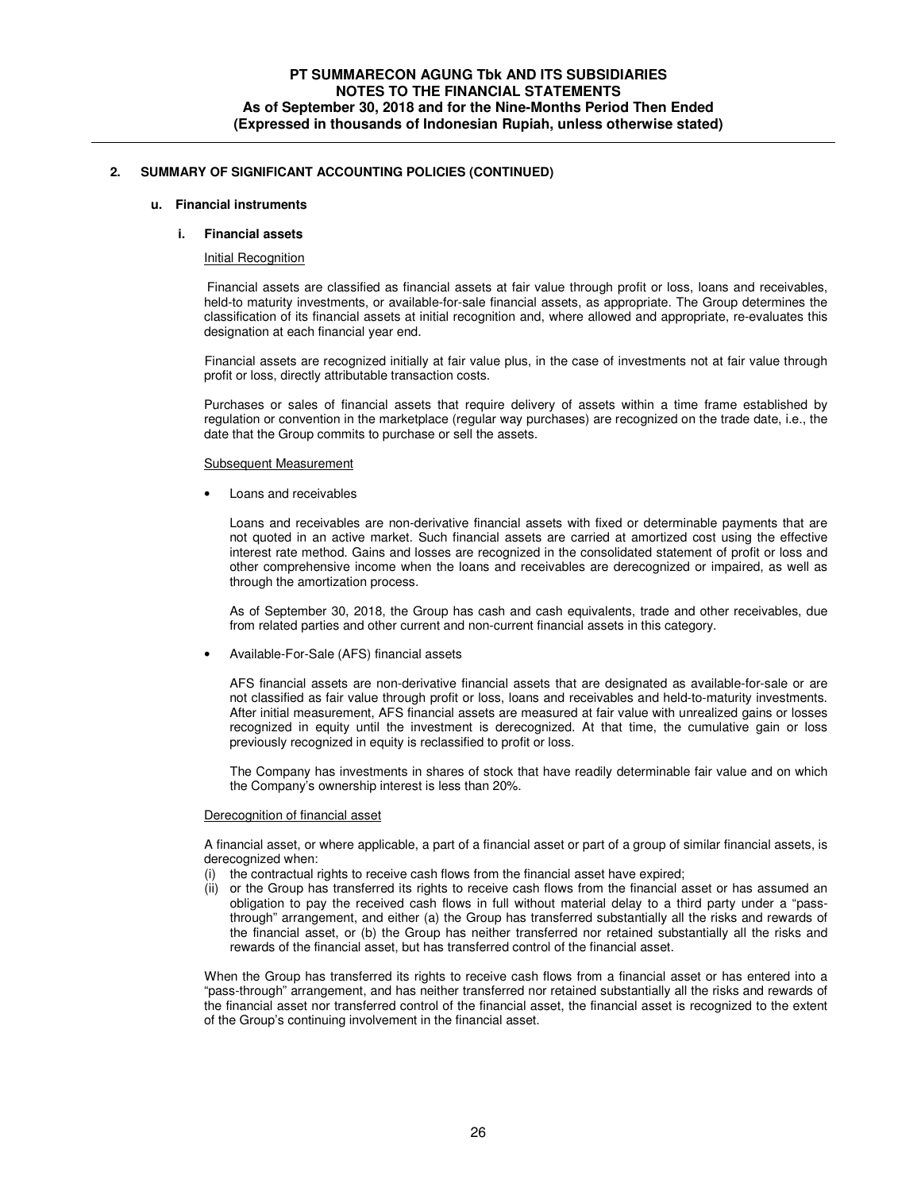## 2. SUMMARY OF SIGNIFICANT ACCOUNTING POLICIES (CONTINUED)

### u. Financial instruments

#### i. Financial assets

Initial Recognition

Financial assets are classified as financial assets at fair value through profit or loss, loans and receivables, held-to maturity investments, or available-for-sale financial assets, as appropriate. The Group determines the classification of its financial assets at initial recognition and, where allowed and appropriate, re-evaluates this designation at each financial year end.

Financial assets are recognized initially at fair value plus, in the case of investments not at fair value through profit or loss, directly attributable transaction costs.

Purchases or sales of financial assets that require delivery of assets within a time frame established by regulation or convention in the marketplace (regular way purchases) are recognized on the trade date, i.e., the date that the Group commits to purchase or sell the assets.

Subsequent Measurement

- Loans and receivables

  Loans and receivables are non-derivative financial assets with fixed or determinable payments that are not quoted in an active market. Such financial assets are carried at amortized cost using the effective interest rate method. Gains and losses are recognized in the consolidated statement of profit or loss and other comprehensive income when the loans and receivables are derecognized or impaired, as well as through the amortization process.

  As of September 30, 2018, the Group has cash and cash equivalents, trade and other receivables, due from related parties and other current and non-current financial assets in this category.

- Available-For-Sale (AFS) financial assets

  AFS financial assets are non-derivative financial assets that are designated as available-for-sale or are not classified as fair value through profit or loss, loans and receivables and held-to-maturity investments. After initial measurement, AFS financial assets are measured at fair value with unrealized gains or losses recognized in equity until the investment is derecognized. At that time, the cumulative gain or loss previously recognized in equity is reclassified to profit or loss.

  The Company has investments in shares of stock that have readily determinable fair value and on which the Company's ownership interest is less than 20%.

Derecognition of financial asset

A financial asset, or where applicable, a part of a financial asset or part of a group of similar financial assets, is derecognized when:

(i) the contractual rights to receive cash flows from the financial asset have expired;
(ii) or the Group has transferred its rights to receive cash flows from the financial asset or has assumed an obligation to pay the received cash flows in full without material delay to a third party under a "pass-through" arrangement, and either (a) the Group has transferred substantially all the risks and rewards of the financial asset, or (b) the Group has neither transferred nor retained substantially all the risks and rewards of the financial asset, but has transferred control of the financial asset.

When the Group has transferred its rights to receive cash flows from a financial asset or has entered into a "pass-through" arrangement, and has neither transferred nor retained substantially all the risks and rewards of the financial asset nor transferred control of the financial asset, the financial asset is recognized to the extent of the Group's continuing involvement in the financial asset.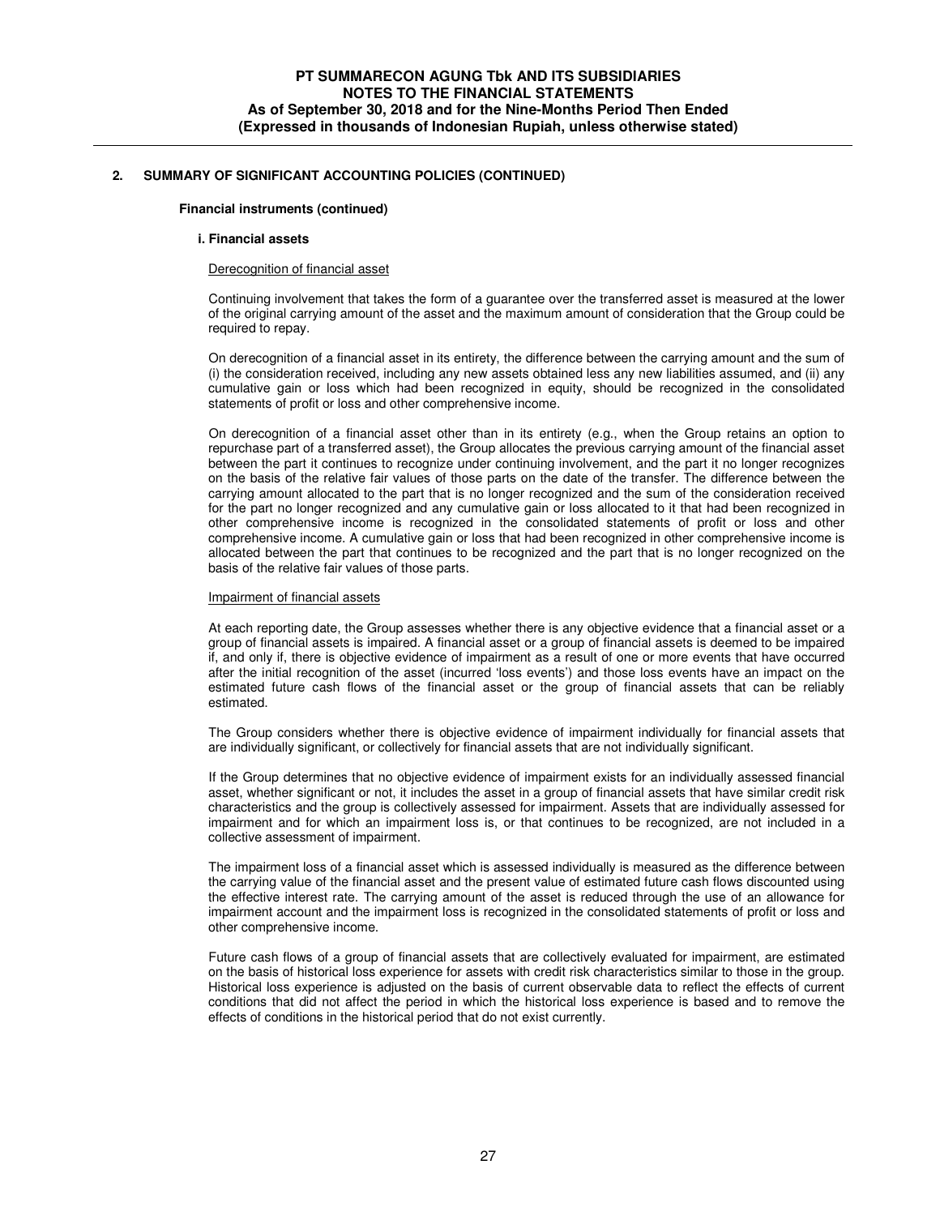## 2. SUMMARY OF SIGNIFICANT ACCOUNTING POLICIES (CONTINUED)

### Financial instruments (continued)

#### i. Financial assets

Derecognition of financial asset

Continuing involvement that takes the form of a guarantee over the transferred asset is measured at the lower of the original carrying amount of the asset and the maximum amount of consideration that the Group could be required to repay.

On derecognition of a financial asset in its entirety, the difference between the carrying amount and the sum of (i) the consideration received, including any new assets obtained less any new liabilities assumed, and (ii) any cumulative gain or loss which had been recognized in equity, should be recognized in the consolidated statements of profit or loss and other comprehensive income.

On derecognition of a financial asset other than in its entirety (e.g., when the Group retains an option to repurchase part of a transferred asset), the Group allocates the previous carrying amount of the financial asset between the part it continues to recognize under continuing involvement, and the part it no longer recognizes on the basis of the relative fair values of those parts on the date of the transfer. The difference between the carrying amount allocated to the part that is no longer recognized and the sum of the consideration received for the part no longer recognized and any cumulative gain or loss allocated to it that had been recognized in other comprehensive income is recognized in the consolidated statements of profit or loss and other comprehensive income. A cumulative gain or loss that had been recognized in other comprehensive income is allocated between the part that continues to be recognized and the part that is no longer recognized on the basis of the relative fair values of those parts.

Impairment of financial assets

At each reporting date, the Group assesses whether there is any objective evidence that a financial asset or a group of financial assets is impaired. A financial asset or a group of financial assets is deemed to be impaired if, and only if, there is objective evidence of impairment as a result of one or more events that have occurred after the initial recognition of the asset (incurred 'loss events') and those loss events have an impact on the estimated future cash flows of the financial asset or the group of financial assets that can be reliably estimated.

The Group considers whether there is objective evidence of impairment individually for financial assets that are individually significant, or collectively for financial assets that are not individually significant.

If the Group determines that no objective evidence of impairment exists for an individually assessed financial asset, whether significant or not, it includes the asset in a group of financial assets that have similar credit risk characteristics and the group is collectively assessed for impairment. Assets that are individually assessed for impairment and for which an impairment loss is, or that continues to be recognized, are not included in a collective assessment of impairment.

The impairment loss of a financial asset which is assessed individually is measured as the difference between the carrying value of the financial asset and the present value of estimated future cash flows discounted using the effective interest rate. The carrying amount of the asset is reduced through the use of an allowance for impairment account and the impairment loss is recognized in the consolidated statements of profit or loss and other comprehensive income.

Future cash flows of a group of financial assets that are collectively evaluated for impairment, are estimated on the basis of historical loss experience for assets with credit risk characteristics similar to those in the group. Historical loss experience is adjusted on the basis of current observable data to reflect the effects of current conditions that did not affect the period in which the historical loss experience is based and to remove the effects of conditions in the historical period that do not exist currently.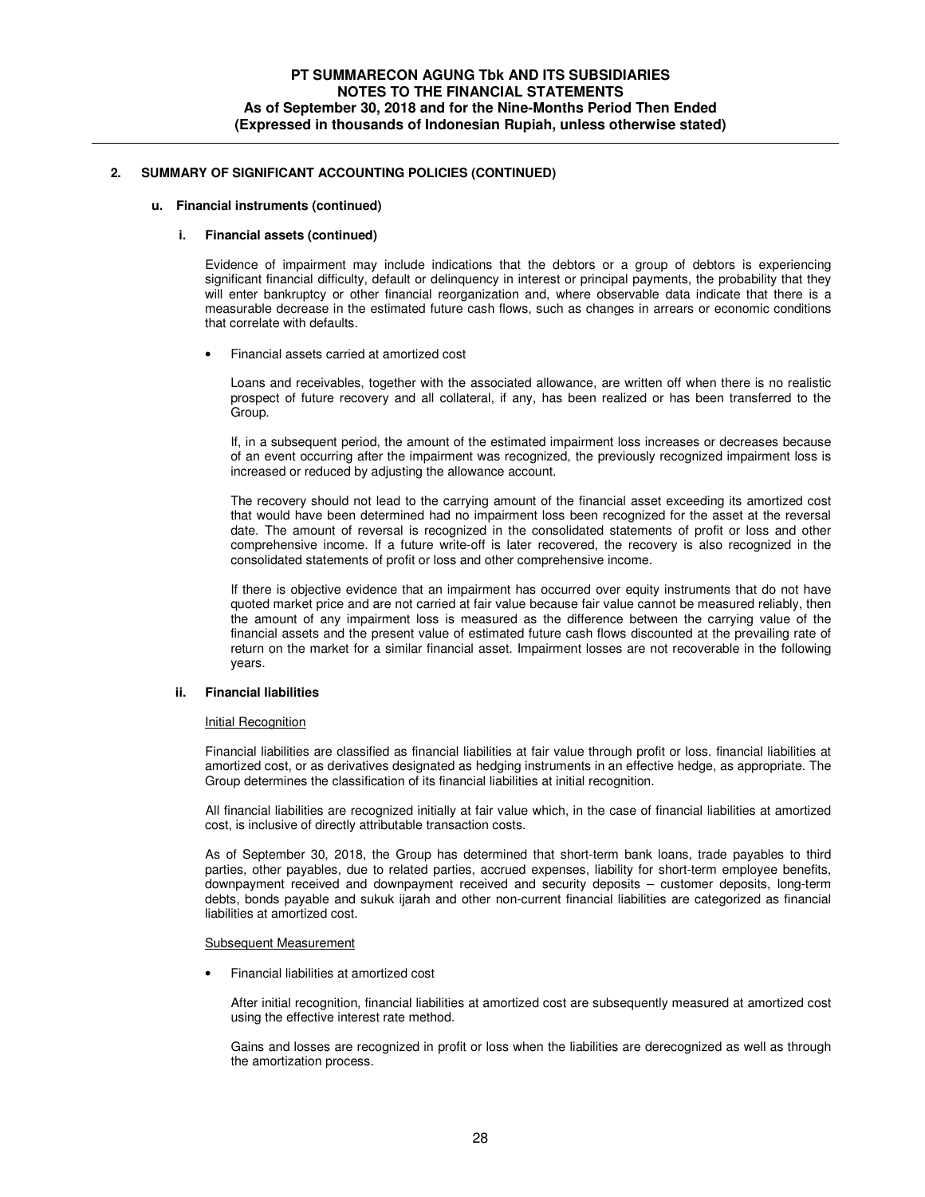## 2. SUMMARY OF SIGNIFICANT ACCOUNTING POLICIES (CONTINUED)

### u. Financial instruments (continued)

#### i. Financial assets (continued)

Evidence of impairment may include indications that the debtors or a group of debtors is experiencing significant financial difficulty, default or delinquency in interest or principal payments, the probability that they will enter bankruptcy or other financial reorganization and, where observable data indicate that there is a measurable decrease in the estimated future cash flows, such as changes in arrears or economic conditions that correlate with defaults.

- Financial assets carried at amortized cost

  Loans and receivables, together with the associated allowance, are written off when there is no realistic prospect of future recovery and all collateral, if any, has been realized or has been transferred to the Group.

  If, in a subsequent period, the amount of the estimated impairment loss increases or decreases because of an event occurring after the impairment was recognized, the previously recognized impairment loss is increased or reduced by adjusting the allowance account.

  The recovery should not lead to the carrying amount of the financial asset exceeding its amortized cost that would have been determined had no impairment loss been recognized for the asset at the reversal date. The amount of reversal is recognized in the consolidated statements of profit or loss and other comprehensive income. If a future write-off is later recovered, the recovery is also recognized in the consolidated statements of profit or loss and other comprehensive income.

  If there is objective evidence that an impairment has occurred over equity instruments that do not have quoted market price and are not carried at fair value because fair value cannot be measured reliably, then the amount of any impairment loss is measured as the difference between the carrying value of the financial assets and the present value of estimated future cash flows discounted at the prevailing rate of return on the market for a similar financial asset. Impairment losses are not recoverable in the following years.

#### ii. Financial liabilities

Initial Recognition

Financial liabilities are classified as financial liabilities at fair value through profit or loss. financial liabilities at amortized cost, or as derivatives designated as hedging instruments in an effective hedge, as appropriate. The Group determines the classification of its financial liabilities at initial recognition.

All financial liabilities are recognized initially at fair value which, in the case of financial liabilities at amortized cost, is inclusive of directly attributable transaction costs.

As of September 30, 2018, the Group has determined that short-term bank loans, trade payables to third parties, other payables, due to related parties, accrued expenses, liability for short-term employee benefits, downpayment received and downpayment received and security deposits – customer deposits, long-term debts, bonds payable and sukuk ijarah and other non-current financial liabilities are categorized as financial liabilities at amortized cost.

Subsequent Measurement

- Financial liabilities at amortized cost

  After initial recognition, financial liabilities at amortized cost are subsequently measured at amortized cost using the effective interest rate method.

  Gains and losses are recognized in profit or loss when the liabilities are derecognized as well as through the amortization process.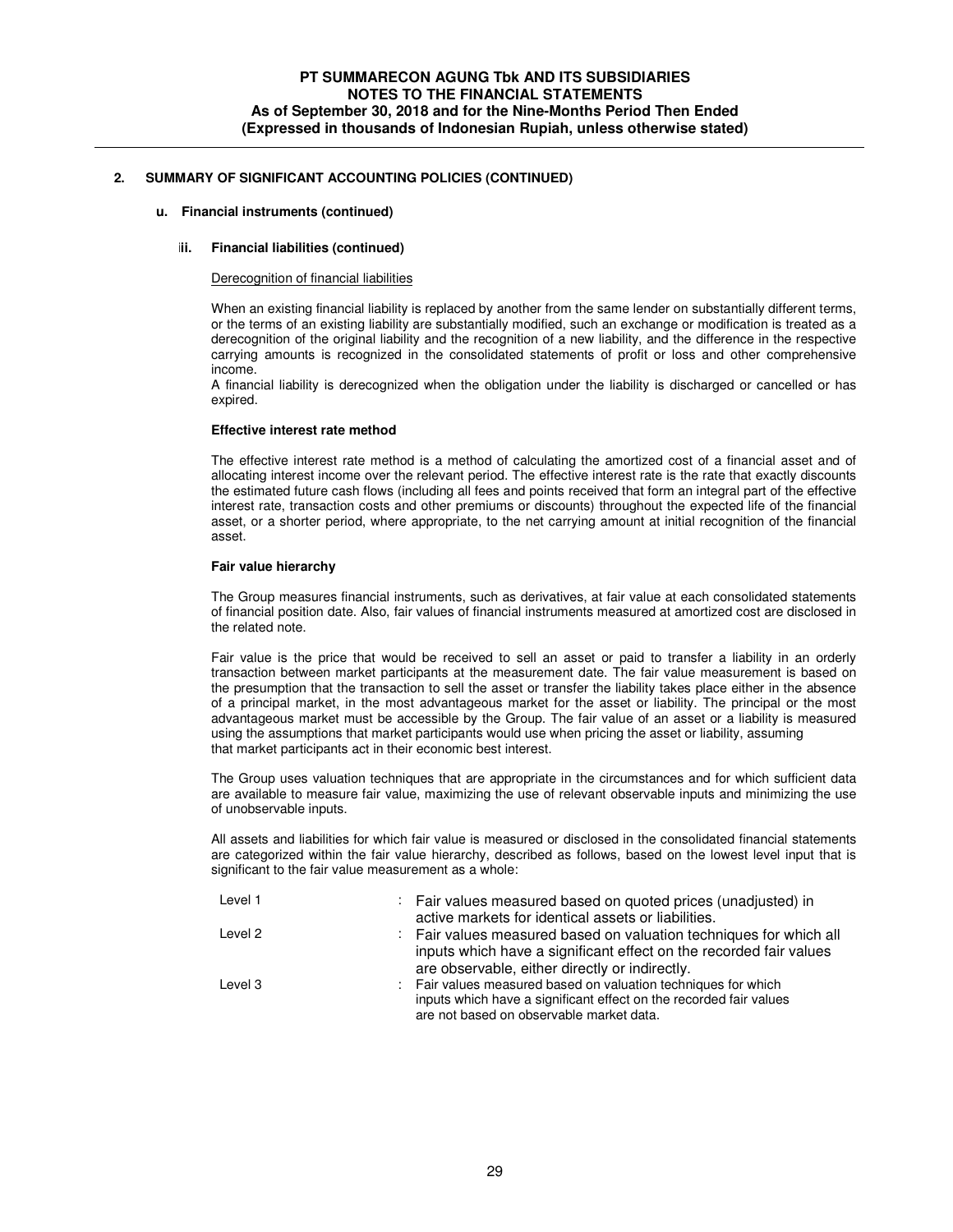## 2. SUMMARY OF SIGNIFICANT ACCOUNTING POLICIES (CONTINUED)

### u. Financial instruments (continued)

#### ii. Financial liabilities (continued)

Derecognition of financial liabilities

When an existing financial liability is replaced by another from the same lender on substantially different terms, or the terms of an existing liability are substantially modified, such an exchange or modification is treated as a derecognition of the original liability and the recognition of a new liability, and the difference in the respective carrying amounts is recognized in the consolidated statements of profit or loss and other comprehensive income.

A financial liability is derecognized when the obligation under the liability is discharged or cancelled or has expired.

**Effective interest rate method**

The effective interest rate method is a method of calculating the amortized cost of a financial asset and of allocating interest income over the relevant period. The effective interest rate is the rate that exactly discounts the estimated future cash flows (including all fees and points received that form an integral part of the effective interest rate, transaction costs and other premiums or discounts) throughout the expected life of the financial asset, or a shorter period, where appropriate, to the net carrying amount at initial recognition of the financial asset.

**Fair value hierarchy**

The Group measures financial instruments, such as derivatives, at fair value at each consolidated statements of financial position date. Also, fair values of financial instruments measured at amortized cost are disclosed in the related note.

Fair value is the price that would be received to sell an asset or paid to transfer a liability in an orderly transaction between market participants at the measurement date. The fair value measurement is based on the presumption that the transaction to sell the asset or transfer the liability takes place either in the absence of a principal market, in the most advantageous market for the asset or liability. The principal or the most advantageous market must be accessible by the Group. The fair value of an asset or a liability is measured using the assumptions that market participants would use when pricing the asset or liability, assuming that market participants act in their economic best interest.

The Group uses valuation techniques that are appropriate in the circumstances and for which sufficient data are available to measure fair value, maximizing the use of relevant observable inputs and minimizing the use of unobservable inputs.

All assets and liabilities for which fair value is measured or disclosed in the consolidated financial statements are categorized within the fair value hierarchy, described as follows, based on the lowest level input that is significant to the fair value measurement as a whole:

| | |
|---|---|
| Level 1 | : Fair values measured based on quoted prices (unadjusted) in active markets for identical assets or liabilities. |
| Level 2 | : Fair values measured based on valuation techniques for which all inputs which have a significant effect on the recorded fair values are observable, either directly or indirectly. |
| Level 3 | : Fair values measured based on valuation techniques for which inputs which have a significant effect on the recorded fair values are not based on observable market data. |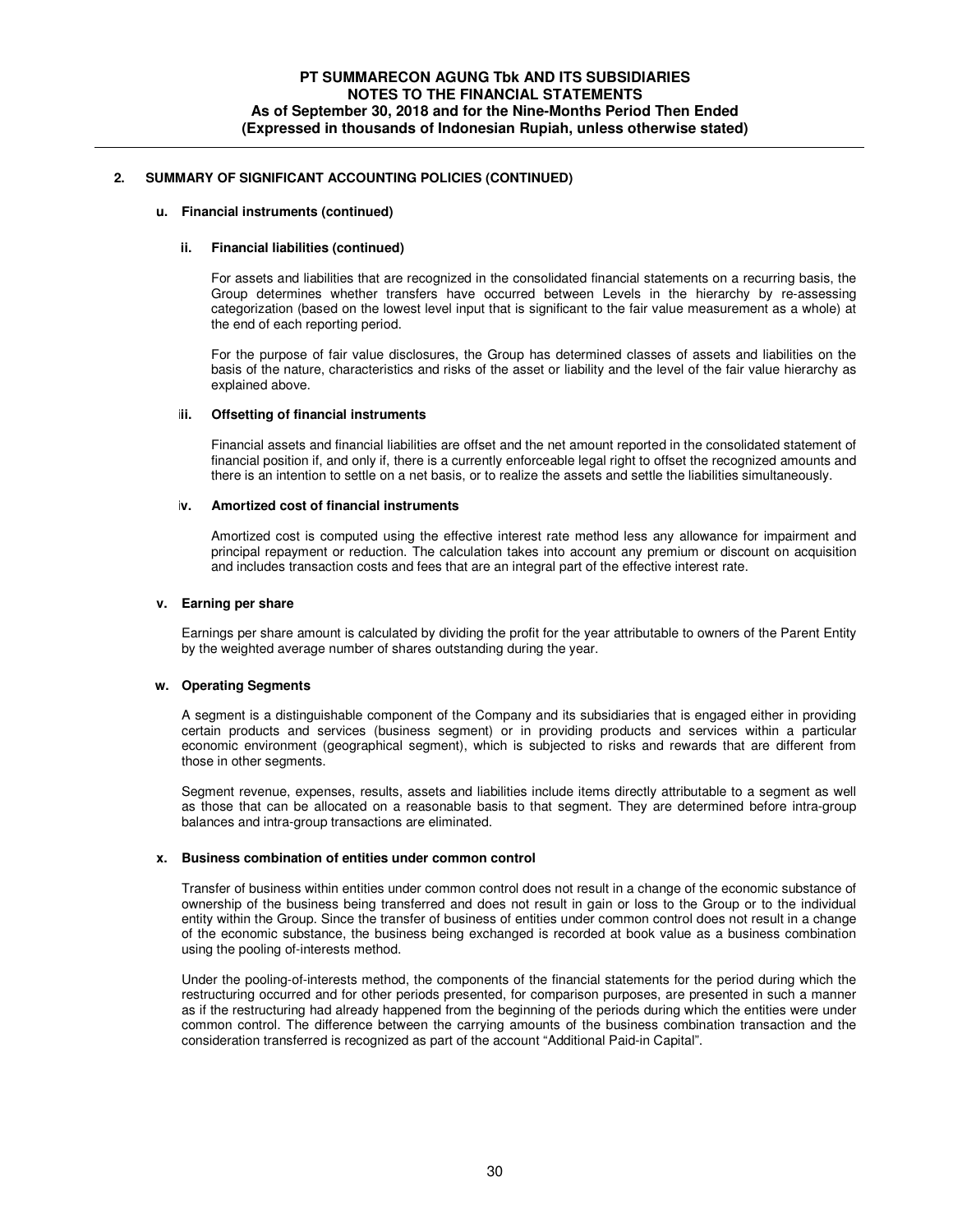## 2. SUMMARY OF SIGNIFICANT ACCOUNTING POLICIES (CONTINUED)

### u. Financial instruments (continued)

#### ii. Financial liabilities (continued)

For assets and liabilities that are recognized in the consolidated financial statements on a recurring basis, the Group determines whether transfers have occurred between Levels in the hierarchy by re-assessing categorization (based on the lowest level input that is significant to the fair value measurement as a whole) at the end of each reporting period.

For the purpose of fair value disclosures, the Group has determined classes of assets and liabilities on the basis of the nature, characteristics and risks of the asset or liability and the level of the fair value hierarchy as explained above.

#### iii. Offsetting of financial instruments

Financial assets and financial liabilities are offset and the net amount reported in the consolidated statement of financial position if, and only if, there is a currently enforceable legal right to offset the recognized amounts and there is an intention to settle on a net basis, or to realize the assets and settle the liabilities simultaneously.

#### iv. Amortized cost of financial instruments

Amortized cost is computed using the effective interest rate method less any allowance for impairment and principal repayment or reduction. The calculation takes into account any premium or discount on acquisition and includes transaction costs and fees that are an integral part of the effective interest rate.

### v. Earning per share

Earnings per share amount is calculated by dividing the profit for the year attributable to owners of the Parent Entity by the weighted average number of shares outstanding during the year.

### w. Operating Segments

A segment is a distinguishable component of the Company and its subsidiaries that is engaged either in providing certain products and services (business segment) or in providing products and services within a particular economic environment (geographical segment), which is subjected to risks and rewards that are different from those in other segments.

Segment revenue, expenses, results, assets and liabilities include items directly attributable to a segment as well as those that can be allocated on a reasonable basis to that segment. They are determined before intra-group balances and intra-group transactions are eliminated.

### x. Business combination of entities under common control

Transfer of business within entities under common control does not result in a change of the economic substance of ownership of the business being transferred and does not result in gain or loss to the Group or to the individual entity within the Group. Since the transfer of business of entities under common control does not result in a change of the economic substance, the business being exchanged is recorded at book value as a business combination using the pooling of-interests method.

Under the pooling-of-interests method, the components of the financial statements for the period during which the restructuring occurred and for other periods presented, for comparison purposes, are presented in such a manner as if the restructuring had already happened from the beginning of the periods during which the entities were under common control. The difference between the carrying amounts of the business combination transaction and the consideration transferred is recognized as part of the account "Additional Paid-in Capital".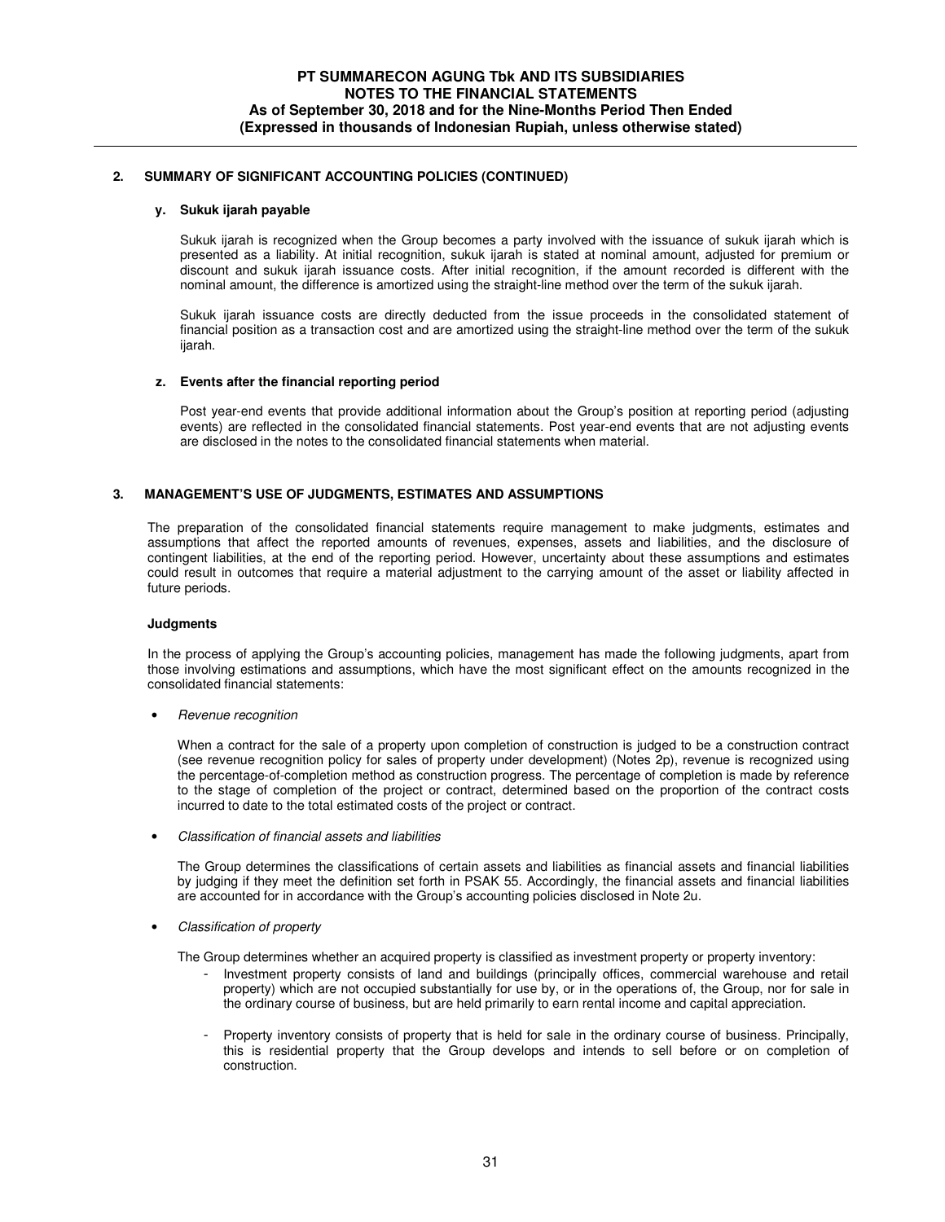## 2. SUMMARY OF SIGNIFICANT ACCOUNTING POLICIES (CONTINUED)

### y. Sukuk ijarah payable

Sukuk ijarah is recognized when the Group becomes a party involved with the issuance of sukuk ijarah which is presented as a liability. At initial recognition, sukuk ijarah is stated at nominal amount, adjusted for premium or discount and sukuk ijarah issuance costs. After initial recognition, if the amount recorded is different with the nominal amount, the difference is amortized using the straight-line method over the term of the sukuk ijarah.

Sukuk ijarah issuance costs are directly deducted from the issue proceeds in the consolidated statement of financial position as a transaction cost and are amortized using the straight-line method over the term of the sukuk ijarah.

### z. Events after the financial reporting period

Post year-end events that provide additional information about the Group's position at reporting period (adjusting events) are reflected in the consolidated financial statements. Post year-end events that are not adjusting events are disclosed in the notes to the consolidated financial statements when material.

## 3. MANAGEMENT'S USE OF JUDGMENTS, ESTIMATES AND ASSUMPTIONS

The preparation of the consolidated financial statements require management to make judgments, estimates and assumptions that affect the reported amounts of revenues, expenses, assets and liabilities, and the disclosure of contingent liabilities, at the end of the reporting period. However, uncertainty about these assumptions and estimates could result in outcomes that require a material adjustment to the carrying amount of the asset or liability affected in future periods.

**Judgments**

In the process of applying the Group's accounting policies, management has made the following judgments, apart from those involving estimations and assumptions, which have the most significant effect on the amounts recognized in the consolidated financial statements:

- *Revenue recognition*

  When a contract for the sale of a property upon completion of construction is judged to be a construction contract (see revenue recognition policy for sales of property under development) (Notes 2p), revenue is recognized using the percentage-of-completion method as construction progress. The percentage of completion is made by reference to the stage of completion of the project or contract, determined based on the proportion of the contract costs incurred to date to the total estimated costs of the project or contract.

- *Classification of financial assets and liabilities*

  The Group determines the classifications of certain assets and liabilities as financial assets and financial liabilities by judging if they meet the definition set forth in PSAK 55. Accordingly, the financial assets and financial liabilities are accounted for in accordance with the Group's accounting policies disclosed in Note 2u.

- *Classification of property*

  The Group determines whether an acquired property is classified as investment property or property inventory:

  - Investment property consists of land and buildings (principally offices, commercial warehouse and retail property) which are not occupied substantially for use by, or in the operations of, the Group, nor for sale in the ordinary course of business, but are held primarily to earn rental income and capital appreciation.

  - Property inventory consists of property that is held for sale in the ordinary course of business. Principally, this is residential property that the Group develops and intends to sell before or on completion of construction.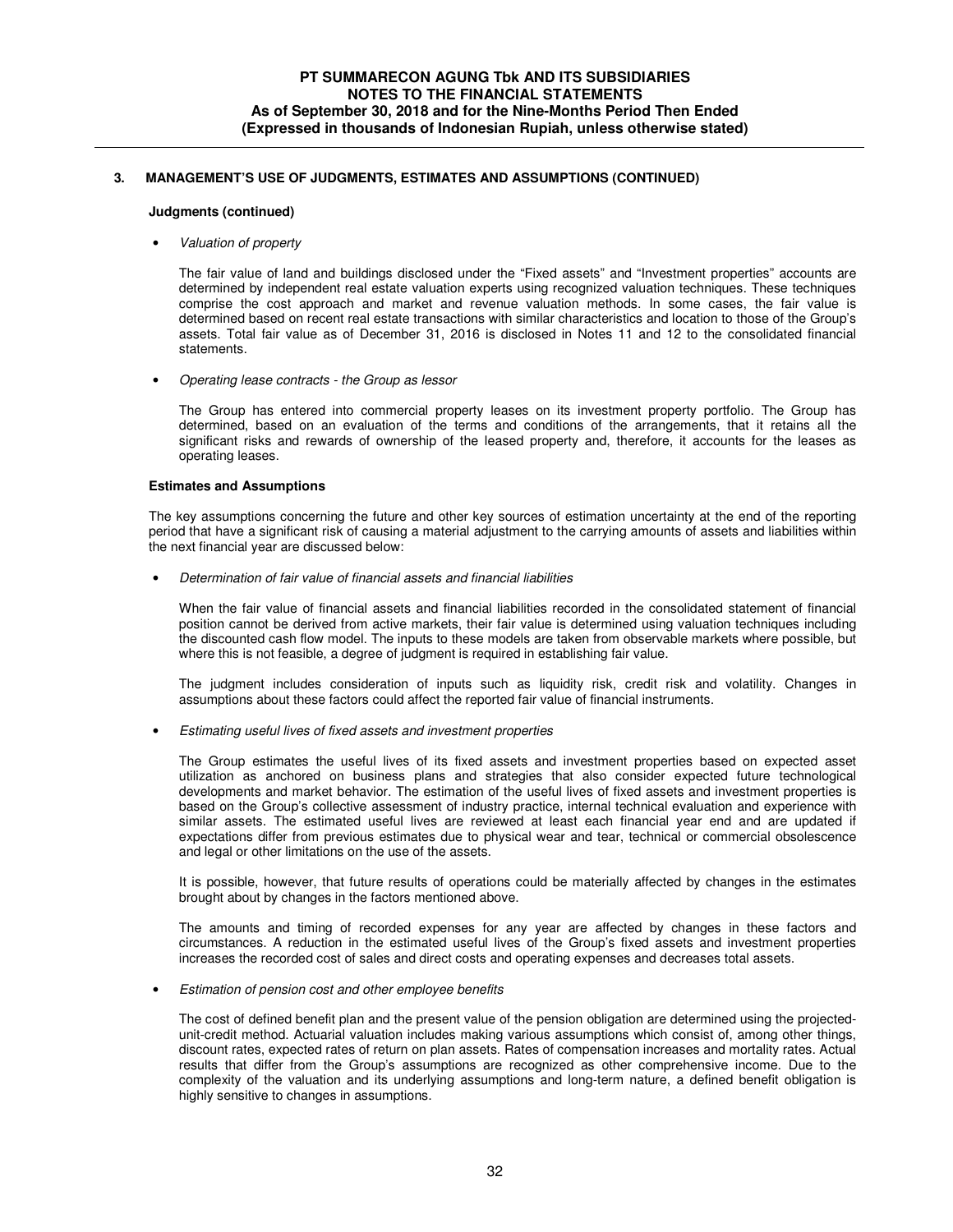## 3. MANAGEMENT'S USE OF JUDGMENTS, ESTIMATES AND ASSUMPTIONS (CONTINUED)

**Judgments (continued)**

- *Valuation of property*

  The fair value of land and buildings disclosed under the "Fixed assets" and "Investment properties" accounts are determined by independent real estate valuation experts using recognized valuation techniques. These techniques comprise the cost approach and market and revenue valuation methods. In some cases, the fair value is determined based on recent real estate transactions with similar characteristics and location to those of the Group's assets. Total fair value as of December 31, 2016 is disclosed in Notes 11 and 12 to the consolidated financial statements.

- *Operating lease contracts - the Group as lessor*

  The Group has entered into commercial property leases on its investment property portfolio. The Group has determined, based on an evaluation of the terms and conditions of the arrangements, that it retains all the significant risks and rewards of ownership of the leased property and, therefore, it accounts for the leases as operating leases.

**Estimates and Assumptions**

The key assumptions concerning the future and other key sources of estimation uncertainty at the end of the reporting period that have a significant risk of causing a material adjustment to the carrying amounts of assets and liabilities within the next financial year are discussed below:

- *Determination of fair value of financial assets and financial liabilities*

  When the fair value of financial assets and financial liabilities recorded in the consolidated statement of financial position cannot be derived from active markets, their fair value is determined using valuation techniques including the discounted cash flow model. The inputs to these models are taken from observable markets where possible, but where this is not feasible, a degree of judgment is required in establishing fair value.

  The judgment includes consideration of inputs such as liquidity risk, credit risk and volatility. Changes in assumptions about these factors could affect the reported fair value of financial instruments.

- *Estimating useful lives of fixed assets and investment properties*

  The Group estimates the useful lives of its fixed assets and investment properties based on expected asset utilization as anchored on business plans and strategies that also consider expected future technological developments and market behavior. The estimation of the useful lives of fixed assets and investment properties is based on the Group's collective assessment of industry practice, internal technical evaluation and experience with similar assets. The estimated useful lives are reviewed at least each financial year end and are updated if expectations differ from previous estimates due to physical wear and tear, technical or commercial obsolescence and legal or other limitations on the use of the assets.

  It is possible, however, that future results of operations could be materially affected by changes in the estimates brought about by changes in the factors mentioned above.

  The amounts and timing of recorded expenses for any year are affected by changes in these factors and circumstances. A reduction in the estimated useful lives of the Group's fixed assets and investment properties increases the recorded cost of sales and direct costs and operating expenses and decreases total assets.

- *Estimation of pension cost and other employee benefits*

  The cost of defined benefit plan and the present value of the pension obligation are determined using the projected-unit-credit method. Actuarial valuation includes making various assumptions which consist of, among other things, discount rates, expected rates of return on plan assets. Rates of compensation increases and mortality rates. Actual results that differ from the Group's assumptions are recognized as other comprehensive income. Due to the complexity of the valuation and its underlying assumptions and long-term nature, a defined benefit obligation is highly sensitive to changes in assumptions.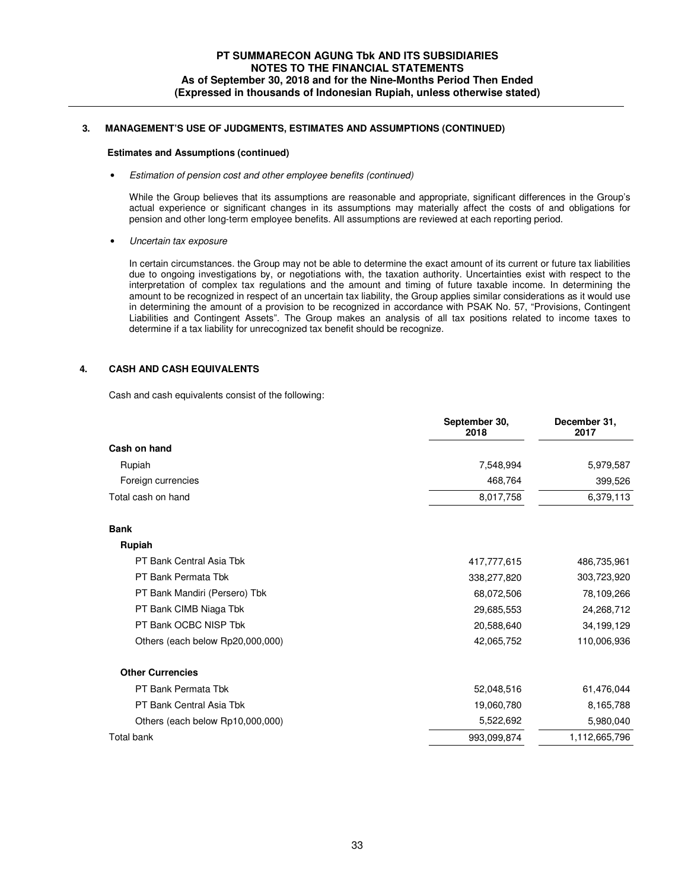### 3. MANAGEMENT'S USE OF JUDGMENTS, ESTIMATES AND ASSUMPTIONS (CONTINUED)

**Estimates and Assumptions (continued)**

- *Estimation of pension cost and other employee benefits (continued)*

  While the Group believes that its assumptions are reasonable and appropriate, significant differences in the Group's actual experience or significant changes in its assumptions may materially affect the costs of and obligations for pension and other long-term employee benefits. All assumptions are reviewed at each reporting period.

- *Uncertain tax exposure*

  In certain circumstances. the Group may not be able to determine the exact amount of its current or future tax liabilities due to ongoing investigations by, or negotiations with, the taxation authority. Uncertainties exist with respect to the interpretation of complex tax regulations and the amount and timing of future taxable income. In determining the amount to be recognized in respect of an uncertain tax liability, the Group applies similar considerations as it would use in determining the amount of a provision to be recognized in accordance with PSAK No. 57, "Provisions, Contingent Liabilities and Contingent Assets". The Group makes an analysis of all tax positions related to income taxes to determine if a tax liability for unrecognized tax benefit should be recognize.

### 4. CASH AND CASH EQUIVALENTS

Cash and cash equivalents consist of the following:

| | September 30, 2018 | December 31, 2017 |
|---|---|---|
| **Cash on hand** | | |
| Rupiah | 7,548,994 | 5,979,587 |
| Foreign currencies | 468,764 | 399,526 |
| Total cash on hand | 8,017,758 | 6,379,113 |
| | | |
| **Bank** | | |
| **Rupiah** | | |
| PT Bank Central Asia Tbk | 417,777,615 | 486,735,961 |
| PT Bank Permata Tbk | 338,277,820 | 303,723,920 |
| PT Bank Mandiri (Persero) Tbk | 68,072,506 | 78,109,266 |
| PT Bank CIMB Niaga Tbk | 29,685,553 | 24,268,712 |
| PT Bank OCBC NISP Tbk | 20,588,640 | 34,199,129 |
| Others (each below Rp20,000,000) | 42,065,752 | 110,006,936 |
| | | |
| **Other Currencies** | | |
| PT Bank Permata Tbk | 52,048,516 | 61,476,044 |
| PT Bank Central Asia Tbk | 19,060,780 | 8,165,788 |
| Others (each below Rp10,000,000) | 5,522,692 | 5,980,040 |
| Total bank | 993,099,874 | 1,112,665,796 |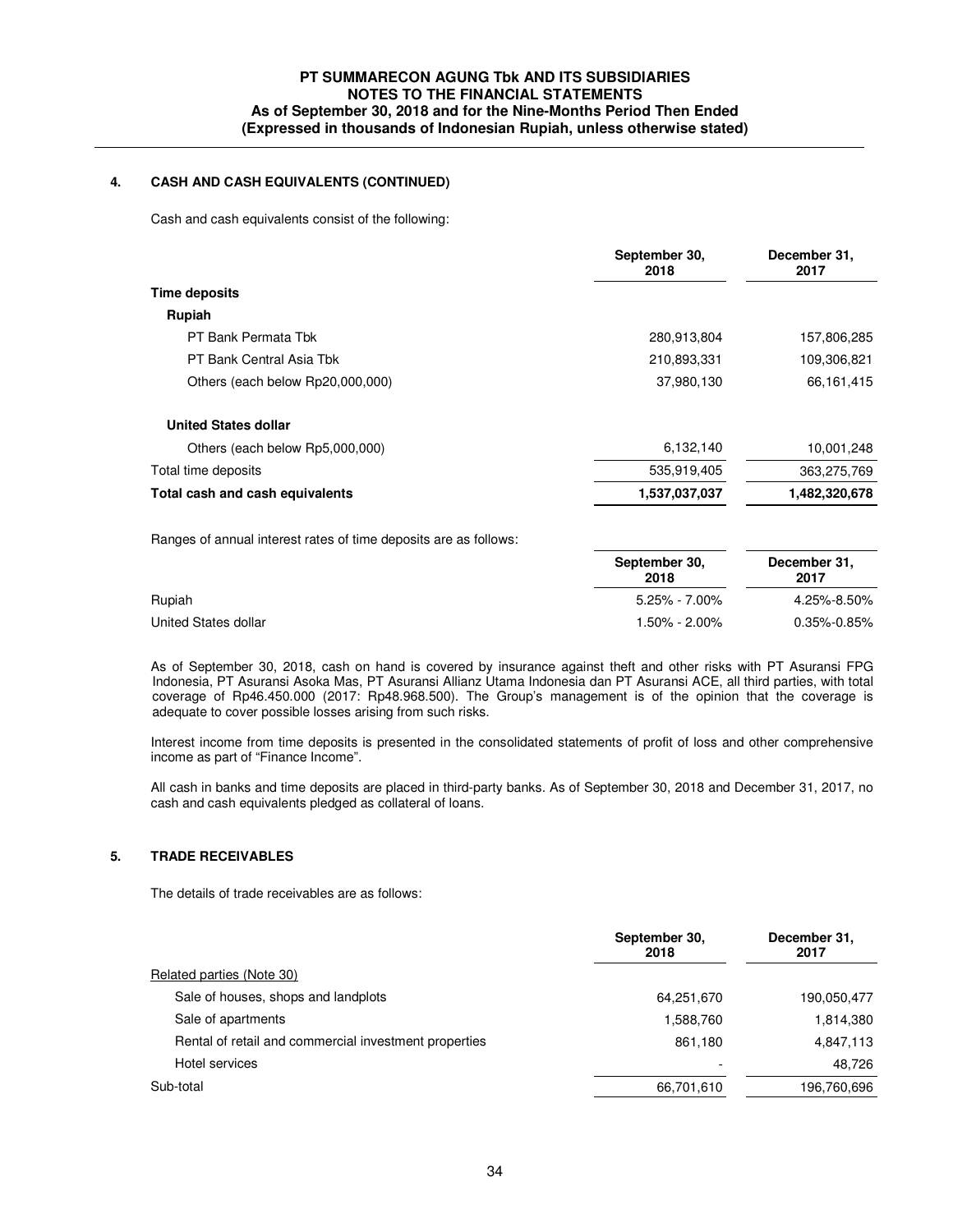## 4. CASH AND CASH EQUIVALENTS (CONTINUED)

Cash and cash equivalents consist of the following:

| | September 30, 2018 | December 31, 2017 |
|---|---|---|
| **Time deposits** | | |
| **Rupiah** | | |
| PT Bank Permata Tbk | 280,913,804 | 157,806,285 |
| PT Bank Central Asia Tbk | 210,893,331 | 109,306,821 |
| Others (each below Rp20,000,000) | 37,980,130 | 66,161,415 |
| **United States dollar** | | |
| Others (each below Rp5,000,000) | 6,132,140 | 10,001,248 |
| Total time deposits | 535,919,405 | 363,275,769 |
| **Total cash and cash equivalents** | **1,537,037,037** | **1,482,320,678** |

Ranges of annual interest rates of time deposits are as follows:

| | September 30, 2018 | December 31, 2017 |
|---|---|---|
| Rupiah | 5.25% - 7.00% | 4.25%-8.50% |
| United States dollar | 1.50% - 2.00% | 0.35%-0.85% |

As of September 30, 2018, cash on hand is covered by insurance against theft and other risks with PT Asuransi FPG Indonesia, PT Asuransi Asoka Mas, PT Asuransi Allianz Utama Indonesia dan PT Asuransi ACE, all third parties, with total coverage of Rp46.450.000 (2017: Rp48.968.500). The Group's management is of the opinion that the coverage is adequate to cover possible losses arising from such risks.

Interest income from time deposits is presented in the consolidated statements of profit of loss and other comprehensive income as part of "Finance Income".

All cash in banks and time deposits are placed in third-party banks. As of September 30, 2018 and December 31, 2017, no cash and cash equivalents pledged as collateral of loans.

## 5. TRADE RECEIVABLES

The details of trade receivables are as follows:

| | September 30, 2018 | December 31, 2017 |
|---|---|---|
| Related parties (Note 30) | | |
| Sale of houses, shops and landplots | 64,251,670 | 190,050,477 |
| Sale of apartments | 1,588,760 | 1,814,380 |
| Rental of retail and commercial investment properties | 861,180 | 4,847,113 |
| Hotel services | - | 48,726 |
| Sub-total | 66,701,610 | 196,760,696 |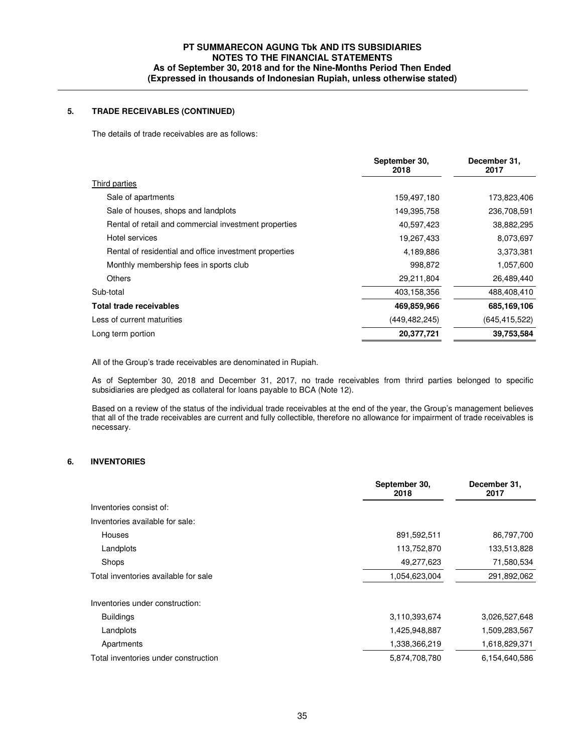## 5. TRADE RECEIVABLES (CONTINUED)

The details of trade receivables are as follows:

| | September 30, 2018 | December 31, 2017 |
|---|---|---|
| Third parties | | |
| Sale of apartments | 159,497,180 | 173,823,406 |
| Sale of houses, shops and landplots | 149,395,758 | 236,708,591 |
| Rental of retail and commercial investment properties | 40,597,423 | 38,882,295 |
| Hotel services | 19,267,433 | 8,073,697 |
| Rental of residential and office investment properties | 4,189,886 | 3,373,381 |
| Monthly membership fees in sports club | 998,872 | 1,057,600 |
| Others | 29,211,804 | 26,489,440 |
| Sub-total | 403,158,356 | 488,408,410 |
| **Total trade receivables** | **469,859,966** | **685,169,106** |
| Less of current maturities | (449,482,245) | (645,415,522) |
| Long term portion | **20,377,721** | **39,753,584** |

All of the Group's trade receivables are denominated in Rupiah.

As of September 30, 2018 and December 31, 2017, no trade receivables from thrird parties belonged to specific subsidiaries are pledged as collateral for loans payable to BCA (Note 12).

Based on a review of the status of the individual trade receivables at the end of the year, the Group's management believes that all of the trade receivables are current and fully collectible, therefore no allowance for impairment of trade receivables is necessary.

## 6. INVENTORIES

| | September 30, 2018 | December 31, 2017 |
|---|---|---|
| Inventories consist of: | | |
| Inventories available for sale: | | |
| Houses | 891,592,511 | 86,797,700 |
| Landplots | 113,752,870 | 133,513,828 |
| Shops | 49,277,623 | 71,580,534 |
| Total inventories available for sale | 1,054,623,004 | 291,892,062 |
| | | |
| Inventories under construction: | | |
| Buildings | 3,110,393,674 | 3,026,527,648 |
| Landplots | 1,425,948,887 | 1,509,283,567 |
| Apartments | 1,338,366,219 | 1,618,829,371 |
| Total inventories under construction | 5,874,708,780 | 6,154,640,586 |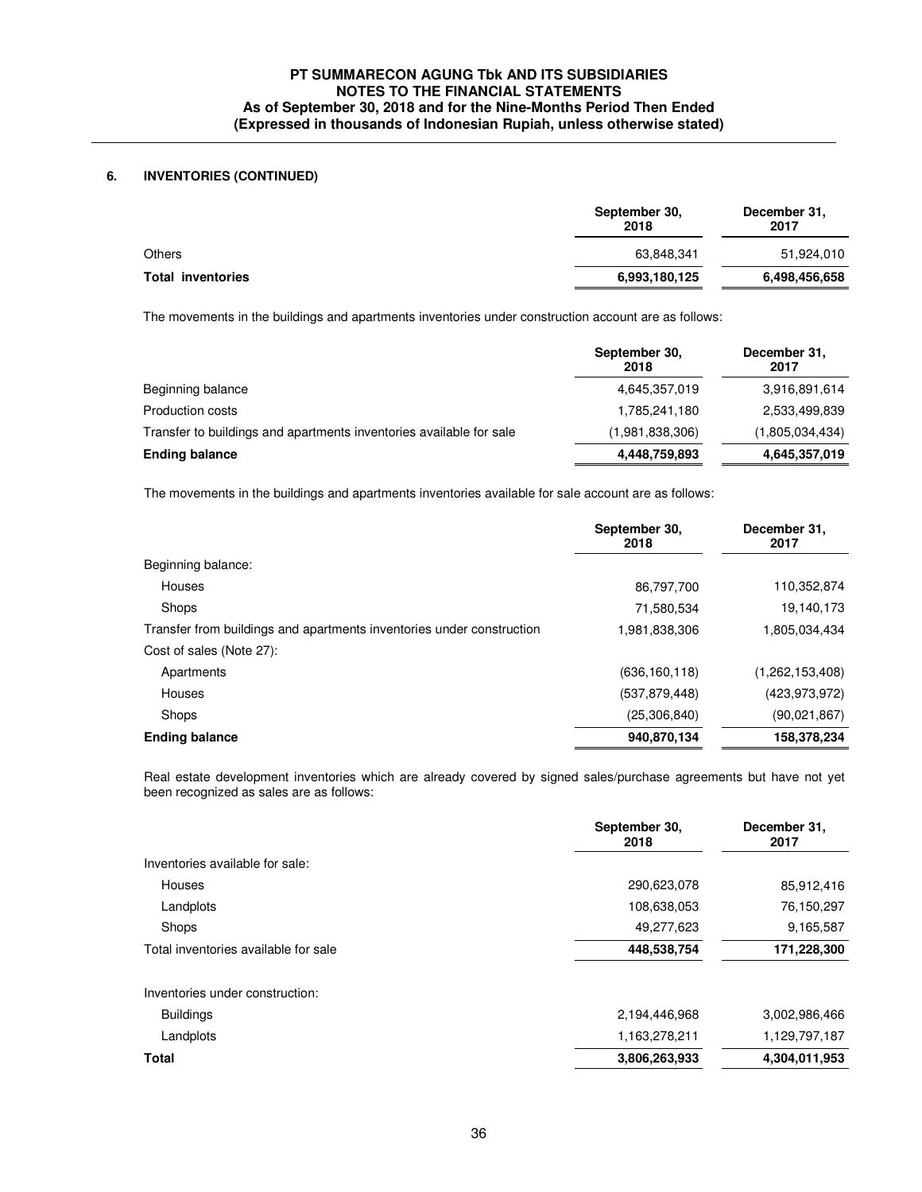## 6. INVENTORIES (CONTINUED)

| | September 30, 2018 | December 31, 2017 |
|---|---|---|
| Others | 63,848,341 | 51,924,010 |
| **Total inventories** | **6,993,180,125** | **6,498,456,658** |

The movements in the buildings and apartments inventories under construction account are as follows:

| | September 30, 2018 | December 31, 2017 |
|---|---|---|
| Beginning balance | 4,645,357,019 | 3,916,891,614 |
| Production costs | 1,785,241,180 | 2,533,499,839 |
| Transfer to buildings and apartments inventories available for sale | (1,981,838,306) | (1,805,034,434) |
| **Ending balance** | **4,448,759,893** | **4,645,357,019** |

The movements in the buildings and apartments inventories available for sale account are as follows:

| | September 30, 2018 | December 31, 2017 |
|---|---|---|
| Beginning balance: | | |
| Houses | 86,797,700 | 110,352,874 |
| Shops | 71,580,534 | 19,140,173 |
| Transfer from buildings and apartments inventories under construction | 1,981,838,306 | 1,805,034,434 |
| Cost of sales (Note 27): | | |
| Apartments | (636,160,118) | (1,262,153,408) |
| Houses | (537,879,448) | (423,973,972) |
| Shops | (25,306,840) | (90,021,867) |
| **Ending balance** | **940,870,134** | **158,378,234** |

Real estate development inventories which are already covered by signed sales/purchase agreements but have not yet been recognized as sales are as follows:

| | September 30, 2018 | December 31, 2017 |
|---|---|---|
| Inventories available for sale: | | |
| Houses | 290,623,078 | 85,912,416 |
| Landplots | 108,638,053 | 76,150,297 |
| Shops | 49,277,623 | 9,165,587 |
| Total inventories available for sale | **448,538,754** | **171,228,300** |
| | | |
| Inventories under construction: | | |
| Buildings | 2,194,446,968 | 3,002,986,466 |
| Landplots | 1,163,278,211 | 1,129,797,187 |
| **Total** | **3,806,263,933** | **4,304,011,953** |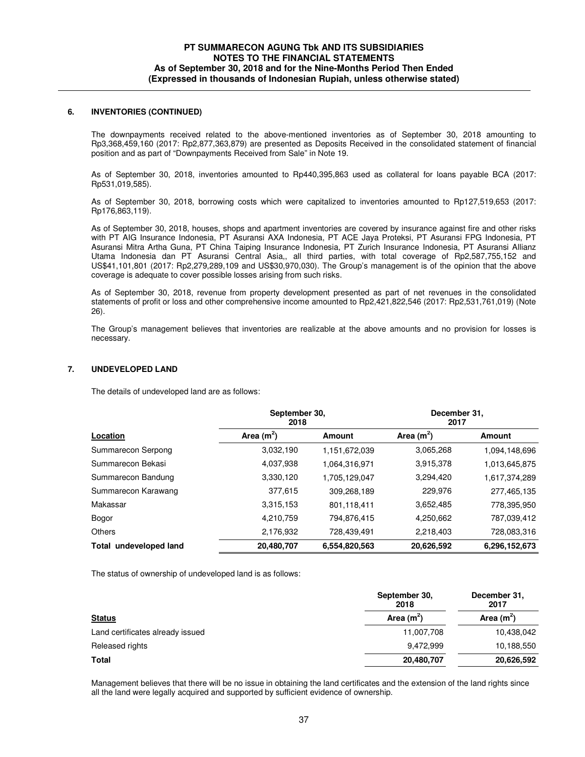## 6. INVENTORIES (CONTINUED)

The downpayments received related to the above-mentioned inventories as of September 30, 2018 amounting to Rp3,368,459,160 (2017: Rp2,877,363,879) are presented as Deposits Received in the consolidated statement of financial position and as part of "Downpayments Received from Sale" in Note 19.

As of September 30, 2018, inventories amounted to Rp440,395,863 used as collateral for loans payable BCA (2017: Rp531,019,585).

As of September 30, 2018, borrowing costs which were capitalized to inventories amounted to Rp127,519,653 (2017: Rp176,863,119).

As of September 30, 2018, houses, shops and apartment inventories are covered by insurance against fire and other risks with PT AIG Insurance Indonesia, PT Asuransi AXA Indonesia, PT ACE Jaya Proteksi, PT Asuransi FPG Indonesia, PT Asuransi Mitra Artha Guna, PT China Taiping Insurance Indonesia, PT Zurich Insurance Indonesia, PT Asuransi Allianz Utama Indonesia dan PT Asuransi Central Asia,, all third parties, with total coverage of Rp2,587,755,152 and US$41,101,801 (2017: Rp2,279,289,109 and US$30,970,030). The Group's management is of the opinion that the above coverage is adequate to cover possible losses arising from such risks.

As of September 30, 2018, revenue from property development presented as part of net revenues in the consolidated statements of profit or loss and other comprehensive income amounted to Rp2,421,822,546 (2017: Rp2,531,761,019) (Note 26).

The Group's management believes that inventories are realizable at the above amounts and no provision for losses is necessary.

## 7. UNDEVELOPED LAND

The details of undeveloped land are as follows:

| | September 30, 2018 | | December 31, 2017 | |
|---|---|---|---|---|
| **Location** | **Area ($m^2$)** | **Amount** | **Area ($m^2$)** | **Amount** |
| Summarecon Serpong | 3,032,190 | 1,151,672,039 | 3,065,268 | 1,094,148,696 |
| Summarecon Bekasi | 4,037,938 | 1,064,316,971 | 3,915,378 | 1,013,645,875 |
| Summarecon Bandung | 3,330,120 | 1,705,129,047 | 3,294,420 | 1,617,374,289 |
| Summarecon Karawang | 377,615 | 309,268,189 | 229,976 | 277,465,135 |
| Makassar | 3,315,153 | 801,118,411 | 3,652,485 | 778,395,950 |
| Bogor | 4,210,759 | 794,876,415 | 4,250,662 | 787,039,412 |
| Others | 2,176,932 | 728,439,491 | 2,218,403 | 728,083,316 |
| **Total undeveloped land** | **20,480,707** | **6,554,820,563** | **20,626,592** | **6,296,152,673** |

The status of ownership of undeveloped land is as follows:

| | September 30, 2018 | December 31, 2017 |
|---|---|---|
| **Status** | **Area ($m^2$)** | **Area ($m^2$)** |
| Land certificates already issued | 11,007,708 | 10,438,042 |
| Released rights | 9,472,999 | 10,188,550 |
| **Total** | **20,480,707** | **20,626,592** |

Management believes that there will be no issue in obtaining the land certificates and the extension of the land rights since all the land were legally acquired and supported by sufficient evidence of ownership.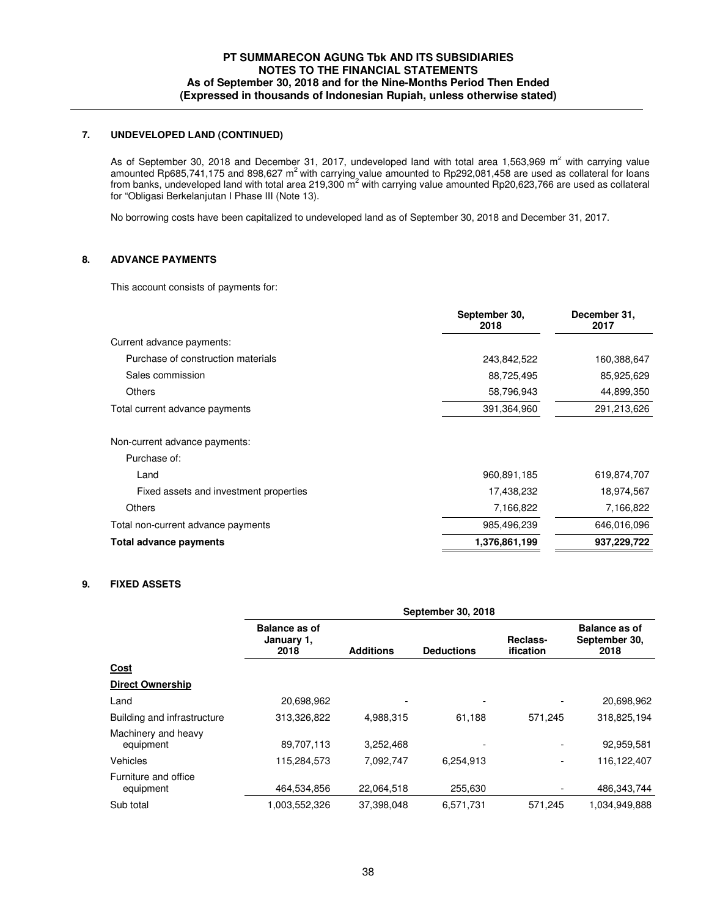## 7. UNDEVELOPED LAND (CONTINUED)

As of September 30, 2018 and December 31, 2017, undeveloped land with total area 1,563,969 $m^2$ with carrying value amounted Rp685,741,175 and 898,627 $m^2$ with carrying value amounted to Rp292,081,458 are used as collateral for loans from banks, undeveloped land with total area 219,300 $m^2$ with carrying value amounted Rp20,623,766 are used as collateral for "Obligasi Berkelanjutan I Phase III (Note 13).

No borrowing costs have been capitalized to undeveloped land as of September 30, 2018 and December 31, 2017.

## 8. ADVANCE PAYMENTS

This account consists of payments for:

| | September 30, 2018 | December 31, 2017 |
|---|---|---|
| Current advance payments: | | |
| Purchase of construction materials | 243,842,522 | 160,388,647 |
| Sales commission | 88,725,495 | 85,925,629 |
| Others | 58,796,943 | 44,899,350 |
| Total current advance payments | 391,364,960 | 291,213,626 |
| Non-current advance payments: | | |
| Purchase of: | | |
| Land | 960,891,185 | 619,874,707 |
| Fixed assets and investment properties | 17,438,232 | 18,974,567 |
| Others | 7,166,822 | 7,166,822 |
| Total non-current advance payments | 985,496,239 | 646,016,096 |
| **Total advance payments** | **1,376,861,199** | **937,229,722** |

## 9. FIXED ASSETS

| | September 30, 2018 | | | | |
|---|---|---|---|---|---|
| | Balance as of January 1, 2018 | Additions | Deductions | Reclass-ification | Balance as of September 30, 2018 |
| **Cost** | | | | | |
| **Direct Ownership** | | | | | |
| Land | 20,698,962 | - | - | - | 20,698,962 |
| Building and infrastructure | 313,326,822 | 4,988,315 | 61,188 | 571,245 | 318,825,194 |
| Machinery and heavy equipment | 89,707,113 | 3,252,468 | - | - | 92,959,581 |
| Vehicles | 115,284,573 | 7,092,747 | 6,254,913 | - | 116,122,407 |
| Furniture and office equipment | 464,534,856 | 22,064,518 | 255,630 | - | 486,343,744 |
| Sub total | 1,003,552,326 | 37,398,048 | 6,571,731 | 571,245 | 1,034,949,888 |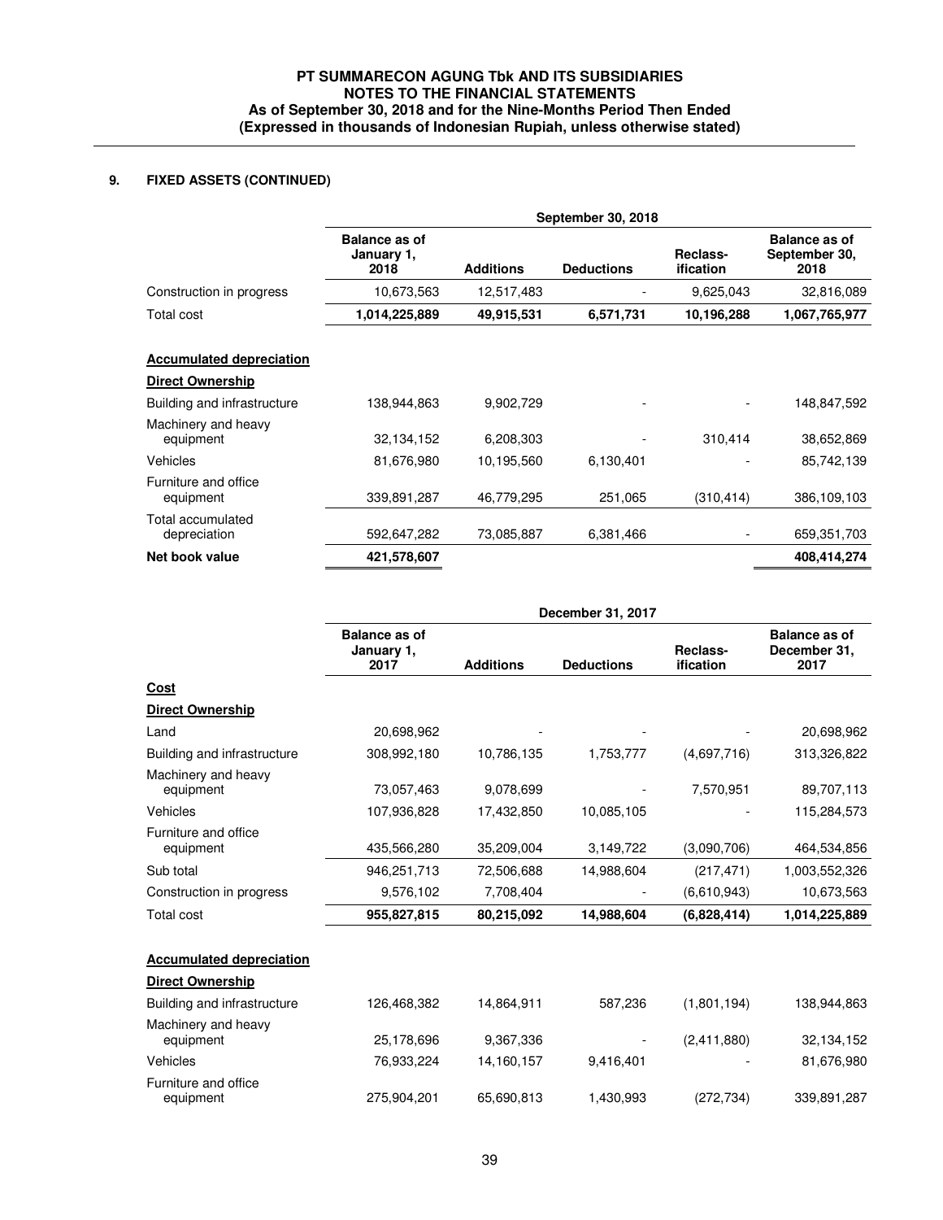## 9. FIXED ASSETS (CONTINUED)

| | September 30, 2018 | | | | |
|---|---|---|---|---|---|
| | Balance as of January 1, 2018 | Additions | Deductions | Reclass-ification | Balance as of September 30, 2018 |
| Construction in progress | 10,673,563 | 12,517,483 | - | 9,625,043 | 32,816,089 |
| **Total cost** | **1,014,225,889** | **49,915,531** | **6,571,731** | **10,196,288** | **1,067,765,977** |
| **Accumulated depreciation** | | | | | |
| **Direct Ownership** | | | | | |
| Building and infrastructure | 138,944,863 | 9,902,729 | - | - | 148,847,592 |
| Machinery and heavy equipment | 32,134,152 | 6,208,303 | - | 310,414 | 38,652,869 |
| Vehicles | 81,676,980 | 10,195,560 | 6,130,401 | - | 85,742,139 |
| Furniture and office equipment | 339,891,287 | 46,779,295 | 251,065 | (310,414) | 386,109,103 |
| Total accumulated depreciation | 592,647,282 | 73,085,887 | 6,381,466 | - | 659,351,703 |
| **Net book value** | **421,578,607** | | | | **408,414,274** |

| | December 31, 2017 | | | | |
|---|---|---|---|---|---|
| | Balance as of January 1, 2017 | Additions | Deductions | Reclass-ification | Balance as of December 31, 2017 |
| **Cost** | | | | | |
| **Direct Ownership** | | | | | |
| Land | 20,698,962 | - | - | - | 20,698,962 |
| Building and infrastructure | 308,992,180 | 10,786,135 | 1,753,777 | (4,697,716) | 313,326,822 |
| Machinery and heavy equipment | 73,057,463 | 9,078,699 | - | 7,570,951 | 89,707,113 |
| Vehicles | 107,936,828 | 17,432,850 | 10,085,105 | - | 115,284,573 |
| Furniture and office equipment | 435,566,280 | 35,209,004 | 3,149,722 | (3,090,706) | 464,534,856 |
| Sub total | 946,251,713 | 72,506,688 | 14,988,604 | (217,471) | 1,003,552,326 |
| Construction in progress | 9,576,102 | 7,708,404 | - | (6,610,943) | 10,673,563 |
| **Total cost** | **955,827,815** | **80,215,092** | **14,988,604** | **(6,828,414)** | **1,014,225,889** |
| **Accumulated depreciation** | | | | | |
| **Direct Ownership** | | | | | |
| Building and infrastructure | 126,468,382 | 14,864,911 | 587,236 | (1,801,194) | 138,944,863 |
| Machinery and heavy equipment | 25,178,696 | 9,367,336 | - | (2,411,880) | 32,134,152 |
| Vehicles | 76,933,224 | 14,160,157 | 9,416,401 | - | 81,676,980 |
| Furniture and office equipment | 275,904,201 | 65,690,813 | 1,430,993 | (272,734) | 339,891,287 |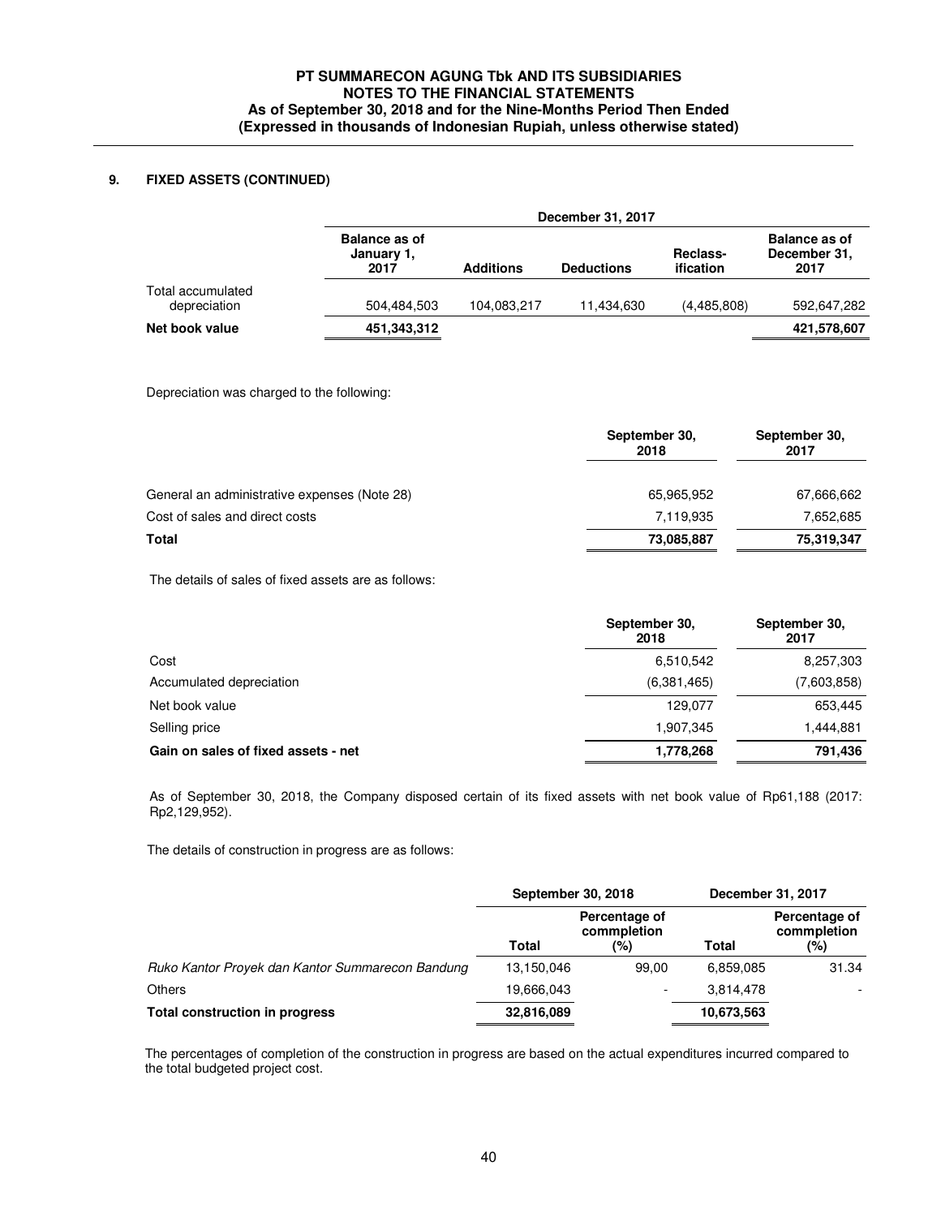## 9. FIXED ASSETS (CONTINUED)

| | December 31, 2017 | | | | |
|---|---|---|---|---|---|
| | Balance as of January 1, 2017 | Additions | Deductions | Reclass-ification | Balance as of December 31, 2017 |
| Total accumulated depreciation | 504,484,503 | 104,083,217 | 11,434,630 | (4,485,808) | 592,647,282 |
| **Net book value** | **451,343,312** | | | | **421,578,607** |

Depreciation was charged to the following:

| | September 30, 2018 | September 30, 2017 |
|---|---|---|
| General an administrative expenses (Note 28) | 65,965,952 | 67,666,662 |
| Cost of sales and direct costs | 7,119,935 | 7,652,685 |
| **Total** | **73,085,887** | **75,319,347** |

The details of sales of fixed assets are as follows:

| | September 30, 2018 | September 30, 2017 |
|---|---|---|
| Cost | 6,510,542 | 8,257,303 |
| Accumulated depreciation | (6,381,465) | (7,603,858) |
| Net book value | 129,077 | 653,445 |
| Selling price | 1,907,345 | 1,444,881 |
| **Gain on sales of fixed assets - net** | **1,778,268** | **791,436** |

As of September 30, 2018, the Company disposed certain of its fixed assets with net book value of Rp61,188 (2017: Rp2,129,952).

The details of construction in progress are as follows:

| | September 30, 2018 | | December 31, 2017 | |
|---|---|---|---|---|
| | Total | Percentage of commpletion (%) | Total | Percentage of commpletion (%) |
| *Ruko Kantor Proyek dan Kantor Summarecon Bandung* | 13,150,046 | 99,00 | 6,859,085 | 31.34 |
| Others | 19,666,043 | - | 3,814,478 | - |
| **Total construction in progress** | **32,816,089** | | **10,673,563** | |

The percentages of completion of the construction in progress are based on the actual expenditures incurred compared to the total budgeted project cost.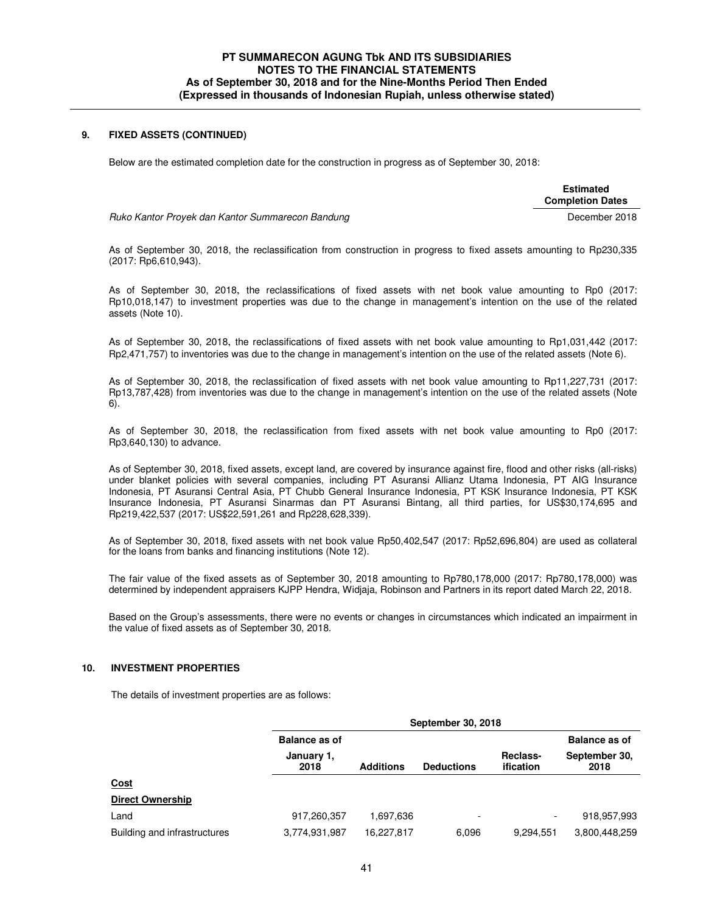## 9. FIXED ASSETS (CONTINUED)

Below are the estimated completion date for the construction in progress as of September 30, 2018:

| | Estimated Completion Dates |
|---|---|
| *Ruko Kantor Proyek dan Kantor Summarecon Bandung* | December 2018 |

As of September 30, 2018, the reclassification from construction in progress to fixed assets amounting to Rp230,335 (2017: Rp6,610,943).

As of September 30, 2018, the reclassifications of fixed assets with net book value amounting to Rp0 (2017: Rp10,018,147) to investment properties was due to the change in management's intention on the use of the related assets (Note 10).

As of September 30, 2018, the reclassifications of fixed assets with net book value amounting to Rp1,031,442 (2017: Rp2,471,757) to inventories was due to the change in management's intention on the use of the related assets (Note 6).

As of September 30, 2018, the reclassification of fixed assets with net book value amounting to Rp11,227,731 (2017: Rp13,787,428) from inventories was due to the change in management's intention on the use of the related assets (Note 6).

As of September 30, 2018, the reclassification from fixed assets with net book value amounting to Rp0 (2017: Rp3,640,130) to advance.

As of September 30, 2018, fixed assets, except land, are covered by insurance against fire, flood and other risks (all-risks) under blanket policies with several companies, including PT Asuransi Allianz Utama Indonesia, PT AIG Insurance Indonesia, PT Asuransi Central Asia, PT Chubb General Insurance Indonesia, PT KSK Insurance Indonesia, PT KSK Insurance Indonesia, PT Asuransi Sinarmas dan PT Asuransi Bintang, all third parties, for US$30,174,695 and Rp219,422,537 (2017: US$22,591,261 and Rp228,628,339).

As of September 30, 2018, fixed assets with net book value Rp50,402,547 (2017: Rp52,696,804) are used as collateral for the loans from banks and financing institutions (Note 12).

The fair value of the fixed assets as of September 30, 2018 amounting to Rp780,178,000 (2017: Rp780,178,000) was determined by independent appraisers KJPP Hendra, Widjaja, Robinson and Partners in its report dated March 22, 2018.

Based on the Group's assessments, there were no events or changes in circumstances which indicated an impairment in the value of fixed assets as of September 30, 2018.

## 10. INVESTMENT PROPERTIES

The details of investment properties are as follows:

| | September 30, 2018 | | | | |
|---|---|---|---|---|---|
| | Balance as of January 1, 2018 | Additions | Deductions | Reclass-ification | Balance as of September 30, 2018 |
| **Cost** | | | | | |
| **Direct Ownership** | | | | | |
| Land | 917,260,357 | 1,697,636 | - | - | 918,957,993 |
| Building and infrastructures | 3,774,931,987 | 16,227,817 | 6,096 | 9,294,551 | 3,800,448,259 |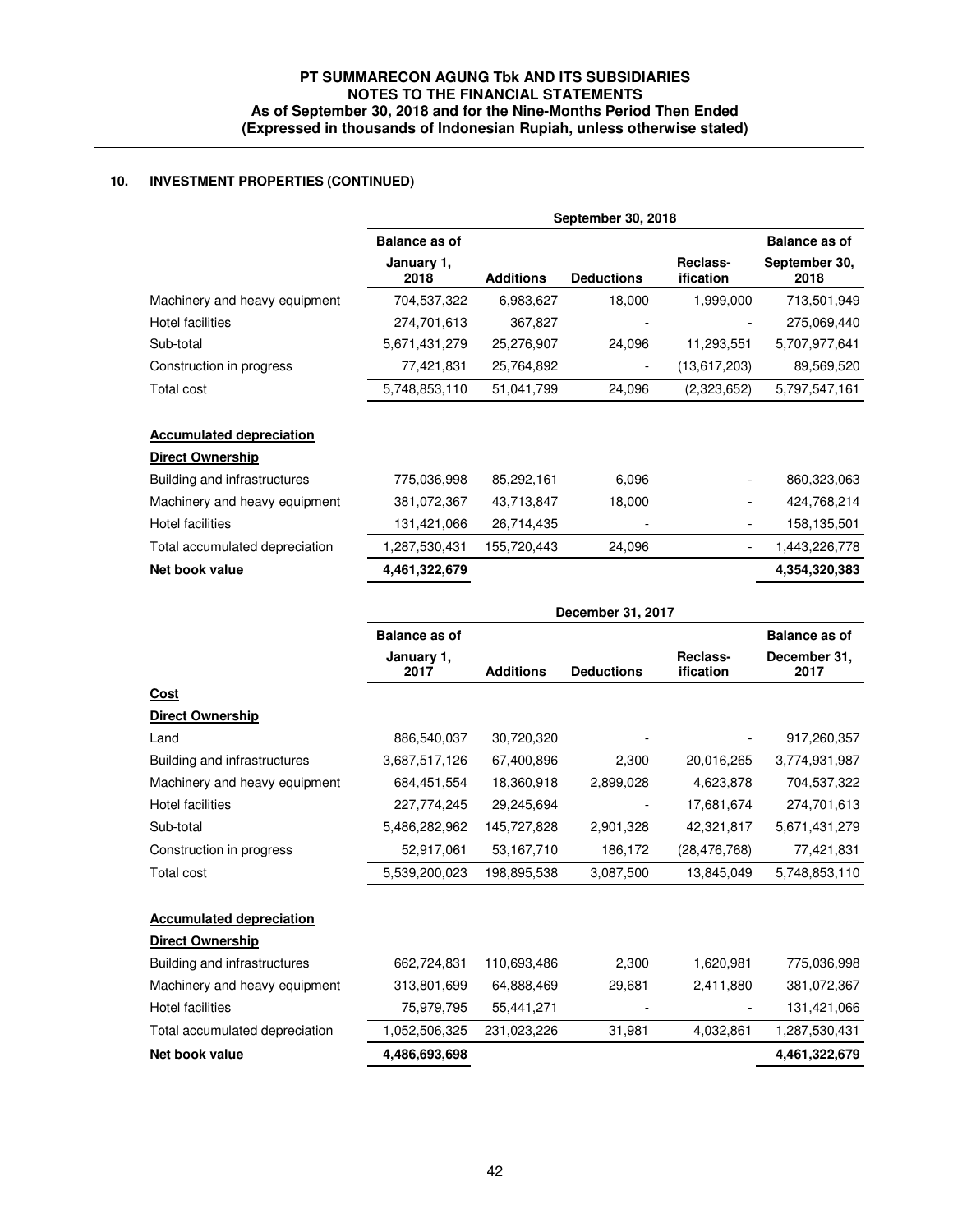## 10. INVESTMENT PROPERTIES (CONTINUED)

| | September 30, 2018 | | | | |
|---|---|---|---|---|---|
| | Balance as of January 1, 2018 | Additions | Deductions | Reclass-ification | Balance as of September 30, 2018 |
| Machinery and heavy equipment | 704,537,322 | 6,983,627 | 18,000 | 1,999,000 | 713,501,949 |
| Hotel facilities | 274,701,613 | 367,827 | - | - | 275,069,440 |
| Sub-total | 5,671,431,279 | 25,276,907 | 24,096 | 11,293,551 | 5,707,977,641 |
| Construction in progress | 77,421,831 | 25,764,892 | - | (13,617,203) | 89,569,520 |
| Total cost | 5,748,853,110 | 51,041,799 | 24,096 | (2,323,652) | 5,797,547,161 |
| **Accumulated depreciation** | | | | | |
| **Direct Ownership** | | | | | |
| Building and infrastructures | 775,036,998 | 85,292,161 | 6,096 | - | 860,323,063 |
| Machinery and heavy equipment | 381,072,367 | 43,713,847 | 18,000 | - | 424,768,214 |
| Hotel facilities | 131,421,066 | 26,714,435 | - | - | 158,135,501 |
| Total accumulated depreciation | 1,287,530,431 | 155,720,443 | 24,096 | - | 1,443,226,778 |
| **Net book value** | **4,461,322,679** | | | | **4,354,320,383** |

| | December 31, 2017 | | | | |
|---|---|---|---|---|---|
| | Balance as of January 1, 2017 | Additions | Deductions | Reclass-ification | Balance as of December 31, 2017 |
| **Cost** | | | | | |
| **Direct Ownership** | | | | | |
| Land | 886,540,037 | 30,720,320 | - | - | 917,260,357 |
| Building and infrastructures | 3,687,517,126 | 67,400,896 | 2,300 | 20,016,265 | 3,774,931,987 |
| Machinery and heavy equipment | 684,451,554 | 18,360,918 | 2,899,028 | 4,623,878 | 704,537,322 |
| Hotel facilities | 227,774,245 | 29,245,694 | - | 17,681,674 | 274,701,613 |
| Sub-total | 5,486,282,962 | 145,727,828 | 2,901,328 | 42,321,817 | 5,671,431,279 |
| Construction in progress | 52,917,061 | 53,167,710 | 186,172 | (28,476,768) | 77,421,831 |
| Total cost | 5,539,200,023 | 198,895,538 | 3,087,500 | 13,845,049 | 5,748,853,110 |
| **Accumulated depreciation** | | | | | |
| **Direct Ownership** | | | | | |
| Building and infrastructures | 662,724,831 | 110,693,486 | 2,300 | 1,620,981 | 775,036,998 |
| Machinery and heavy equipment | 313,801,699 | 64,888,469 | 29,681 | 2,411,880 | 381,072,367 |
| Hotel facilities | 75,979,795 | 55,441,271 | - | - | 131,421,066 |
| Total accumulated depreciation | 1,052,506,325 | 231,023,226 | 31,981 | 4,032,861 | 1,287,530,431 |
| **Net book value** | **4,486,693,698** | | | | **4,461,322,679** |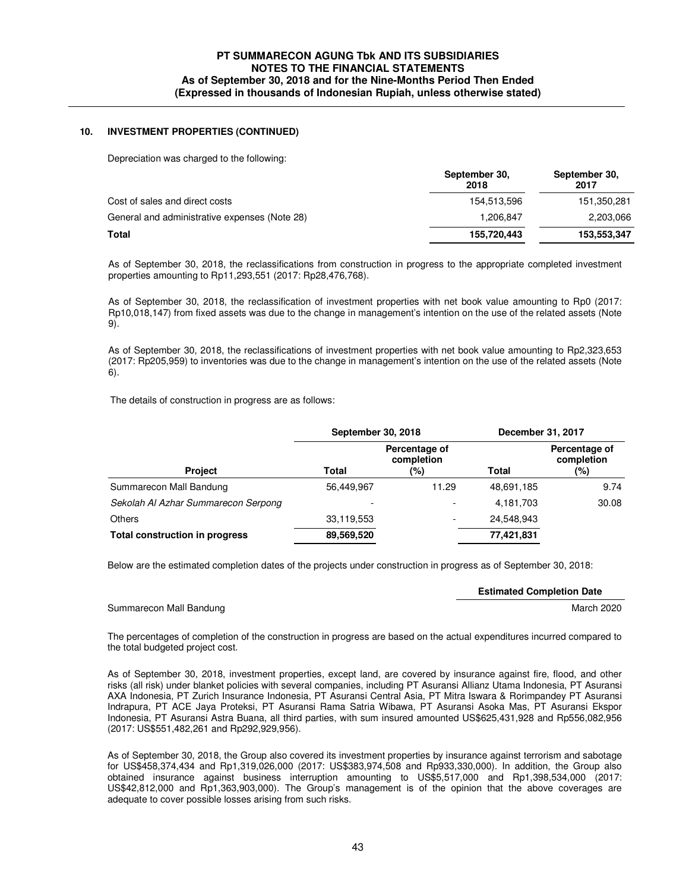## 10. INVESTMENT PROPERTIES (CONTINUED)

Depreciation was charged to the following:

| | September 30, 2018 | September 30, 2017 |
|---|---|---|
| Cost of sales and direct costs | 154,513,596 | 151,350,281 |
| General and administrative expenses (Note 28) | 1,206,847 | 2,203,066 |
| **Total** | **155,720,443** | **153,553,347** |

As of September 30, 2018, the reclassifications from construction in progress to the appropriate completed investment properties amounting to Rp11,293,551 (2017: Rp28,476,768).

As of September 30, 2018, the reclassification of investment properties with net book value amounting to Rp0 (2017: Rp10,018,147) from fixed assets was due to the change in management's intention on the use of the related assets (Note 9).

As of September 30, 2018, the reclassifications of investment properties with net book value amounting to Rp2,323,653 (2017: Rp205,959) to inventories was due to the change in management's intention on the use of the related assets (Note 6).

The details of construction in progress are as follows:

| | September 30, 2018 | | December 31, 2017 | |
|---|---|---|---|---|
| **Project** | **Total** | **Percentage of completion (%)** | **Total** | **Percentage of completion (%)** |
| Summarecon Mall Bandung | 56,449,967 | 11.29 | 48,691,185 | 9.74 |
| *Sekolah Al Azhar Summarecon Serpong* | - | - | 4,181,703 | 30.08 |
| Others | 33,119,553 | - | 24,548,943 | |
| **Total construction in progress** | **89,569,520** | | **77,421,831** | |

Below are the estimated completion dates of the projects under construction in progress as of September 30, 2018:

| | Estimated Completion Date |
|---|---|
| Summarecon Mall Bandung | March 2020 |

The percentages of completion of the construction in progress are based on the actual expenditures incurred compared to the total budgeted project cost.

As of September 30, 2018, investment properties, except land, are covered by insurance against fire, flood, and other risks (all risk) under blanket policies with several companies, including PT Asuransi Allianz Utama Indonesia, PT Asuransi AXA Indonesia, PT Zurich Insurance Indonesia, PT Asuransi Central Asia, PT Mitra Iswara & Rorimpandey PT Asuransi Indrapura, PT ACE Jaya Proteksi, PT Asuransi Rama Satria Wibawa, PT Asuransi Asoka Mas, PT Asuransi Ekspor Indonesia, PT Asuransi Astra Buana, all third parties, with sum insured amounted US$625,431,928 and Rp556,082,956 (2017: US$551,482,261 and Rp292,929,956).

As of September 30, 2018, the Group also covered its investment properties by insurance against terrorism and sabotage for US$458,374,434 and Rp1,319,026,000 (2017: US$383,974,508 and Rp933,330,000). In addition, the Group also obtained insurance against business interruption amounting to US$5,517,000 and Rp1,398,534,000 (2017: US$42,812,000 and Rp1,363,903,000). The Group's management is of the opinion that the above coverages are adequate to cover possible losses arising from such risks.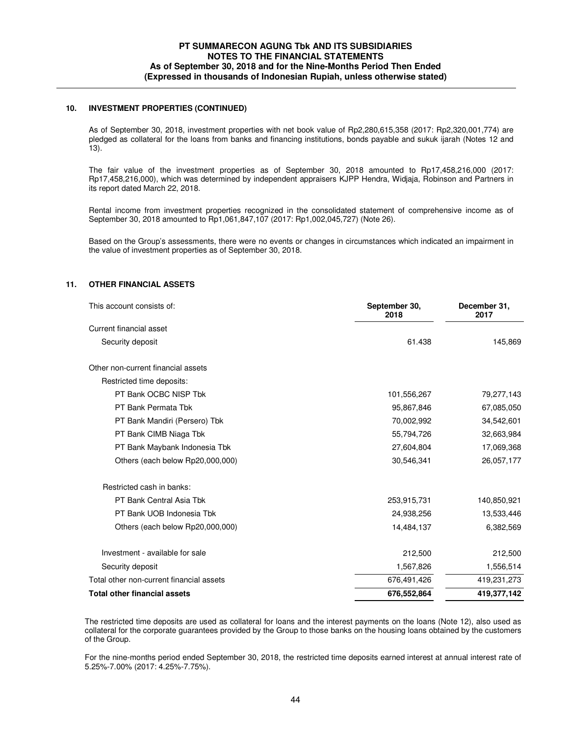## 10. INVESTMENT PROPERTIES (CONTINUED)

As of September 30, 2018, investment properties with net book value of Rp2,280,615,358 (2017: Rp2,320,001,774) are pledged as collateral for the loans from banks and financing institutions, bonds payable and sukuk ijarah (Notes 12 and 13).

The fair value of the investment properties as of September 30, 2018 amounted to Rp17,458,216,000 (2017: Rp17,458,216,000), which was determined by independent appraisers KJPP Hendra, Widjaja, Robinson and Partners in its report dated March 22, 2018.

Rental income from investment properties recognized in the consolidated statement of comprehensive income as of September 30, 2018 amounted to Rp1,061,847,107 (2017: Rp1,002,045,727) (Note 26).

Based on the Group's assessments, there were no events or changes in circumstances which indicated an impairment in the value of investment properties as of September 30, 2018.

## 11. OTHER FINANCIAL ASSETS

| This account consists of: | September 30, 2018 | December 31, 2017 |
|---|---|---|
| Current financial asset | | |
| Security deposit | 61.438 | 145,869 |
| Other non-current financial assets | | |
| Restricted time deposits: | | |
| PT Bank OCBC NISP Tbk | 101,556,267 | 79,277,143 |
| PT Bank Permata Tbk | 95,867,846 | 67,085,050 |
| PT Bank Mandiri (Persero) Tbk | 70,002,992 | 34,542,601 |
| PT Bank CIMB Niaga Tbk | 55,794,726 | 32,663,984 |
| PT Bank Maybank Indonesia Tbk | 27,604,804 | 17,069,368 |
| Others (each below Rp20,000,000) | 30,546,341 | 26,057,177 |
| Restricted cash in banks: | | |
| PT Bank Central Asia Tbk | 253,915,731 | 140,850,921 |
| PT Bank UOB Indonesia Tbk | 24,938,256 | 13,533,446 |
| Others (each below Rp20,000,000) | 14,484,137 | 6,382,569 |
| Investment - available for sale | 212,500 | 212,500 |
| Security deposit | 1,567,826 | 1,556,514 |
| Total other non-current financial assets | 676,491,426 | 419,231,273 |
| **Total other financial assets** | **676,552,864** | **419,377,142** |

The restricted time deposits are used as collateral for loans and the interest payments on the loans (Note 12), also used as collateral for the corporate guarantees provided by the Group to those banks on the housing loans obtained by the customers of the Group.

For the nine-months period ended September 30, 2018, the restricted time deposits earned interest at annual interest rate of 5.25%-7.00% (2017: 4.25%-7.75%).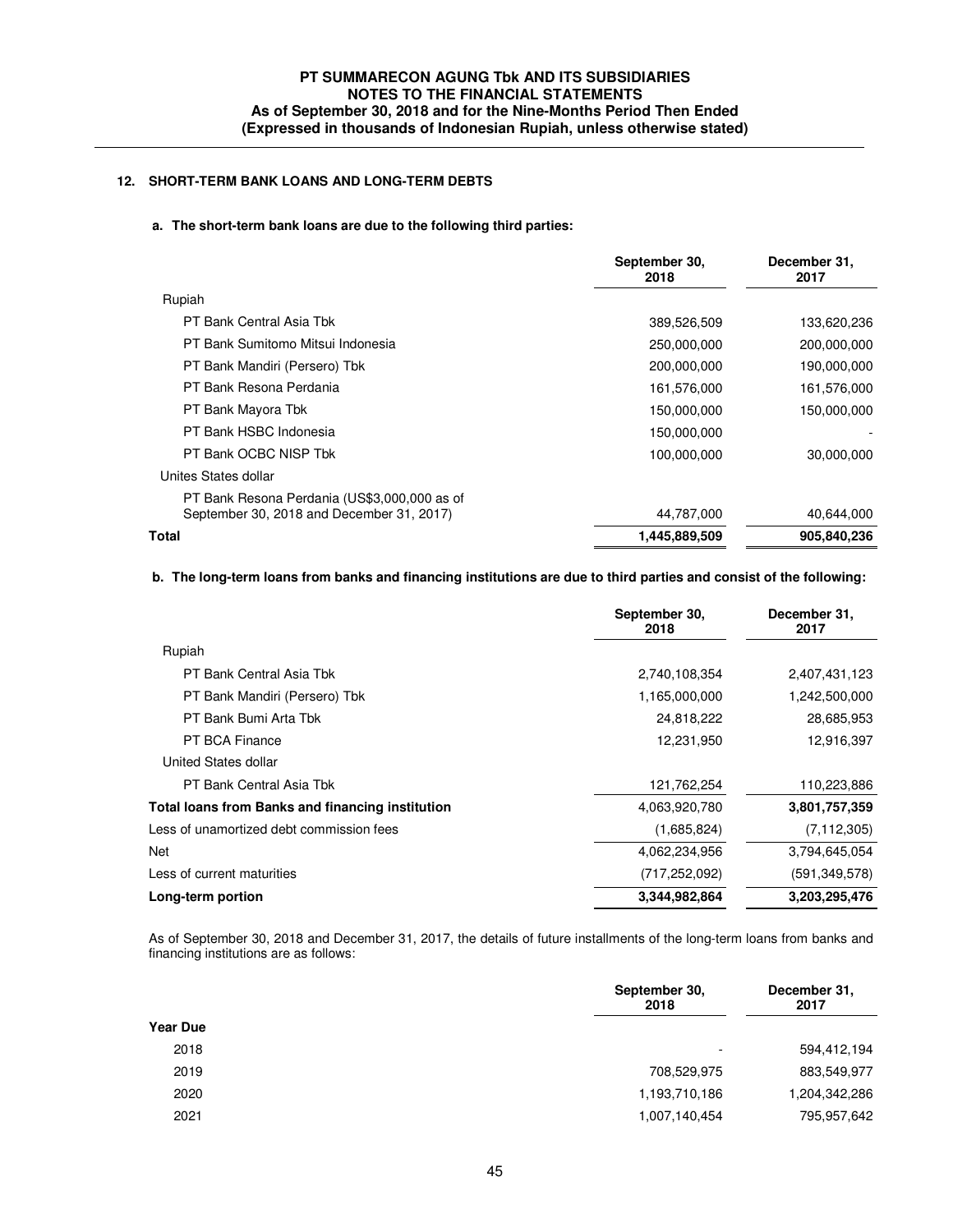## 12. SHORT-TERM BANK LOANS AND LONG-TERM DEBTS

**a. The short-term bank loans are due to the following third parties:**

| | September 30, 2018 | December 31, 2017 |
|---|---|---|
| Rupiah | | |
| PT Bank Central Asia Tbk | 389,526,509 | 133,620,236 |
| PT Bank Sumitomo Mitsui Indonesia | 250,000,000 | 200,000,000 |
| PT Bank Mandiri (Persero) Tbk | 200,000,000 | 190,000,000 |
| PT Bank Resona Perdania | 161,576,000 | 161,576,000 |
| PT Bank Mayora Tbk | 150,000,000 | 150,000,000 |
| PT Bank HSBC Indonesia | 150,000,000 | - |
| PT Bank OCBC NISP Tbk | 100,000,000 | 30,000,000 |
| Unites States dollar | | |
| PT Bank Resona Perdania (US$3,000,000 as of September 30, 2018 and December 31, 2017) | 44,787,000 | 40,644,000 |
| **Total** | **1,445,889,509** | **905,840,236** |

**b. The long-term loans from banks and financing institutions are due to third parties and consist of the following:**

| | September 30, 2018 | December 31, 2017 |
|---|---|---|
| Rupiah | | |
| PT Bank Central Asia Tbk | 2,740,108,354 | 2,407,431,123 |
| PT Bank Mandiri (Persero) Tbk | 1,165,000,000 | 1,242,500,000 |
| PT Bank Bumi Arta Tbk | 24,818,222 | 28,685,953 |
| PT BCA Finance | 12,231,950 | 12,916,397 |
| United States dollar | | |
| PT Bank Central Asia Tbk | 121,762,254 | 110,223,886 |
| **Total loans from Banks and financing institution** | 4,063,920,780 | **3,801,757,359** |
| Less of unamortized debt commission fees | (1,685,824) | (7,112,305) |
| Net | 4,062,234,956 | 3,794,645,054 |
| Less of current maturities | (717,252,092) | (591,349,578) |
| **Long-term portion** | **3,344,982,864** | **3,203,295,476** |

As of September 30, 2018 and December 31, 2017, the details of future installments of the long-term loans from banks and financing institutions are as follows:

| | September 30, 2018 | December 31, 2017 |
|---|---|---|
| **Year Due** | | |
| 2018 | - | 594,412,194 |
| 2019 | 708,529,975 | 883,549,977 |
| 2020 | 1,193,710,186 | 1,204,342,286 |
| 2021 | 1,007,140,454 | 795,957,642 |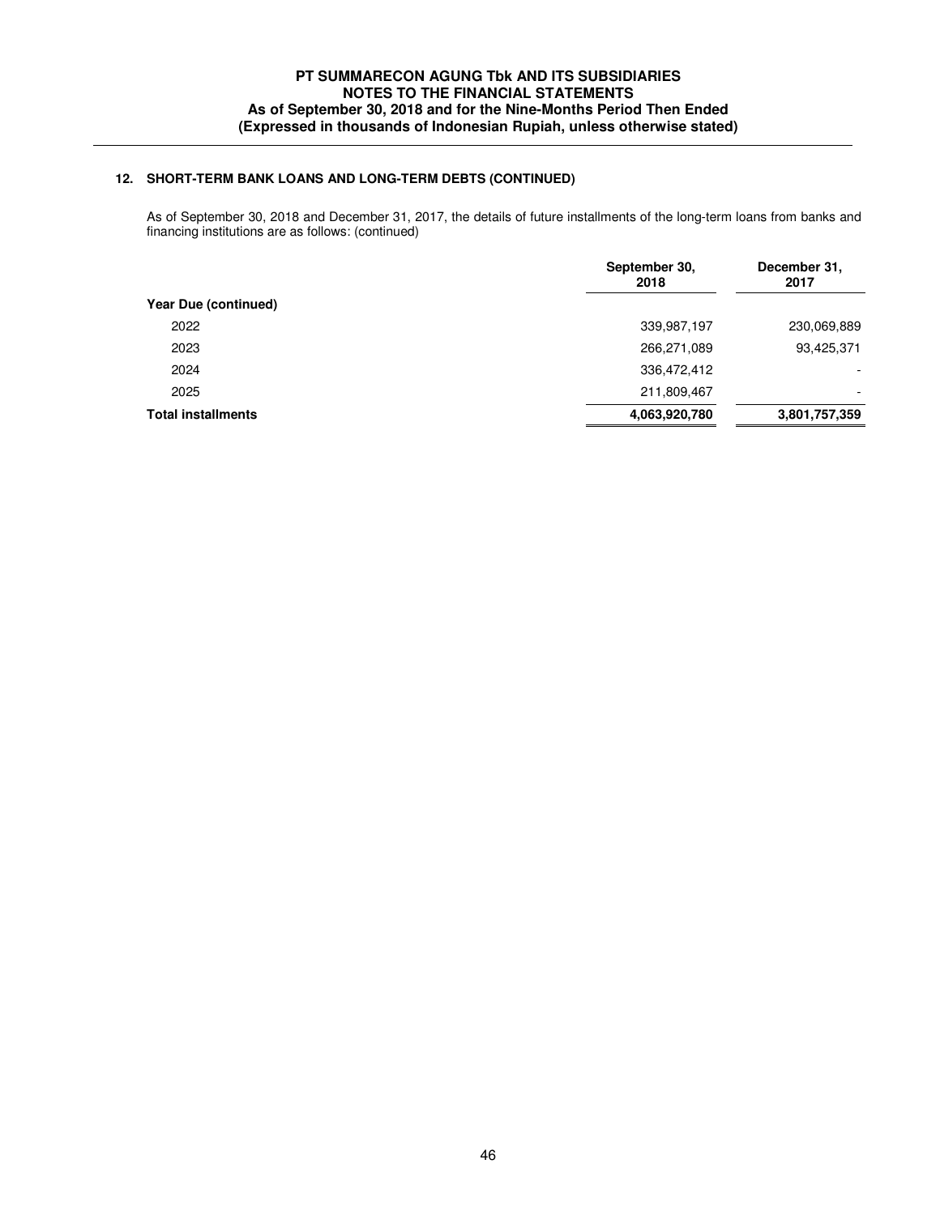## 12. SHORT-TERM BANK LOANS AND LONG-TERM DEBTS (CONTINUED)

As of September 30, 2018 and December 31, 2017, the details of future installments of the long-term loans from banks and financing institutions are as follows: (continued)

| | September 30, 2018 | December 31, 2017 |
|---|---|---|
| **Year Due (continued)** | | |
| 2022 | 339,987,197 | 230,069,889 |
| 2023 | 266,271,089 | 93,425,371 |
| 2024 | 336,472,412 | - |
| 2025 | 211,809,467 | - |
| **Total installments** | **4,063,920,780** | **3,801,757,359** |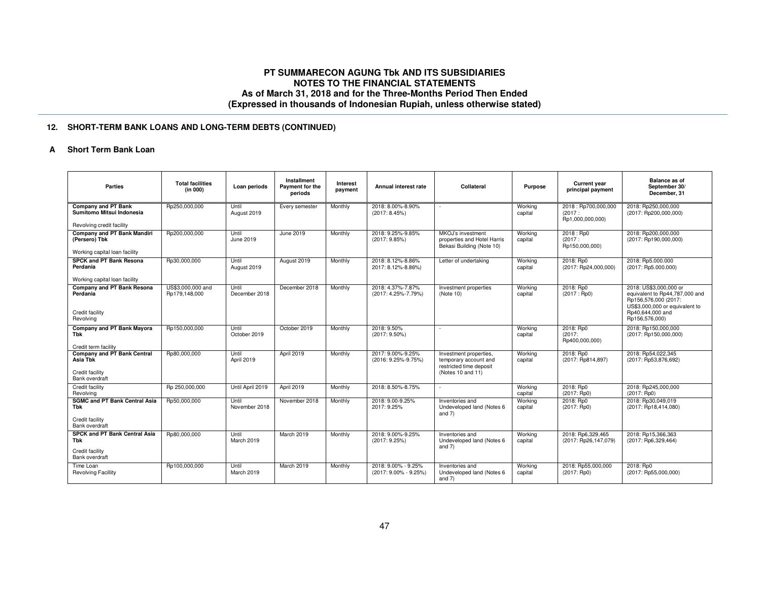# PT SUMMARECON AGUNG Tbk AND ITS SUBSIDIARIES
## NOTES TO THE FINANCIAL STATEMENTS
### As of March 31, 2018 and for the Three-Months Period Then Ended
### (Expressed in thousands of Indonesian Rupiah, unless otherwise stated)

## 12. SHORT-TERM BANK LOANS AND LONG-TERM DEBTS (CONTINUED)

### A Short Term Bank Loan

| Parties | Total facilities (in 000) | Loan periods | Installment Payment for the periods | Interest payment | Annual interest rate | Collateral | Purpose | Current year principal payment | Balance as of September 30/ December, 31 |
|---|---|---|---|---|---|---|---|---|---|
| **Company and PT Bank Sumitomo Mitsui Indonesia**<br><br>Revolving credit facility | Rp250,000,000 | Until August 2019 | Every semester | Monthly | 2018: 8.00%-8.90% (2017: 8.45%) | - | Working capital | 2018 : Rp700,000,000 (2017 : Rp1,000,000,000) | 2018: Rp250,000,000 (2017: Rp200,000,000) |
| **Company and PT Bank Mandiri (Persero) Tbk**<br><br>Working capital loan facility | Rp200,000,000 | Until June 2019 | June 2019 | Monthly | 2018: 9.25%-9.85% (2017: 9.85%) | MKOJ's investment properties and Hotel Harris Bekasi Building (Note 10) | Working capital | 2018 : Rp0 (2017 : Rp150,000,000) | 2018: Rp200,000,000 (2017: Rp190,000,000) |
| **SPCK and PT Bank Resona Perdania**<br><br>Working capital loan facility | Rp30,000,000 | Until August 2019 | August 2019 | Monthly | 2018: 8.12%-8.86% 2017: 8.12%-8.86%) | Letter of undertaking | Working capital | 2018: Rp0 (2017: Rp24,000,000) | 2018: Rp5.000.000 (2017: Rp5.000.000) |
| **Company and PT Bank Resona Perdania**<br><br>Credit facility<br>Revolving | US$3,000,000 and Rp179,148,000 | Until December 2018 | December 2018 | Monthly | 2018: 4.37%-7.87% (2017: 4.25%-7.79%) | Investment properties (Note 10) | Working capital | 2018: Rp0 (2017 : Rp0) | 2018: US$3,000,000 or equivalent to Rp44,787,000 and Rp156,576,000 (2017: US$3,000,000 or equivalent to Rp40,644,000 and Rp156,576,000) |
| **Company and PT Bank Mayora Tbk**<br><br>Credit term facility | Rp150,000,000 | Until October 2019 | October 2019 | Monthly | 2018: 9.50% (2017: 9.50%) | - | Working capital | 2018: Rp0 (2017: Rp400,000,000) | 2018: Rp150,000,000 (2017: Rp150,000,000) |
| **Company and PT Bank Central Asia Tbk**<br><br>Credit facility<br>Bank overdraft | Rp80,000,000 | Until April 2019 | April 2019 | Monthly | 2017: 9.00%-9.25% (2016: 9.25%-9.75%) | Investment properties, temporary account and restricted time deposit (Notes 10 and 11) | Working capital | 2018: Rp0 (2017: Rp814,897) | 2018: Rp54,022,345 (2017: Rp53,876,692) |
| Credit facility<br>Revolving | Rp 250,000,000 | Until April 2019 | April 2019 | Monthly | 2018: 8.50%-8.75% | - | Working capital | 2018: Rp0 (2017: Rp0) | 2018: Rp245,000,000 (2017: Rp0) |
| **SGMC and PT Bank Central Asia Tbk**<br><br>Credit facility<br>Bank overdraft | Rp50,000,000 | Until November 2018 | November 2018 | Monthly | 2018: 9.00-9.25% 2017: 9.25% | Inventories and Undeveloped land (Notes 6 and 7) | Working capital | 2018: Rp0 (2017: Rp0) | 2018: Rp30,049,019 (2017: Rp18,414,080) |
| **SPCK and PT Bank Central Asia Tbk**<br><br>Credit facility<br>Bank overdraft | Rp80,000,000 | Until March 2019 | March 2019 | Monthly | 2018: 9.00%-9.25% (2017: 9.25%) | Inventories and Undeveloped land (Notes 6 and 7) | Working capital | 2018: Rp6,329,465 (2017: Rp26,147,079) | 2018: Rp15,366,363 (2017: Rp6,329,464) |
| Time Loan<br>Revolving Facillity | Rp100,000,000 | Until March 2019 | March 2019 | Monthly | 2018: 9.00% - 9.25% (2017: 9.00% - 9.25%) | Inventories and Undeveloped land (Notes 6 and 7) | Working capital | 2018: Rp55,000,000 (2017: Rp0) | 2018: Rp0 (2017: Rp55,000,000) |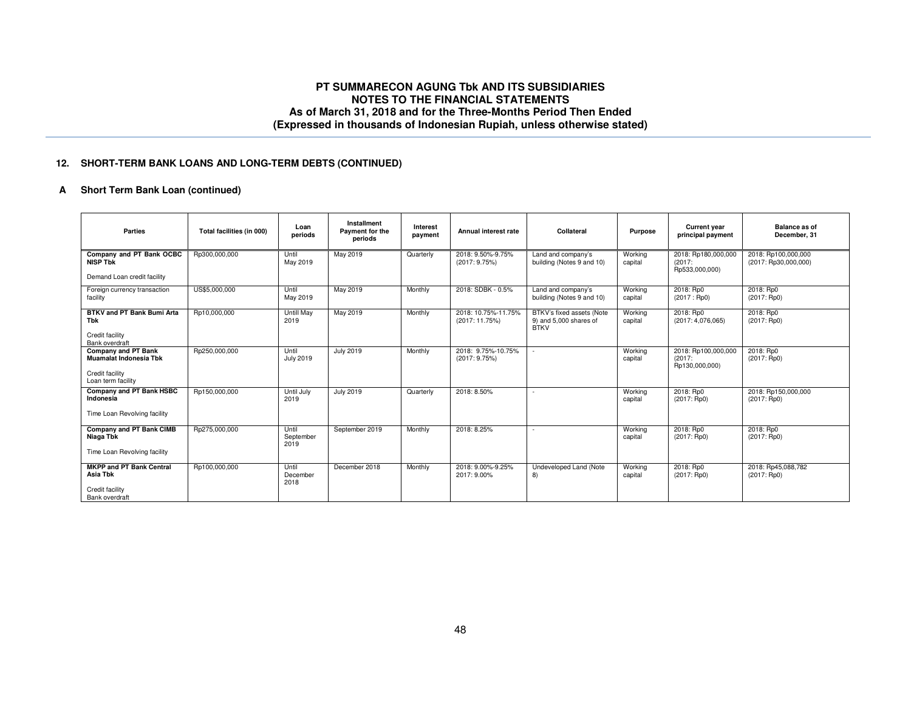## 12. SHORT-TERM BANK LOANS AND LONG-TERM DEBTS (CONTINUED)

### A Short Term Bank Loan (continued)

| Parties | Total facilities (in 000) | Loan periods | Installment Payment for the periods | Interest payment | Annual interest rate | Collateral | Purpose | Current year principal payment | Balance as of December, 31 |
|---|---|---|---|---|---|---|---|---|---|
| **Company and PT Bank OCBC NISP Tbk**<br><br>Demand Loan credit facility | Rp300,000,000 | Until May 2019 | May 2019 | Quarterly | 2018: 9.50%-9.75% (2017: 9.75%) | Land and company's building (Notes 9 and 10) | Working capital | 2018: Rp180,000,000 (2017: Rp533,000,000) | 2018: Rp100,000,000 (2017: Rp30,000,000) |
| Foreign currency transaction facility | US$5,000,000 | Until May 2019 | May 2019 | Monthly | 2018: SDBK - 0.5% | Land and company's building (Notes 9 and 10) | Working capital | 2018: Rp0 (2017 : Rp0) | 2018: Rp0 (2017: Rp0) |
| **BTKV and PT Bank Bumi Arta Tbk**<br><br>Credit facility<br>Bank overdraft | Rp10,000,000 | Untill May 2019 | May 2019 | Monthly | 2018: 10.75%-11.75% (2017: 11.75%) | BTKV's fixed assets (Note 9) and 5,000 shares of BTKV | Working capital | 2018: Rp0 (2017: 4,076,065) | 2018: Rp0 (2017: Rp0) |
| **Company and PT Bank Muamalat Indonesia Tbk**<br><br>Credit facility<br>Loan term facility | Rp250,000,000 | Until July 2019 | July 2019 | Monthly | 2018: 9.75%-10.75% (2017: 9.75%) | - | Working capital | 2018: Rp100,000,000 (2017: Rp130,000,000) | 2018: Rp0 (2017: Rp0) |
| **Company and PT Bank HSBC Indonesia**<br><br>Time Loan Revolving facility | Rp150,000,000 | Until July 2019 | July 2019 | Quarterly | 2018: 8.50% | - | Working capital | 2018: Rp0 (2017: Rp0) | 2018: Rp150,000,000 (2017: Rp0) |
| **Company and PT Bank CIMB Niaga Tbk**<br><br>Time Loan Revolving facility | Rp275,000,000 | Until September 2019 | September 2019 | Monthly | 2018: 8.25% | - | Working capital | 2018: Rp0 (2017: Rp0) | 2018: Rp0 (2017: Rp0) |
| **MKPP and PT Bank Central Asia Tbk**<br><br>Credit facility<br>Bank overdraft | Rp100,000,000 | Until December 2018 | December 2018 | Monthly | 2018: 9.00%-9.25% 2017: 9.00% | Undeveloped Land (Note 8) | Working capital | 2018: Rp0 (2017: Rp0) | 2018: Rp45,088,782 (2017: Rp0) |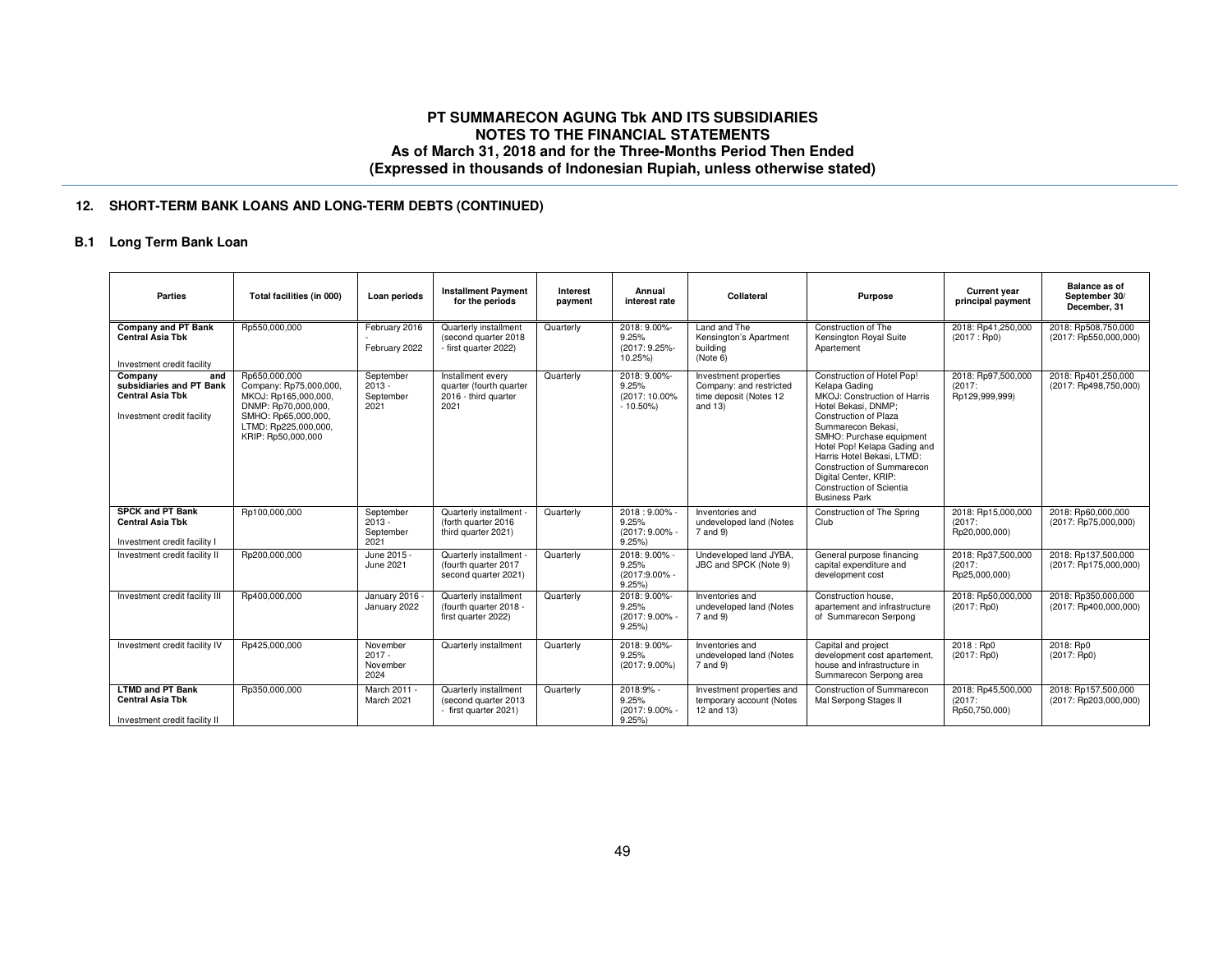## 12. SHORT-TERM BANK LOANS AND LONG-TERM DEBTS (CONTINUED)

### B.1 Long Term Bank Loan

| Parties | Total facilities (in 000) | Loan periods | Installment Payment for the periods | Interest payment | Annual interest rate | Collateral | Purpose | Current year principal payment | Balance as of September 30/ December, 31 |
|---|---|---|---|---|---|---|---|---|---|
| **Company and PT Bank Central Asia Tbk** Investment credit facility | Rp550,000,000 | February 2016 - February 2022 | Quarterly installment (second quarter 2018 - first quarter 2022) | Quarterly | 2018: 9.00%-9.25% (2017: 9.25%-10.25%) | Land and The Kensington's Apartment building (Note 6) | Construction of The Kensington Royal Suite Apartement | 2018: Rp41,250,000 (2017 : Rp0) | 2018: Rp508,750,000 (2017: Rp550,000,000) |
| **Company and subsidiaries and PT Bank Central Asia Tbk** Investment credit facility | Rp650,000,000 Company: Rp75,000,000, MKOJ: Rp165,000,000, DNMP: Rp70,000,000, SMHO: Rp65,000,000, LTMD: Rp225,000,000, KRIP: Rp50,000,000 | September 2013 - September 2021 | Installment every quarter (fourth quarter 2016 - third quarter 2021 | Quarterly | 2018: 9.00%-9.25% (2017: 10.00% - 10.50%) | Investment properties Company: and restricted time deposit (Notes 12 and 13) | Construction of Hotel Pop! Kelapa Gading MKOJ: Construction of Harris Hotel Bekasi, DNMP; Construction of Plaza Summarecon Bekasi, SMHO: Purchase equipment Hotel Pop! Kelapa Gading and Harris Hotel Bekasi, LTMD: Construction of Summarecon Digital Center, KRIP: Construction of Scientia Business Park | 2018: Rp97,500,000 (2017: Rp129,999,999) | 2018: Rp401,250,000 (2017: Rp498,750,000) |
| **SPCK and PT Bank Central Asia Tbk** Investment credit facility I | Rp100,000,000 | September 2013 - September 2021 | Quarterly installment - (forth quarter 2016 third quarter 2021) | Quarterly | 2018 : 9.00% - 9.25% (2017: 9.00% - 9.25%) | Inventories and undeveloped land (Notes 7 and 9) | Construction of The Spring Club | 2018: Rp15,000,000 (2017: Rp20,000,000) | 2018: Rp60,000,000 (2017: Rp75,000,000) |
| Investment credit facility II | Rp200,000,000 | June 2015 - June 2021 | Quarterly installment - (fourth quarter 2017 second quarter 2021) | Quarterly | 2018: 9.00% - 9.25% (2017:9.00% - 9.25%) | Undeveloped land JYBA, JBC and SPCK (Note 9) | General purpose financing capital expenditure and development cost | 2018: Rp37,500,000 (2017: Rp25,000,000) | 2018: Rp137,500,000 (2017: Rp175,000,000) |
| Investment credit facility III | Rp400,000,000 | January 2016 - January 2022 | Quarterly installment (fourth quarter 2018 - first quarter 2022) | Quarterly | 2018: 9.00%-9.25% (2017: 9.00% - 9.25%) | Inventories and undeveloped land (Notes 7 and 9) | Construction house, apartement and infrastructure of Summarecon Serpong | 2018: Rp50,000,000 (2017: Rp0) | 2018: Rp350,000,000 (2017: Rp400,000,000) |
| Investment credit facility IV | Rp425,000,000 | November 2017 - November 2024 | Quarterly installment | Quarterly | 2018: 9.00%-9.25% (2017: 9.00%) | Inventories and undeveloped land (Notes 7 and 9) | Capital and project development cost apartement, house and infrastructure in Summarecon Serpong area | 2018 : Rp0 (2017: Rp0) | 2018: Rp0 (2017: Rp0) |
| **LTMD and PT Bank Central Asia Tbk** Investment credit facility II | Rp350,000,000 | March 2011 - March 2021 | Quarterly installment (second quarter 2013 - first quarter 2021) | Quarterly | 2018:9% - 9.25% (2017: 9.00% - 9.25%) | Investment properties and temporary account (Notes 12 and 13) | Construction of Summarecon Mal Serpong Stages II | 2018: Rp45,500,000 (2017: Rp50,750,000) | 2018: Rp157,500,000 (2017: Rp203,000,000) |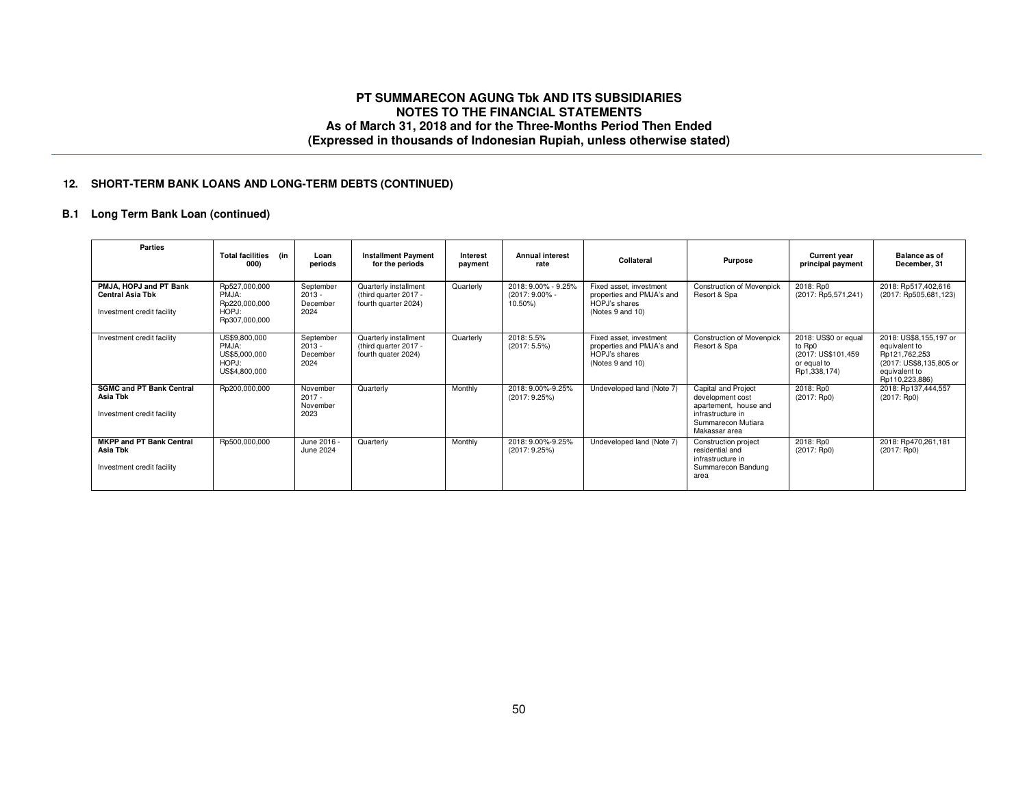## 12. SHORT-TERM BANK LOANS AND LONG-TERM DEBTS (CONTINUED)

### B.1 Long Term Bank Loan (continued)

| Parties | Total facilities (in 000) | Loan periods | Installment Payment for the periods | Interest payment | Annual interest rate | Collateral | Purpose | Current year principal payment | Balance as of December, 31 |
|---|---|---|---|---|---|---|---|---|---|
| **PMJA, HOPJ and PT Bank Central Asia Tbk**<br>Investment credit facility | Rp527,000,000<br>PMJA:<br>Rp220,000,000<br>HOPJ:<br>Rp307,000,000 | September 2013 - December 2024 | Quarterly installment (third quarter 2017 - fourth quarter 2024) | Quarterly | 2018: 9.00% - 9.25% (2017: 9.00% - 10.50%) | Fixed asset, investment properties and PMJA's and HOPJ's shares (Notes 9 and 10) | Construction of Movenpick Resort & Spa | 2018: Rp0 (2017: Rp5,571,241) | 2018: Rp517,402,616 (2017: Rp505,681,123) |
| Investment credit facility | US$9,800,000<br>PMJA:<br>US$5,000,000<br>HOPJ:<br>US$4,800,000 | September 2013 - December 2024 | Quarterly installment (third quarter 2017 - fourth quater 2024) | Quarterly | 2018: 5.5% (2017: 5.5%) | Fixed asset, investment properties and PMJA's and HOPJ's shares (Notes 9 and 10) | Construction of Movenpick Resort & Spa | 2018: US$0 or equal to Rp0 (2017: US$101,459 or equal to Rp1,338,174) | 2018: US$8,155,197 or equivalent to Rp121,762,253 (2017: US$8,135,805 or equivalent to Rp110,223,886) |
| **SGMC and PT Bank Central Asia Tbk**<br>Investment credit facility | Rp200,000,000 | November 2017 - November 2023 | Quarterly | Monthly | 2018: 9.00%-9.25% (2017: 9.25%) | Undeveloped land (Note 7) | Capital and Project development cost apartement, house and infrastructure in Summarecon Mutiara Makassar area | 2018: Rp0 (2017: Rp0) | 2018: Rp137,444,557 (2017: Rp0) |
| **MKPP and PT Bank Central Asia Tbk**<br>Investment credit facility | Rp500,000,000 | June 2016 - June 2024 | Quarterly | Monthly | 2018: 9.00%-9.25% (2017: 9.25%) | Undeveloped land (Note 7) | Construction project residential and infrastructure in Summarecon Bandung area | 2018: Rp0 (2017: Rp0) | 2018: Rp470,261,181 (2017: Rp0) |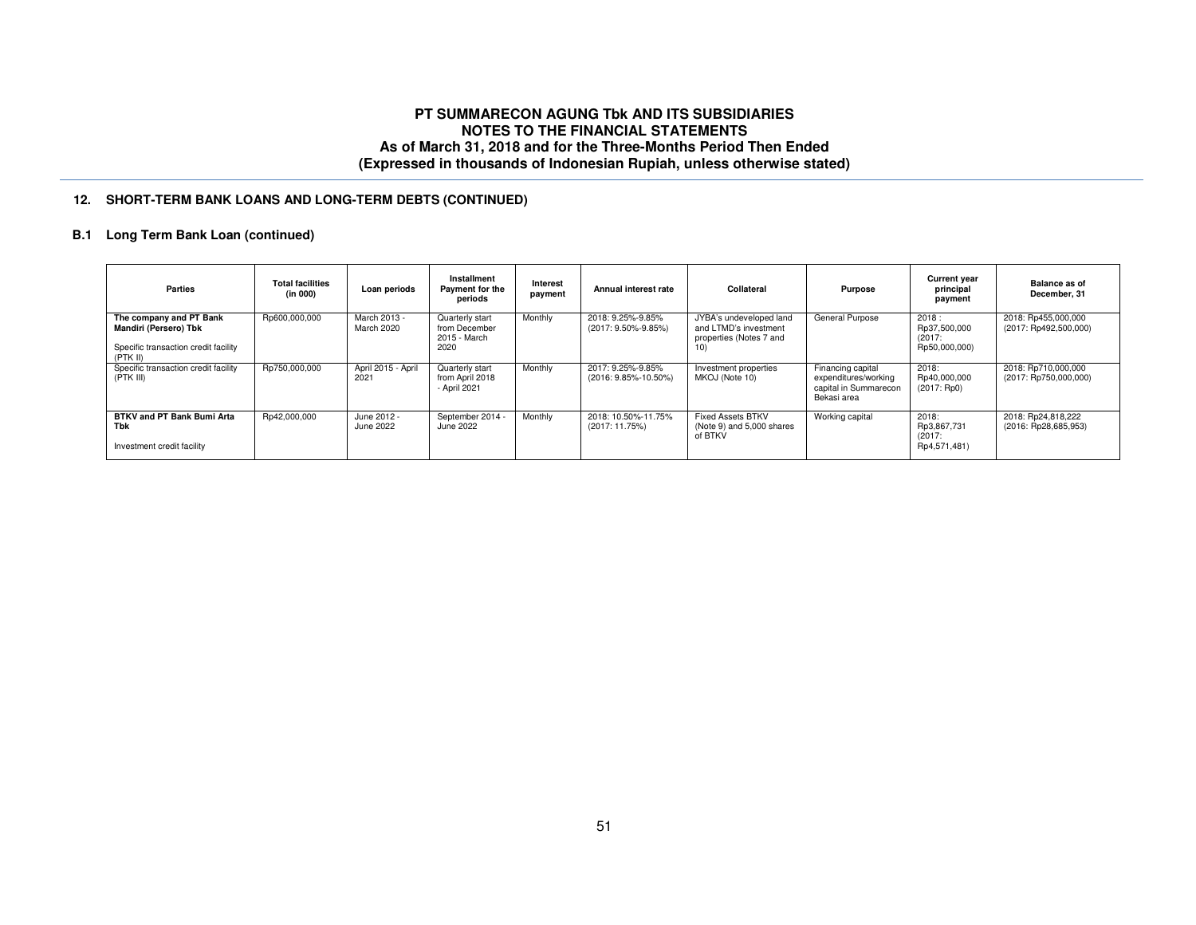## 12. SHORT-TERM BANK LOANS AND LONG-TERM DEBTS (CONTINUED)

### B.1 Long Term Bank Loan (continued)

| Parties | Total facilities (in 000) | Loan periods | Installment Payment for the periods | Interest payment | Annual interest rate | Collateral | Purpose | Current year principal payment | Balance as of December, 31 |
|---|---|---|---|---|---|---|---|---|---|
| **The company and PT Bank Mandiri (Persero) Tbk**<br><br>Specific transaction credit facility (PTK II) | Rp600,000,000 | March 2013 - March 2020 | Quarterly start from December 2015 - March 2020 | Monthly | 2018: 9.25%-9.85% (2017: 9.50%-9.85%) | JYBA's undeveloped land and LTMD's investment properties (Notes 7 and 10) | General Purpose | 2018 : Rp37,500,000 (2017: Rp50,000,000) | 2018: Rp455,000,000 (2017: Rp492,500,000) |
| Specific transaction credit facility (PTK III) | Rp750,000,000 | April 2015 - April 2021 | Quarterly start from April 2018 - April 2021 | Monthly | 2017: 9.25%-9.85% (2016: 9.85%-10.50%) | Investment properties MKOJ (Note 10) | Financing capital expenditures/working capital in Summarecon Bekasi area | 2018: Rp40,000,000 (2017: Rp0) | 2018: Rp710,000,000 (2017: Rp750,000,000) |
| **BTKV and PT Bank Bumi Arta Tbk**<br><br>Investment credit facility | Rp42,000,000 | June 2012 - June 2022 | September 2014 - June 2022 | Monthly | 2018: 10.50%-11.75% (2017: 11.75%) | Fixed Assets BTKV (Note 9) and 5,000 shares of BTKV | Working capital | 2018: Rp3,867,731 (2017: Rp4,571,481) | 2018: Rp24,818,222 (2016: Rp28,685,953) |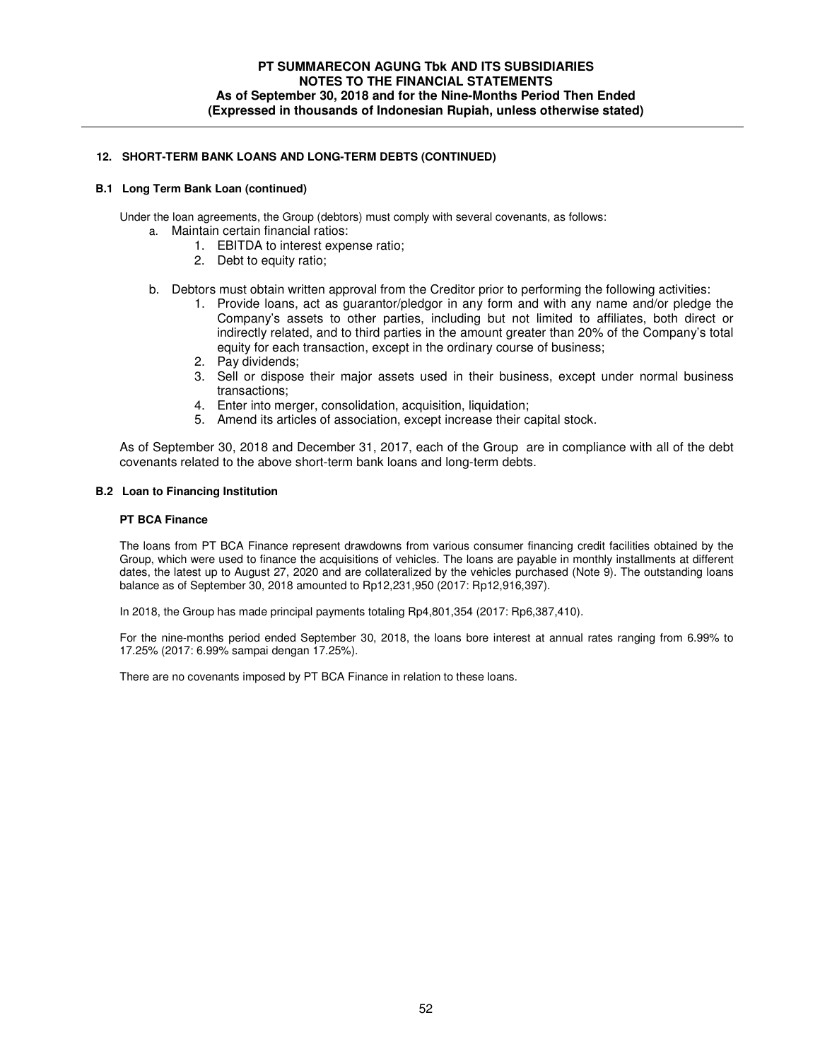## 12. SHORT-TERM BANK LOANS AND LONG-TERM DEBTS (CONTINUED)

### B.1 Long Term Bank Loan (continued)

Under the loan agreements, the Group (debtors) must comply with several covenants, as follows:

a. Maintain certain financial ratios:
   1. EBITDA to interest expense ratio;
   2. Debt to equity ratio;

b. Debtors must obtain written approval from the Creditor prior to performing the following activities:
   1. Provide loans, act as guarantor/pledgor in any form and with any name and/or pledge the Company's assets to other parties, including but not limited to affiliates, both direct or indirectly related, and to third parties in the amount greater than 20% of the Company's total equity for each transaction, except in the ordinary course of business;
   2. Pay dividends;
   3. Sell or dispose their major assets used in their business, except under normal business transactions;
   4. Enter into merger, consolidation, acquisition, liquidation;
   5. Amend its articles of association, except increase their capital stock.

As of September 30, 2018 and December 31, 2017, each of the Group are in compliance with all of the debt covenants related to the above short-term bank loans and long-term debts.

### B.2 Loan to Financing Institution

**PT BCA Finance**

The loans from PT BCA Finance represent drawdowns from various consumer financing credit facilities obtained by the Group, which were used to finance the acquisitions of vehicles. The loans are payable in monthly installments at different dates, the latest up to August 27, 2020 and are collateralized by the vehicles purchased (Note 9). The outstanding loans balance as of September 30, 2018 amounted to Rp12,231,950 (2017: Rp12,916,397).

In 2018, the Group has made principal payments totaling Rp4,801,354 (2017: Rp6,387,410).

For the nine-months period ended September 30, 2018, the loans bore interest at annual rates ranging from 6.99% to 17.25% (2017: 6.99% sampai dengan 17.25%).

There are no covenants imposed by PT BCA Finance in relation to these loans.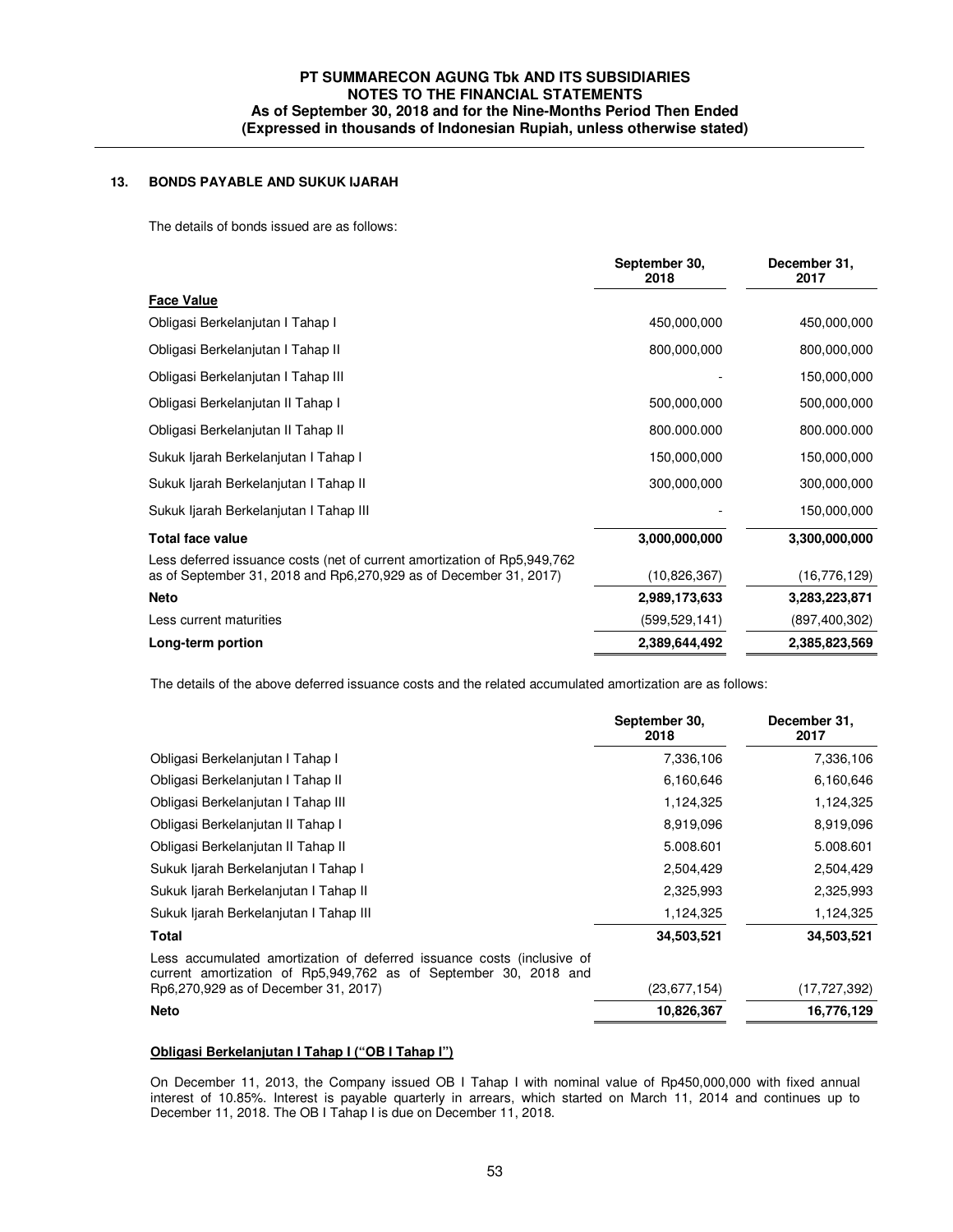## 13. BONDS PAYABLE AND SUKUK IJARAH

The details of bonds issued are as follows:

| | September 30, 2018 | December 31, 2017 |
|---|---|---|
| **Face Value** | | |
| Obligasi Berkelanjutan I Tahap I | 450,000,000 | 450,000,000 |
| Obligasi Berkelanjutan I Tahap II | 800,000,000 | 800,000,000 |
| Obligasi Berkelanjutan I Tahap III | - | 150,000,000 |
| Obligasi Berkelanjutan II Tahap I | 500,000,000 | 500,000,000 |
| Obligasi Berkelanjutan II Tahap II | 800.000.000 | 800.000.000 |
| Sukuk Ijarah Berkelanjutan I Tahap I | 150,000,000 | 150,000,000 |
| Sukuk Ijarah Berkelanjutan I Tahap II | 300,000,000 | 300,000,000 |
| Sukuk Ijarah Berkelanjutan I Tahap III | - | 150,000,000 |
| **Total face value** | **3,000,000,000** | **3,300,000,000** |
| Less deferred issuance costs (net of current amortization of Rp5,949,762 as of September 31, 2018 and Rp6,270,929 as of December 31, 2017) | (10,826,367) | (16,776,129) |
| **Neto** | **2,989,173,633** | **3,283,223,871** |
| Less current maturities | (599,529,141) | (897,400,302) |
| **Long-term portion** | **2,389,644,492** | **2,385,823,569** |

The details of the above deferred issuance costs and the related accumulated amortization are as follows:

| | September 30, 2018 | December 31, 2017 |
|---|---|---|
| Obligasi Berkelanjutan I Tahap I | 7,336,106 | 7,336,106 |
| Obligasi Berkelanjutan I Tahap II | 6,160,646 | 6,160,646 |
| Obligasi Berkelanjutan I Tahap III | 1,124,325 | 1,124,325 |
| Obligasi Berkelanjutan II Tahap I | 8,919,096 | 8,919,096 |
| Obligasi Berkelanjutan II Tahap II | 5.008.601 | 5.008.601 |
| Sukuk Ijarah Berkelanjutan I Tahap I | 2,504,429 | 2,504,429 |
| Sukuk Ijarah Berkelanjutan I Tahap II | 2,325,993 | 2,325,993 |
| Sukuk Ijarah Berkelanjutan I Tahap III | 1,124,325 | 1,124,325 |
| **Total** | **34,503,521** | **34,503,521** |
| Less accumulated amortization of deferred issuance costs (inclusive of current amortization of Rp5,949,762 as of September 30, 2018 and Rp6,270,929 as of December 31, 2017) | (23,677,154) | (17,727,392) |
| **Neto** | **10,826,367** | **16,776,129** |

**Obligasi Berkelanjutan I Tahap I ("OB I Tahap I")**

On December 11, 2013, the Company issued OB I Tahap I with nominal value of Rp450,000,000 with fixed annual interest of 10.85%. Interest is payable quarterly in arrears, which started on March 11, 2014 and continues up to December 11, 2018. The OB I Tahap I is due on December 11, 2018.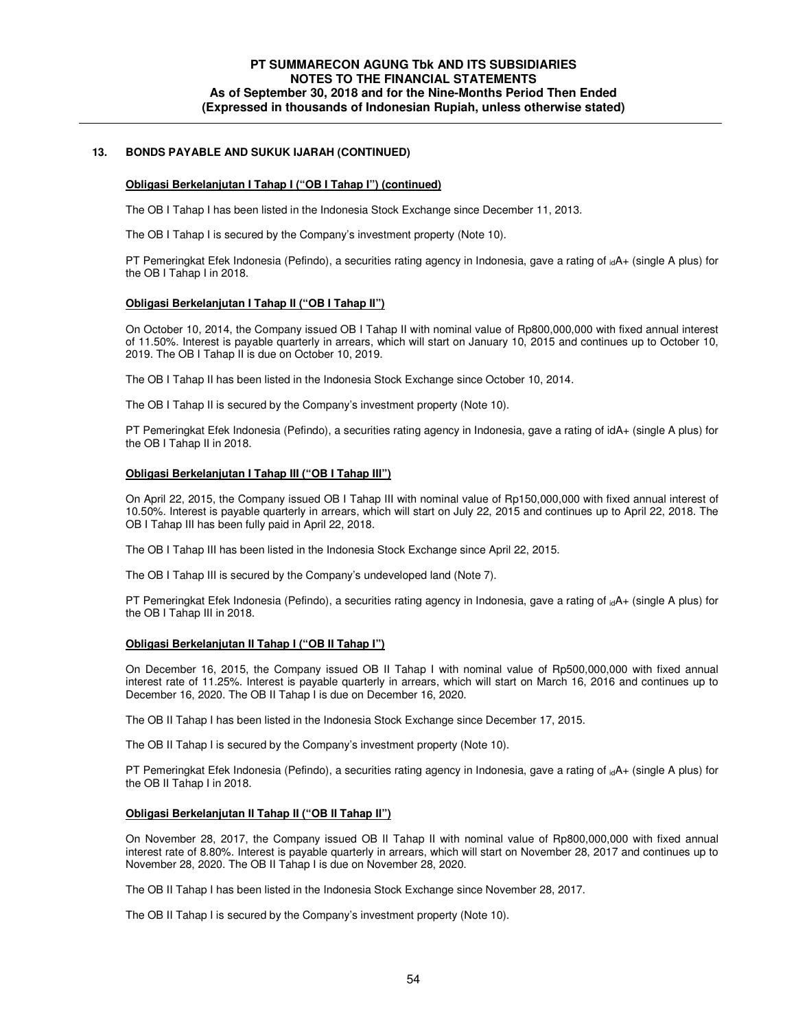## 13. BONDS PAYABLE AND SUKUK IJARAH (CONTINUED)

**Obligasi Berkelanjutan I Tahap I ("OB I Tahap I") (continued)**

The OB I Tahap I has been listed in the Indonesia Stock Exchange since December 11, 2013.

The OB I Tahap I is secured by the Company's investment property (Note 10).

PT Pemeringkat Efek Indonesia (Pefindo), a securities rating agency in Indonesia, gave a rating of idA+ (single A plus) for the OB I Tahap I in 2018.

**Obligasi Berkelanjutan I Tahap II ("OB I Tahap II")**

On October 10, 2014, the Company issued OB I Tahap II with nominal value of Rp800,000,000 with fixed annual interest of 11.50%. Interest is payable quarterly in arrears, which will start on January 10, 2015 and continues up to October 10, 2019. The OB I Tahap II is due on October 10, 2019.

The OB I Tahap II has been listed in the Indonesia Stock Exchange since October 10, 2014.

The OB I Tahap II is secured by the Company's investment property (Note 10).

PT Pemeringkat Efek Indonesia (Pefindo), a securities rating agency in Indonesia, gave a rating of idA+ (single A plus) for the OB I Tahap II in 2018.

**Obligasi Berkelanjutan I Tahap III ("OB I Tahap III")**

On April 22, 2015, the Company issued OB I Tahap III with nominal value of Rp150,000,000 with fixed annual interest of 10.50%. Interest is payable quarterly in arrears, which will start on July 22, 2015 and continues up to April 22, 2018. The OB I Tahap III has been fully paid in April 22, 2018.

The OB I Tahap III has been listed in the Indonesia Stock Exchange since April 22, 2015.

The OB I Tahap III is secured by the Company's undeveloped land (Note 7).

PT Pemeringkat Efek Indonesia (Pefindo), a securities rating agency in Indonesia, gave a rating of idA+ (single A plus) for the OB I Tahap III in 2018.

**Obligasi Berkelanjutan II Tahap I ("OB II Tahap I")**

On December 16, 2015, the Company issued OB II Tahap I with nominal value of Rp500,000,000 with fixed annual interest rate of 11.25%. Interest is payable quarterly in arrears, which will start on March 16, 2016 and continues up to December 16, 2020. The OB II Tahap I is due on December 16, 2020.

The OB II Tahap I has been listed in the Indonesia Stock Exchange since December 17, 2015.

The OB II Tahap I is secured by the Company's investment property (Note 10).

PT Pemeringkat Efek Indonesia (Pefindo), a securities rating agency in Indonesia, gave a rating of idA+ (single A plus) for the OB II Tahap I in 2018.

**Obligasi Berkelanjutan II Tahap II ("OB II Tahap II")**

On November 28, 2017, the Company issued OB II Tahap II with nominal value of Rp800,000,000 with fixed annual interest rate of 8.80%. Interest is payable quarterly in arrears, which will start on November 28, 2017 and continues up to November 28, 2020. The OB II Tahap I is due on November 28, 2020.

The OB II Tahap I has been listed in the Indonesia Stock Exchange since November 28, 2017.

The OB II Tahap I is secured by the Company's investment property (Note 10).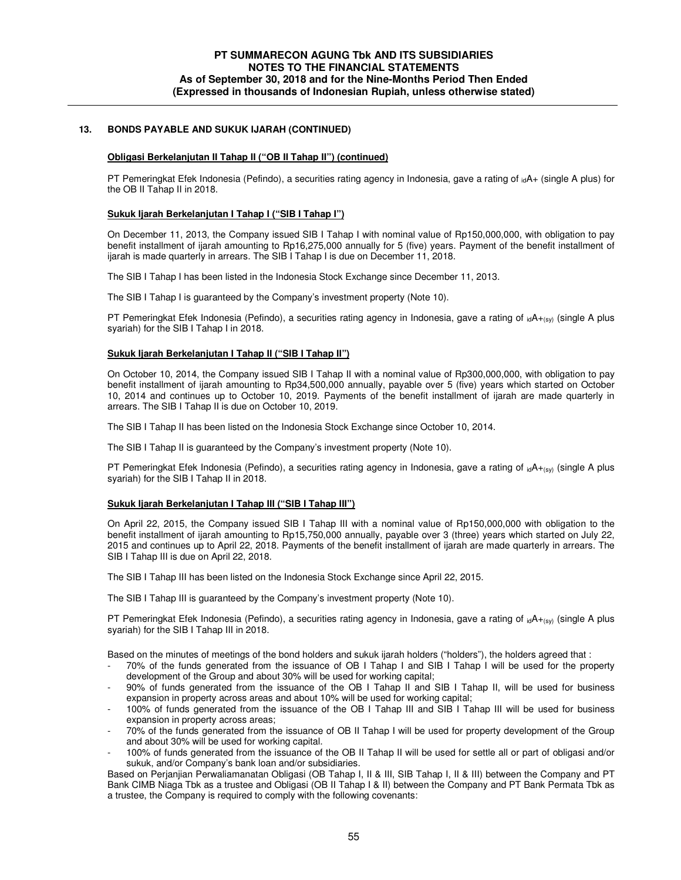## 13. BONDS PAYABLE AND SUKUK IJARAH (CONTINUED)

**Obligasi Berkelanjutan II Tahap II ("OB II Tahap II") (continued)**

PT Pemeringkat Efek Indonesia (Pefindo), a securities rating agency in Indonesia, gave a rating of $_{id}$A+ (single A plus) for the OB II Tahap II in 2018.

**Sukuk Ijarah Berkelanjutan I Tahap I ("SIB I Tahap I")**

On December 11, 2013, the Company issued SIB I Tahap I with nominal value of Rp150,000,000, with obligation to pay benefit installment of ijarah amounting to Rp16,275,000 annually for 5 (five) years. Payment of the benefit installment of ijarah is made quarterly in arrears. The SIB I Tahap I is due on December 11, 2018.

The SIB I Tahap I has been listed in the Indonesia Stock Exchange since December 11, 2013.

The SIB I Tahap I is guaranteed by the Company's investment property (Note 10).

PT Pemeringkat Efek Indonesia (Pefindo), a securities rating agency in Indonesia, gave a rating of $_{id}$A+$_{(sy)}$ (single A plus syariah) for the SIB I Tahap I in 2018.

**Sukuk Ijarah Berkelanjutan I Tahap II ("SIB I Tahap II")**

On October 10, 2014, the Company issued SIB I Tahap II with a nominal value of Rp300,000,000, with obligation to pay benefit installment of ijarah amounting to Rp34,500,000 annually, payable over 5 (five) years which started on October 10, 2014 and continues up to October 10, 2019. Payments of the benefit installment of ijarah are made quarterly in arrears. The SIB I Tahap II is due on October 10, 2019.

The SIB I Tahap II has been listed on the Indonesia Stock Exchange since October 10, 2014.

The SIB I Tahap II is guaranteed by the Company's investment property (Note 10).

PT Pemeringkat Efek Indonesia (Pefindo), a securities rating agency in Indonesia, gave a rating of $_{id}$A+$_{(sy)}$ (single A plus syariah) for the SIB I Tahap II in 2018.

**Sukuk Ijarah Berkelanjutan I Tahap III ("SIB I Tahap III")**

On April 22, 2015, the Company issued SIB I Tahap III with a nominal value of Rp150,000,000 with obligation to the benefit installment of ijarah amounting to Rp15,750,000 annually, payable over 3 (three) years which started on July 22, 2015 and continues up to April 22, 2018. Payments of the benefit installment of ijarah are made quarterly in arrears. The SIB I Tahap III is due on April 22, 2018.

The SIB I Tahap III has been listed on the Indonesia Stock Exchange since April 22, 2015.

The SIB I Tahap III is guaranteed by the Company's investment property (Note 10).

PT Pemeringkat Efek Indonesia (Pefindo), a securities rating agency in Indonesia, gave a rating of $_{id}$A+$_{(sy)}$ (single A plus syariah) for the SIB I Tahap III in 2018.

Based on the minutes of meetings of the bond holders and sukuk ijarah holders ("holders"), the holders agreed that :

- 70% of the funds generated from the issuance of OB I Tahap I and SIB I Tahap I will be used for the property development of the Group and about 30% will be used for working capital;
- 90% of funds generated from the issuance of the OB I Tahap II and SIB I Tahap II, will be used for business expansion in property across areas and about 10% will be used for working capital;
- 100% of funds generated from the issuance of the OB I Tahap III and SIB I Tahap III will be used for business expansion in property across areas;
- 70% of the funds generated from the issuance of OB II Tahap I will be used for property development of the Group and about 30% will be used for working capital.
- 100% of funds generated from the issuance of the OB II Tahap II will be used for settle all or part of obligasi and/or sukuk, and/or Company's bank loan and/or subsidiaries.

Based on Perjanjian Perwaliamanatan Obligasi (OB Tahap I, II & III, SIB Tahap I, II & III) between the Company and PT Bank CIMB Niaga Tbk as a trustee and Obligasi (OB II Tahap I & II) between the Company and PT Bank Permata Tbk as a trustee, the Company is required to comply with the following covenants: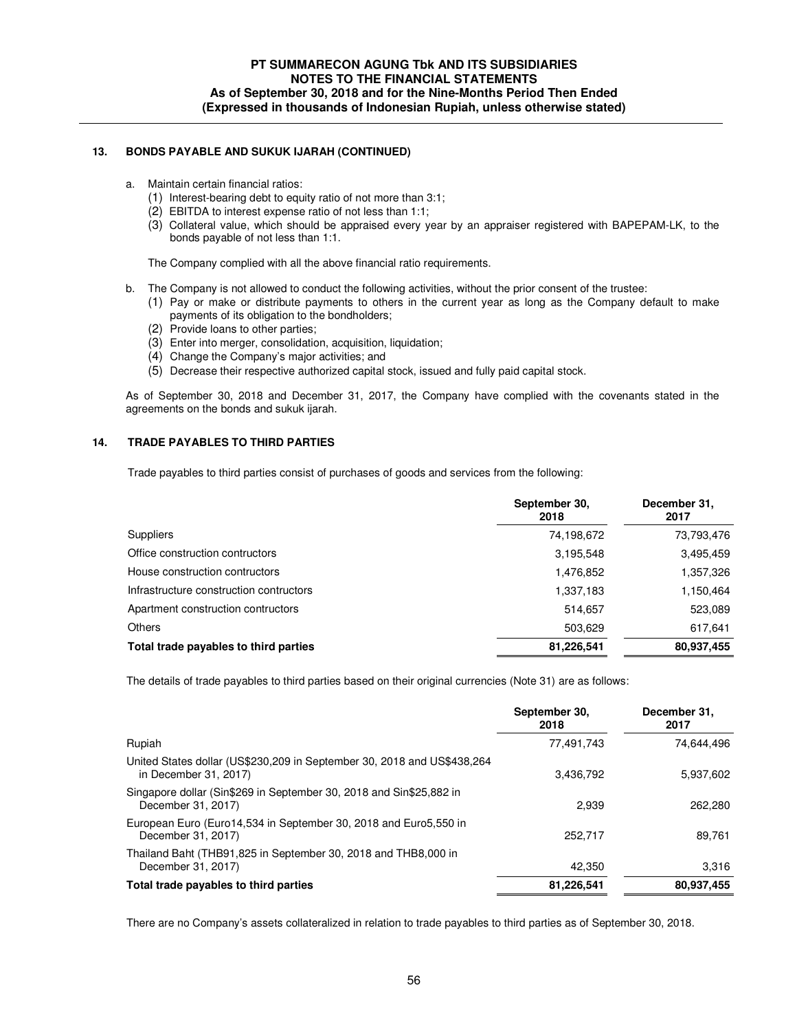## 13. BONDS PAYABLE AND SUKUK IJARAH (CONTINUED)

a. Maintain certain financial ratios:
   (1) Interest-bearing debt to equity ratio of not more than 3:1;
   (2) EBITDA to interest expense ratio of not less than 1:1;
   (3) Collateral value, which should be appraised every year by an appraiser registered with BAPEPAM-LK, to the bonds payable of not less than 1:1.

   The Company complied with all the above financial ratio requirements.

b. The Company is not allowed to conduct the following activities, without the prior consent of the trustee:
   (1) Pay or make or distribute payments to others in the current year as long as the Company default to make payments of its obligation to the bondholders;
   (2) Provide loans to other parties;
   (3) Enter into merger, consolidation, acquisition, liquidation;
   (4) Change the Company's major activities; and
   (5) Decrease their respective authorized capital stock, issued and fully paid capital stock.

As of September 30, 2018 and December 31, 2017, the Company have complied with the covenants stated in the agreements on the bonds and sukuk ijarah.

## 14. TRADE PAYABLES TO THIRD PARTIES

Trade payables to third parties consist of purchases of goods and services from the following:

| | September 30, 2018 | December 31, 2017 |
|---|---|---|
| Suppliers | 74,198,672 | 73,793,476 |
| Office construction contructors | 3,195,548 | 3,495,459 |
| House construction contractors | 1,476,852 | 1,357,326 |
| Infrastructure construction contractors | 1,337,183 | 1,150,464 |
| Apartment construction contractors | 514,657 | 523,089 |
| Others | 503,629 | 617,641 |
| **Total trade payables to third parties** | **81,226,541** | **80,937,455** |

The details of trade payables to third parties based on their original currencies (Note 31) are as follows:

| | September 30, 2018 | December 31, 2017 |
|---|---|---|
| Rupiah | 77,491,743 | 74,644,496 |
| United States dollar (US$230,209 in September 30, 2018 and US$438,264 in December 31, 2017) | 3,436,792 | 5,937,602 |
| Singapore dollar (Sin$269 in September 30, 2018 and Sin$25,882 in December 31, 2017) | 2,939 | 262,280 |
| European Euro (Euro14,534 in September 30, 2018 and Euro5,550 in December 31, 2017) | 252,717 | 89,761 |
| Thailand Baht (THB91,825 in September 30, 2018 and THB8,000 in December 31, 2017) | 42,350 | 3,316 |
| **Total trade payables to third parties** | **81,226,541** | **80,937,455** |

There are no Company's assets collateralized in relation to trade payables to third parties as of September 30, 2018.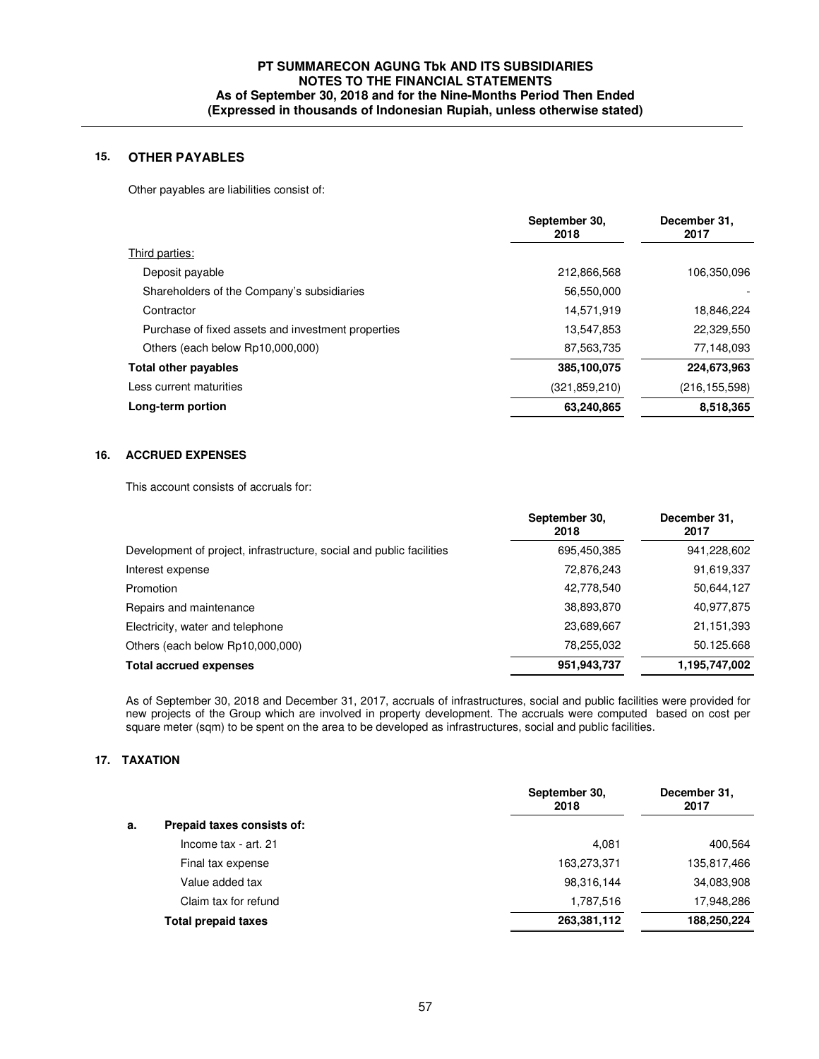## 15. OTHER PAYABLES

Other payables are liabilities consist of:

| | September 30, 2018 | December 31, 2017 |
|---|---|---|
| Third parties: | | |
| Deposit payable | 212,866,568 | 106,350,096 |
| Shareholders of the Company's subsidiaries | 56,550,000 | - |
| Contractor | 14,571,919 | 18,846,224 |
| Purchase of fixed assets and investment properties | 13,547,853 | 22,329,550 |
| Others (each below Rp10,000,000) | 87,563,735 | 77,148,093 |
| **Total other payables** | **385,100,075** | **224,673,963** |
| Less current maturities | (321,859,210) | (216,155,598) |
| **Long-term portion** | **63,240,865** | **8,518,365** |

## 16. ACCRUED EXPENSES

This account consists of accruals for:

| | September 30, 2018 | December 31, 2017 |
|---|---|---|
| Development of project, infrastructure, social and public facilities | 695,450,385 | 941,228,602 |
| Interest expense | 72,876,243 | 91,619,337 |
| Promotion | 42,778,540 | 50,644,127 |
| Repairs and maintenance | 38,893,870 | 40,977,875 |
| Electricity, water and telephone | 23,689,667 | 21,151,393 |
| Others (each below Rp10,000,000) | 78,255,032 | 50.125.668 |
| **Total accrued expenses** | **951,943,737** | **1,195,747,002** |

As of September 30, 2018 and December 31, 2017, accruals of infrastructures, social and public facilities were provided for new projects of the Group which are involved in property development. The accruals were computed based on cost per square meter (sqm) to be spent on the area to be developed as infrastructures, social and public facilities.

## 17. TAXATION

| | | September 30, 2018 | December 31, 2017 |
|---|---|---|---|
| a. | **Prepaid taxes consists of:** | | |
| | Income tax - art. 21 | 4,081 | 400,564 |
| | Final tax expense | 163,273,371 | 135,817,466 |
| | Value added tax | 98,316,144 | 34,083,908 |
| | Claim tax for refund | 1,787,516 | 17,948,286 |
| | **Total prepaid taxes** | **263,381,112** | **188,250,224** |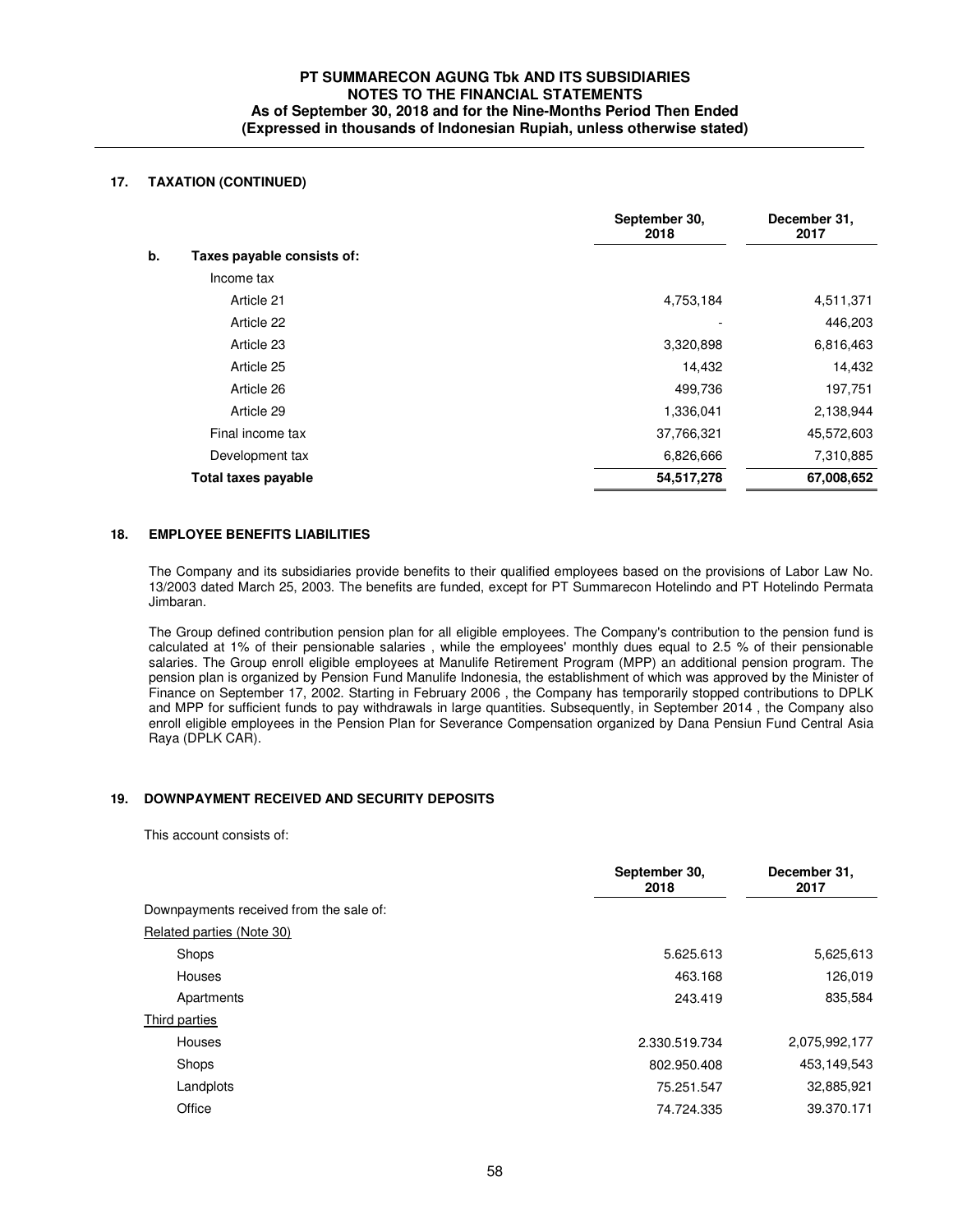## 17. TAXATION (CONTINUED)

| | September 30, 2018 | December 31, 2017 |
|---|---|---|
| **b. Taxes payable consists of:** | | |
| Income tax | | |
| Article 21 | 4,753,184 | 4,511,371 |
| Article 22 | - | 446,203 |
| Article 23 | 3,320,898 | 6,816,463 |
| Article 25 | 14,432 | 14,432 |
| Article 26 | 499,736 | 197,751 |
| Article 29 | 1,336,041 | 2,138,944 |
| Final income tax | 37,766,321 | 45,572,603 |
| Development tax | 6,826,666 | 7,310,885 |
| **Total taxes payable** | **54,517,278** | **67,008,652** |

## 18. EMPLOYEE BENEFITS LIABILITIES

The Company and its subsidiaries provide benefits to their qualified employees based on the provisions of Labor Law No. 13/2003 dated March 25, 2003. The benefits are funded, except for PT Summarecon Hotelindo and PT Hotelindo Permata Jimbaran.

The Group defined contribution pension plan for all eligible employees. The Company's contribution to the pension fund is calculated at 1% of their pensionable salaries , while the employees' monthly dues equal to 2.5 % of their pensionable salaries. The Group enroll eligible employees at Manulife Retirement Program (MPP) an additional pension program. The pension plan is organized by Pension Fund Manulife Indonesia, the establishment of which was approved by the Minister of Finance on September 17, 2002. Starting in February 2006 , the Company has temporarily stopped contributions to DPLK and MPP for sufficient funds to pay withdrawals in large quantities. Subsequently, in September 2014 , the Company also enroll eligible employees in the Pension Plan for Severance Compensation organized by Dana Pensiun Fund Central Asia Raya (DPLK CAR).

## 19. DOWNPAYMENT RECEIVED AND SECURITY DEPOSITS

This account consists of:

| | September 30, 2018 | December 31, 2017 |
|---|---|---|
| Downpayments received from the sale of: | | |
| Related parties (Note 30) | | |
| Shops | 5.625.613 | 5,625,613 |
| Houses | 463.168 | 126,019 |
| Apartments | 243.419 | 835,584 |
| Third parties | | |
| Houses | 2.330.519.734 | 2,075,992,177 |
| Shops | 802.950.408 | 453,149,543 |
| Landplots | 75.251.547 | 32,885,921 |
| Office | 74.724.335 | 39.370.171 |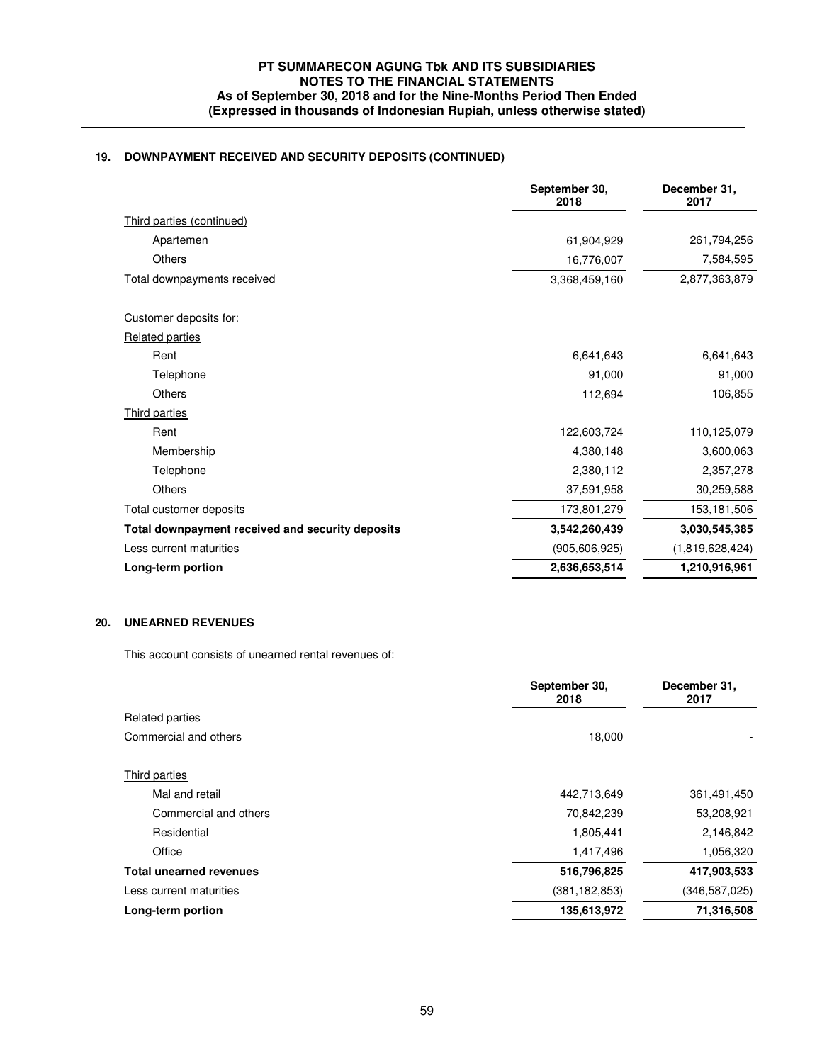## 19. DOWNPAYMENT RECEIVED AND SECURITY DEPOSITS (CONTINUED)

| | September 30, 2018 | December 31, 2017 |
|---|---|---|
| Third parties (continued) | | |
| Apartemen | 61,904,929 | 261,794,256 |
| Others | 16,776,007 | 7,584,595 |
| Total downpayments received | 3,368,459,160 | 2,877,363,879 |
| | | |
| Customer deposits for: | | |
| Related parties | | |
| Rent | 6,641,643 | 6,641,643 |
| Telephone | 91,000 | 91,000 |
| Others | 112,694 | 106,855 |
| Third parties | | |
| Rent | 122,603,724 | 110,125,079 |
| Membership | 4,380,148 | 3,600,063 |
| Telephone | 2,380,112 | 2,357,278 |
| Others | 37,591,958 | 30,259,588 |
| Total customer deposits | 173,801,279 | 153,181,506 |
| **Total downpayment received and security deposits** | **3,542,260,439** | **3,030,545,385** |
| Less current maturities | (905,606,925) | (1,819,628,424) |
| **Long-term portion** | **2,636,653,514** | **1,210,916,961** |

## 20. UNEARNED REVENUES

This account consists of unearned rental revenues of:

| | September 30, 2018 | December 31, 2017 |
|---|---|---|
| Related parties | | |
| Commercial and others | 18,000 | - |
| | | |
| Third parties | | |
| Mal and retail | 442,713,649 | 361,491,450 |
| Commercial and others | 70,842,239 | 53,208,921 |
| Residential | 1,805,441 | 2,146,842 |
| Office | 1,417,496 | 1,056,320 |
| **Total unearned revenues** | **516,796,825** | **417,903,533** |
| Less current maturities | (381,182,853) | (346,587,025) |
| **Long-term portion** | **135,613,972** | **71,316,508** |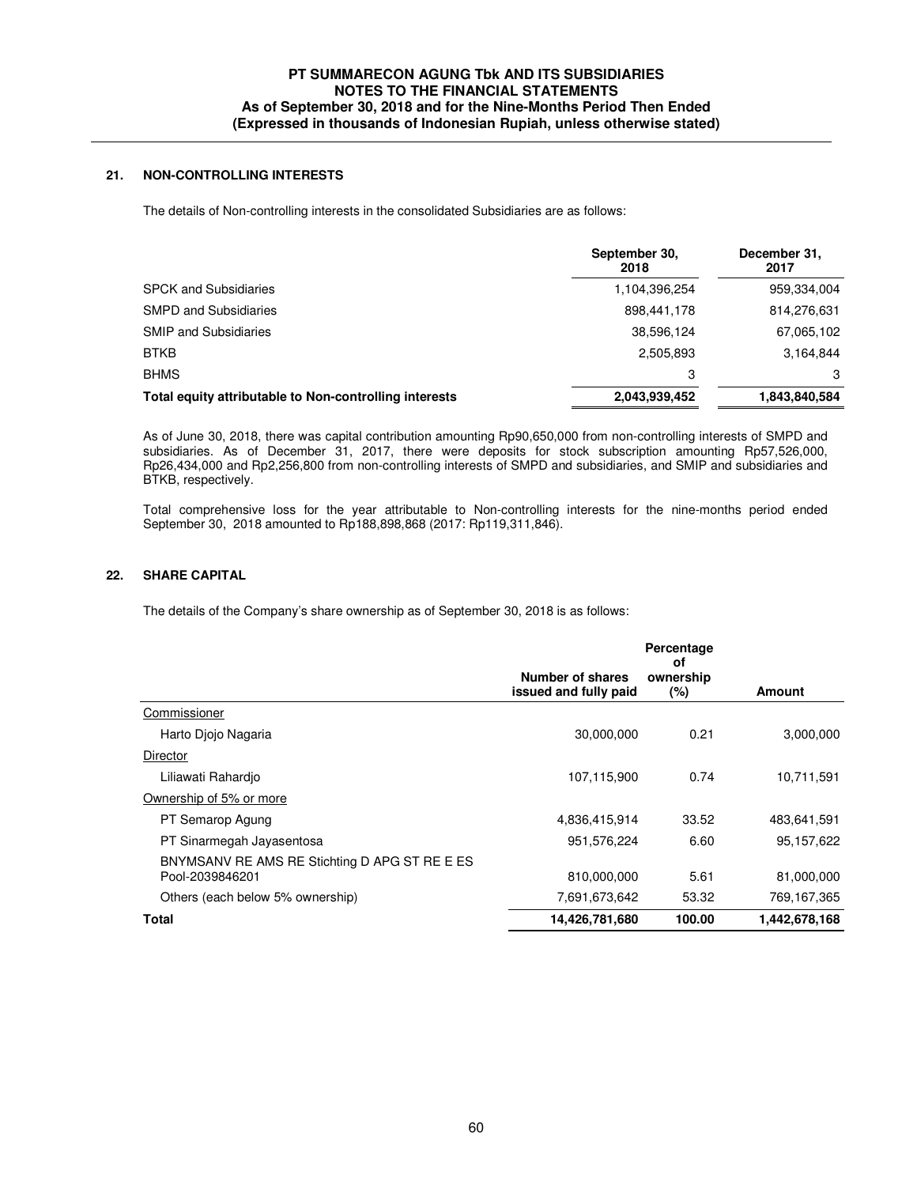## 21. NON-CONTROLLING INTERESTS

The details of Non-controlling interests in the consolidated Subsidiaries are as follows:

| | September 30, 2018 | December 31, 2017 |
|---|---|---|
| SPCK and Subsidiaries | 1,104,396,254 | 959,334,004 |
| SMPD and Subsidiaries | 898,441,178 | 814,276,631 |
| SMIP and Subsidiaries | 38,596,124 | 67,065,102 |
| BTKB | 2,505,893 | 3,164,844 |
| BHMS | 3 | 3 |
| **Total equity attributable to Non-controlling interests** | **2,043,939,452** | **1,843,840,584** |

As of June 30, 2018, there was capital contribution amounting Rp90,650,000 from non-controlling interests of SMPD and subsidiaries. As of December 31, 2017, there were deposits for stock subscription amounting Rp57,526,000, Rp26,434,000 and Rp2,256,800 from non-controlling interests of SMPD and subsidiaries, and SMIP and subsidiaries and BTKB, respectively.

Total comprehensive loss for the year attributable to Non-controlling interests for the nine-months period ended September 30, 2018 amounted to Rp188,898,868 (2017: Rp119,311,846).

## 22. SHARE CAPITAL

The details of the Company's share ownership as of September 30, 2018 is as follows:

| | Number of shares issued and fully paid | Percentage of ownership (%) | Amount |
|---|---|---|---|
| Commissioner | | | |
| Harto Djojo Nagaria | 30,000,000 | 0.21 | 3,000,000 |
| Director | | | |
| Liliawati Rahardjo | 107,115,900 | 0.74 | 10,711,591 |
| Ownership of 5% or more | | | |
| PT Semarop Agung | 4,836,415,914 | 33.52 | 483,641,591 |
| PT Sinarmegah Jayasentosa | 951,576,224 | 6.60 | 95,157,622 |
| BNYMSANV RE AMS RE Stichting D APG ST RE E ES Pool-2039846201 | 810,000,000 | 5.61 | 81,000,000 |
| Others (each below 5% ownership) | 7,691,673,642 | 53.32 | 769,167,365 |
| **Total** | **14,426,781,680** | **100.00** | **1,442,678,168** |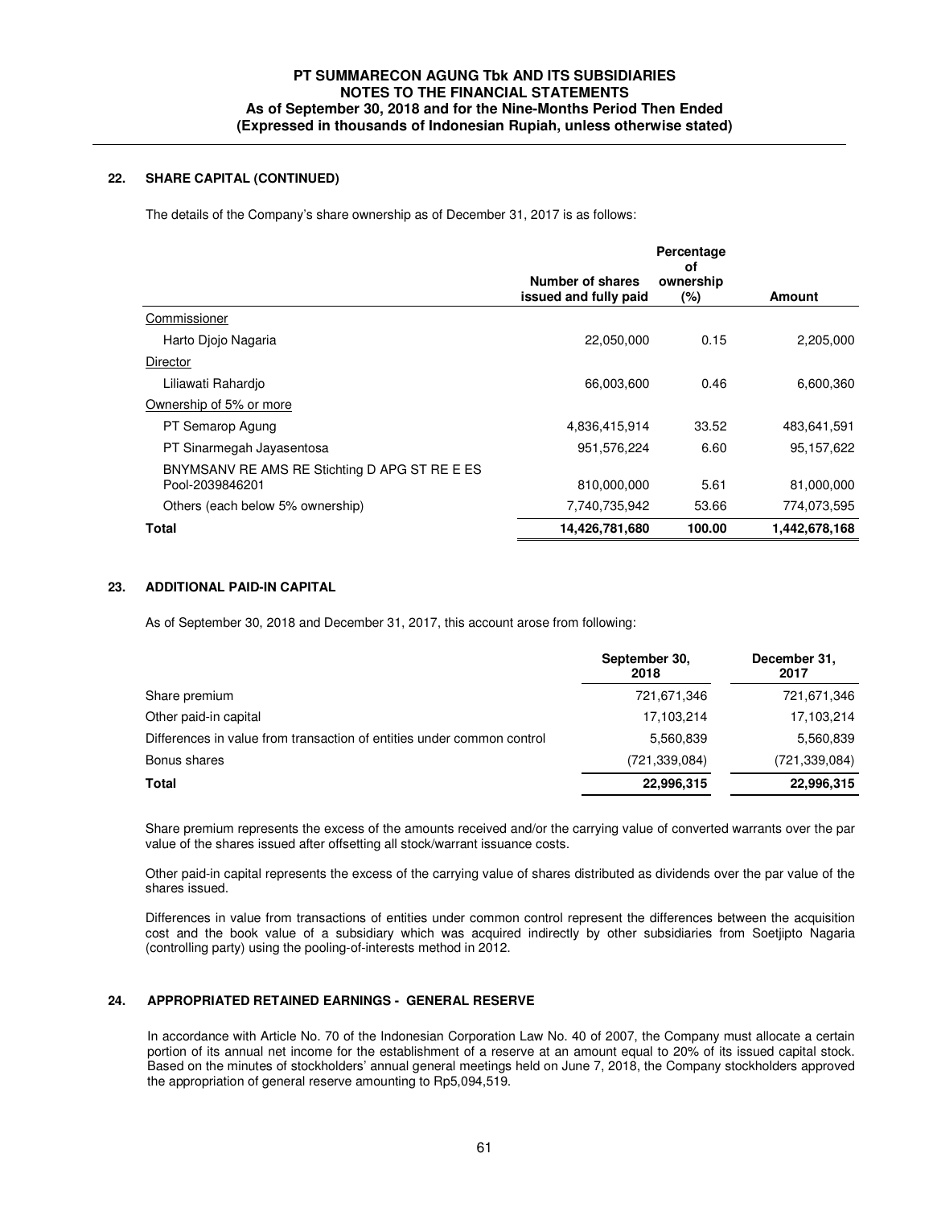## 22. SHARE CAPITAL (CONTINUED)

The details of the Company's share ownership as of December 31, 2017 is as follows:

| | Number of shares issued and fully paid | Percentage of ownership (%) | Amount |
|---|---|---|---|
| Commissioner | | | |
| Harto Djojo Nagaria | 22,050,000 | 0.15 | 2,205,000 |
| Director | | | |
| Liliawati Rahardjo | 66,003,600 | 0.46 | 6,600,360 |
| Ownership of 5% or more | | | |
| PT Semarop Agung | 4,836,415,914 | 33.52 | 483,641,591 |
| PT Sinarmegah Jayasentosa | 951,576,224 | 6.60 | 95,157,622 |
| BNYMSANV RE AMS RE Stichting D APG ST RE E ES Pool-2039846201 | 810,000,000 | 5.61 | 81,000,000 |
| Others (each below 5% ownership) | 7,740,735,942 | 53.66 | 774,073,595 |
| **Total** | **14,426,781,680** | **100.00** | **1,442,678,168** |

## 23. ADDITIONAL PAID-IN CAPITAL

As of September 30, 2018 and December 31, 2017, this account arose from following:

| | September 30, 2018 | December 31, 2017 |
|---|---|---|
| Share premium | 721,671,346 | 721,671,346 |
| Other paid-in capital | 17,103,214 | 17,103,214 |
| Differences in value from transaction of entities under common control | 5,560,839 | 5,560,839 |
| Bonus shares | (721,339,084) | (721,339,084) |
| **Total** | **22,996,315** | **22,996,315** |

Share premium represents the excess of the amounts received and/or the carrying value of converted warrants over the par value of the shares issued after offsetting all stock/warrant issuance costs.

Other paid-in capital represents the excess of the carrying value of shares distributed as dividends over the par value of the shares issued.

Differences in value from transactions of entities under common control represent the differences between the acquisition cost and the book value of a subsidiary which was acquired indirectly by other subsidiaries from Soetjipto Nagaria (controlling party) using the pooling-of-interests method in 2012.

## 24. APPROPRIATED RETAINED EARNINGS - GENERAL RESERVE

In accordance with Article No. 70 of the Indonesian Corporation Law No. 40 of 2007, the Company must allocate a certain portion of its annual net income for the establishment of a reserve at an amount equal to 20% of its issued capital stock. Based on the minutes of stockholders' annual general meetings held on June 7, 2018, the Company stockholders approved the appropriation of general reserve amounting to Rp5,094,519.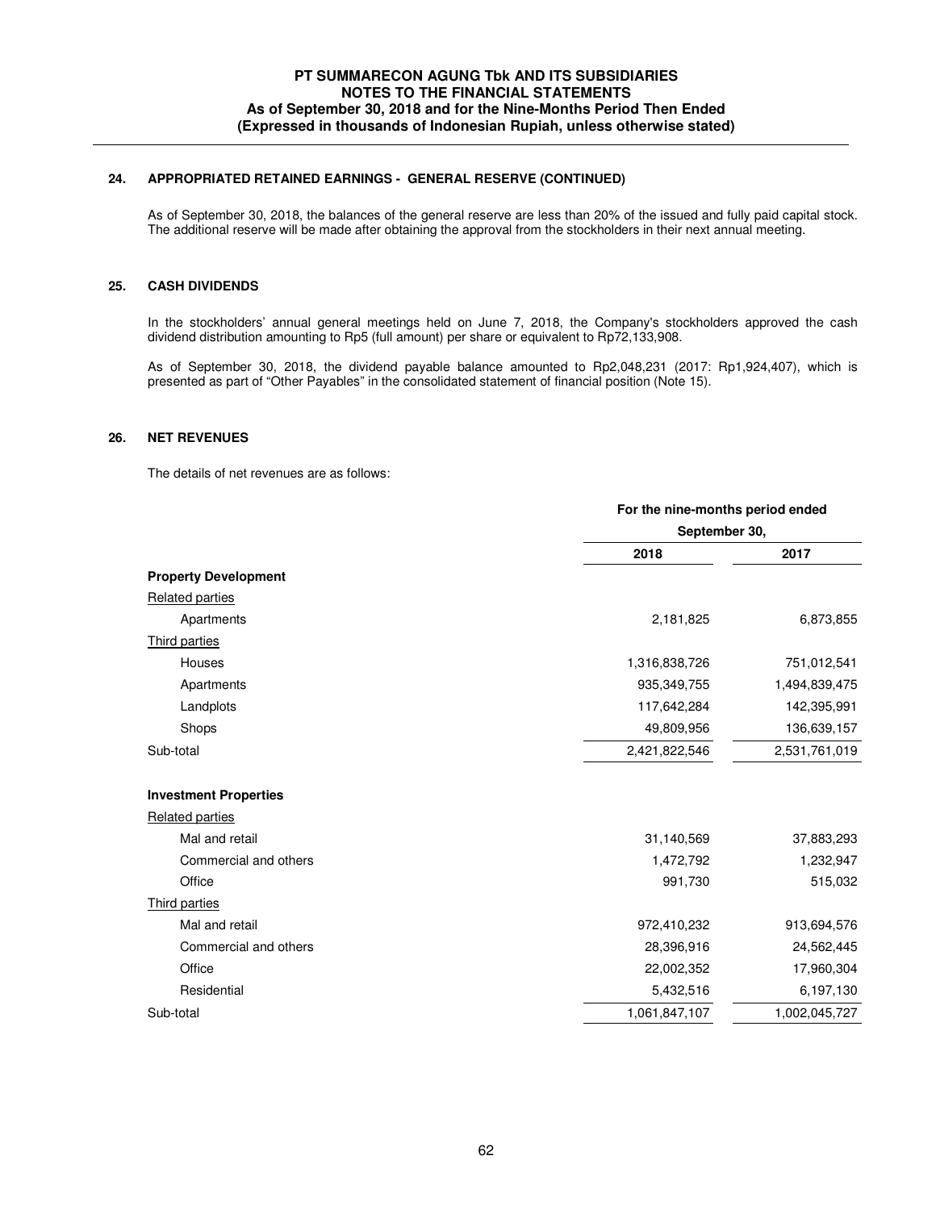## 24. APPROPRIATED RETAINED EARNINGS - GENERAL RESERVE (CONTINUED)

As of September 30, 2018, the balances of the general reserve are less than 20% of the issued and fully paid capital stock. The additional reserve will be made after obtaining the approval from the stockholders in their next annual meeting.

## 25. CASH DIVIDENDS

In the stockholders' annual general meetings held on June 7, 2018, the Company's stockholders approved the cash dividend distribution amounting to Rp5 (full amount) per share or equivalent to Rp72,133,908.

As of September 30, 2018, the dividend payable balance amounted to Rp2,048,231 (2017: Rp1,924,407), which is presented as part of "Other Payables" in the consolidated statement of financial position (Note 15).

## 26. NET REVENUES

The details of net revenues are as follows:

| | For the nine-months period ended September 30, | |
|---|---|---|
| | 2018 | 2017 |
| **Property Development** | | |
| Related parties | | |
| Apartments | 2,181,825 | 6,873,855 |
| Third parties | | |
| Houses | 1,316,838,726 | 751,012,541 |
| Apartments | 935,349,755 | 1,494,839,475 |
| Landplots | 117,642,284 | 142,395,991 |
| Shops | 49,809,956 | 136,639,157 |
| Sub-total | 2,421,822,546 | 2,531,761,019 |
| **Investment Properties** | | |
| Related parties | | |
| Mal and retail | 31,140,569 | 37,883,293 |
| Commercial and others | 1,472,792 | 1,232,947 |
| Office | 991,730 | 515,032 |
| Third parties | | |
| Mal and retail | 972,410,232 | 913,694,576 |
| Commercial and others | 28,396,916 | 24,562,445 |
| Office | 22,002,352 | 17,960,304 |
| Residential | 5,432,516 | 6,197,130 |
| Sub-total | 1,061,847,107 | 1,002,045,727 |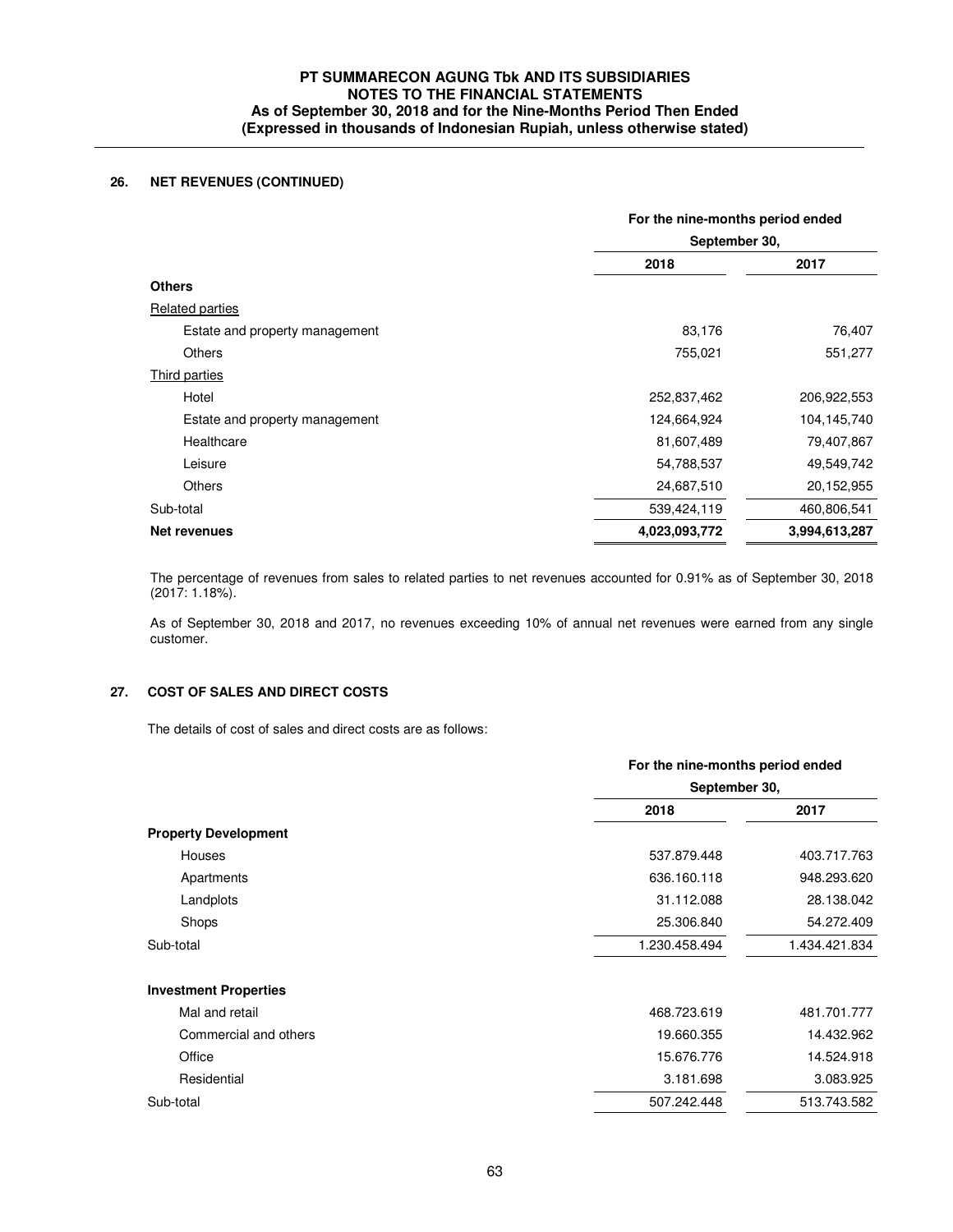## 26. NET REVENUES (CONTINUED)

| | For the nine-months period ended September 30, | |
|---|---|---|
| | 2018 | 2017 |
| **Others** | | |
| Related parties | | |
| Estate and property management | 83,176 | 76,407 |
| Others | 755,021 | 551,277 |
| Third parties | | |
| Hotel | 252,837,462 | 206,922,553 |
| Estate and property management | 124,664,924 | 104,145,740 |
| Healthcare | 81,607,489 | 79,407,867 |
| Leisure | 54,788,537 | 49,549,742 |
| Others | 24,687,510 | 20,152,955 |
| Sub-total | 539,424,119 | 460,806,541 |
| **Net revenues** | **4,023,093,772** | **3,994,613,287** |

The percentage of revenues from sales to related parties to net revenues accounted for 0.91% as of September 30, 2018 (2017: 1.18%).

As of September 30, 2018 and 2017, no revenues exceeding 10% of annual net revenues were earned from any single customer.

## 27. COST OF SALES AND DIRECT COSTS

The details of cost of sales and direct costs are as follows:

| | For the nine-months period ended September 30, | |
|---|---|---|
| | 2018 | 2017 |
| **Property Development** | | |
| Houses | 537.879.448 | 403.717.763 |
| Apartments | 636.160.118 | 948.293.620 |
| Landplots | 31.112.088 | 28.138.042 |
| Shops | 25.306.840 | 54.272.409 |
| Sub-total | 1.230.458.494 | 1.434.421.834 |
| | | |
| **Investment Properties** | | |
| Mal and retail | 468.723.619 | 481.701.777 |
| Commercial and others | 19.660.355 | 14.432.962 |
| Office | 15.676.776 | 14.524.918 |
| Residential | 3.181.698 | 3.083.925 |
| Sub-total | 507.242.448 | 513.743.582 |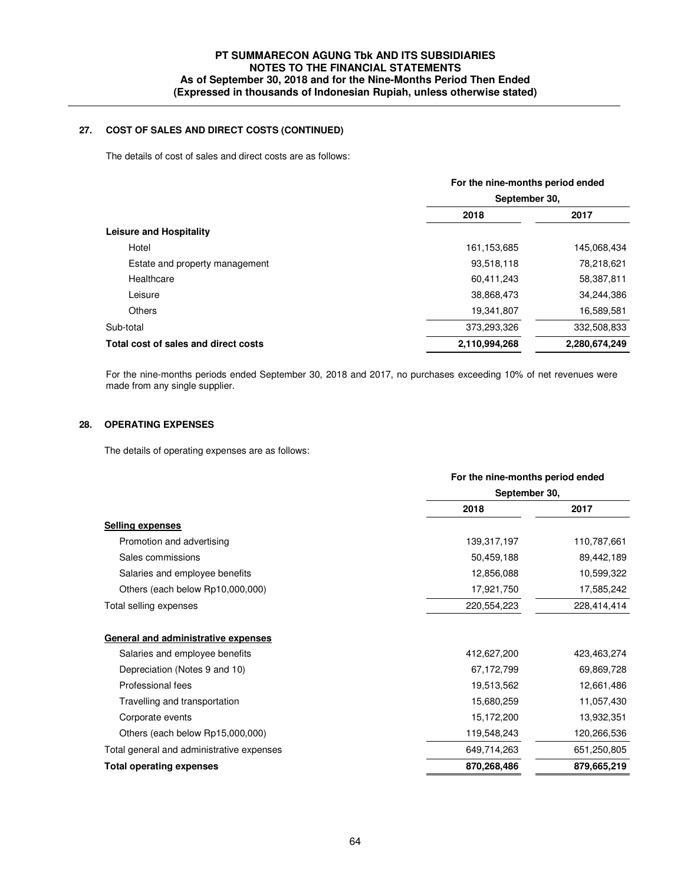## 27. COST OF SALES AND DIRECT COSTS (CONTINUED)

The details of cost of sales and direct costs are as follows:

| | For the nine-months period ended September 30, | |
|---|---|---|
| | 2018 | 2017 |
| **Leisure and Hospitality** | | |
| Hotel | 161,153,685 | 145,068,434 |
| Estate and property management | 93,518,118 | 78,218,621 |
| Healthcare | 60,411,243 | 58,387,811 |
| Leisure | 38,868,473 | 34,244,386 |
| Others | 19,341,807 | 16,589,581 |
| Sub-total | 373,293,326 | 332,508,833 |
| **Total cost of sales and direct costs** | **2,110,994,268** | **2,280,674,249** |

For the nine-months periods ended September 30, 2018 and 2017, no purchases exceeding 10% of net revenues were made from any single supplier.

## 28. OPERATING EXPENSES

The details of operating expenses are as follows:

| | For the nine-months period ended September 30, | |
|---|---|---|
| | 2018 | 2017 |
| **Selling expenses** | | |
| Promotion and advertising | 139,317,197 | 110,787,661 |
| Sales commissions | 50,459,188 | 89,442,189 |
| Salaries and employee benefits | 12,856,088 | 10,599,322 |
| Others (each below Rp10,000,000) | 17,921,750 | 17,585,242 |
| Total selling expenses | 220,554,223 | 228,414,414 |
| **General and administrative expenses** | | |
| Salaries and employee benefits | 412,627,200 | 423,463,274 |
| Depreciation (Notes 9 and 10) | 67,172,799 | 69,869,728 |
| Professional fees | 19,513,562 | 12,661,486 |
| Travelling and transportation | 15,680,259 | 11,057,430 |
| Corporate events | 15,172,200 | 13,932,351 |
| Others (each below Rp15,000,000) | 119,548,243 | 120,266,536 |
| Total general and administrative expenses | 649,714,263 | 651,250,805 |
| **Total operating expenses** | **870,268,486** | **879,665,219** |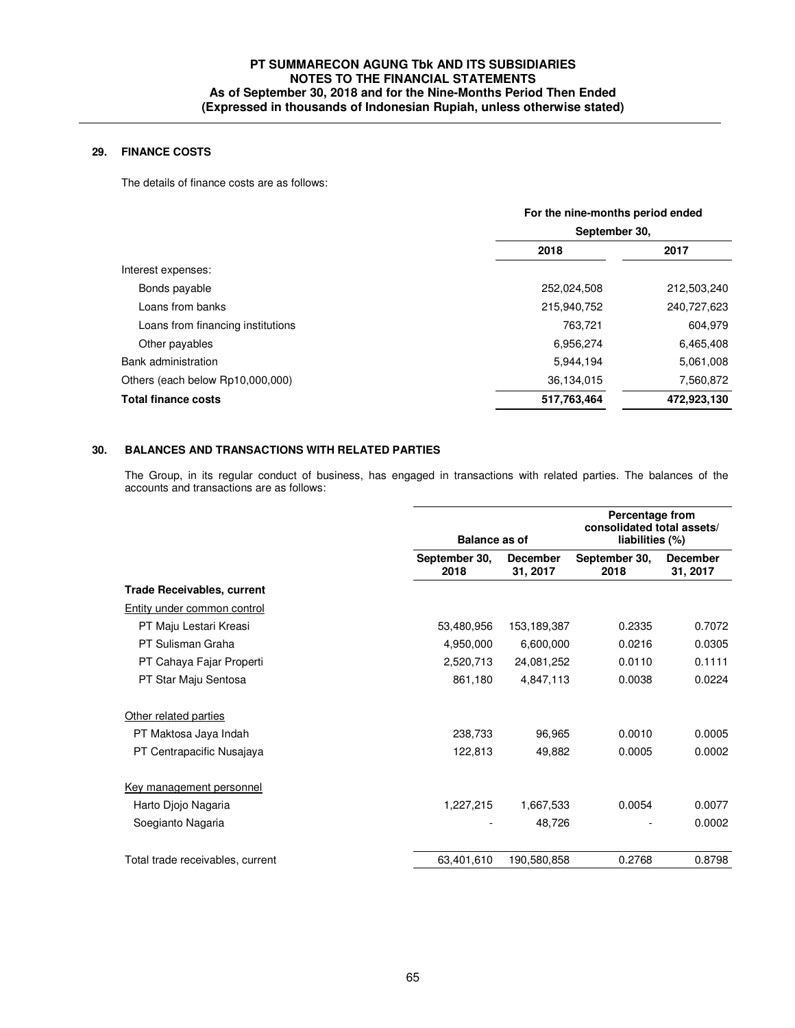## 29. FINANCE COSTS

The details of finance costs are as follows:

| | For the nine-months period ended September 30, | |
|---|---|---|
| | 2018 | 2017 |
| Interest expenses: | | |
| Bonds payable | 252,024,508 | 212,503,240 |
| Loans from banks | 215,940,752 | 240,727,623 |
| Loans from financing institutions | 763,721 | 604,979 |
| Other payables | 6,956,274 | 6,465,408 |
| Bank administration | 5,944,194 | 5,061,008 |
| Others (each below Rp10,000,000) | 36,134,015 | 7,560,872 |
| **Total finance costs** | **517,763,464** | **472,923,130** |

## 30. BALANCES AND TRANSACTIONS WITH RELATED PARTIES

The Group, in its regular conduct of business, has engaged in transactions with related parties. The balances of the accounts and transactions are as follows:

| | Balance as of | | Percentage from consolidated total assets/ liabilities (%) | |
|---|---|---|---|---|
| | September 30, 2018 | December 31, 2017 | September 30, 2018 | December 31, 2017 |
| **Trade Receivables, current** | | | | |
| Entity under common control | | | | |
| PT Maju Lestari Kreasi | 53,480,956 | 153,189,387 | 0.2335 | 0.7072 |
| PT Sulisman Graha | 4,950,000 | 6,600,000 | 0.0216 | 0.0305 |
| PT Cahaya Fajar Properti | 2,520,713 | 24,081,252 | 0.0110 | 0.1111 |
| PT Star Maju Sentosa | 861,180 | 4,847,113 | 0.0038 | 0.0224 |
| Other related parties | | | | |
| PT Maktosa Jaya Indah | 238,733 | 96,965 | 0.0010 | 0.0005 |
| PT Centrapacific Nusajaya | 122,813 | 49,882 | 0.0005 | 0.0002 |
| Key management personnel | | | | |
| Harto Djojo Nagaria | 1,227,215 | 1,667,533 | 0.0054 | 0.0077 |
| Soegianto Nagaria | - | 48,726 | - | 0.0002 |
| Total trade receivables, current | 63,401,610 | 190,580,858 | 0.2768 | 0.8798 |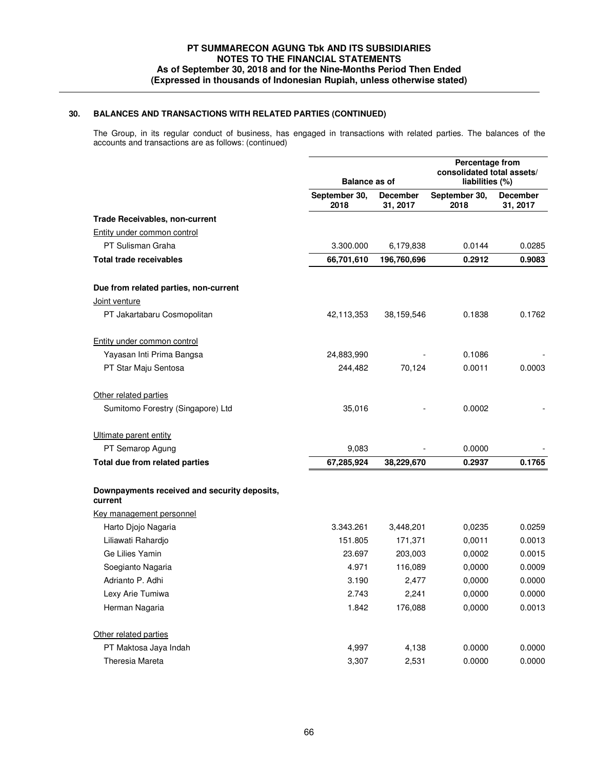## 30. BALANCES AND TRANSACTIONS WITH RELATED PARTIES (CONTINUED)

The Group, in its regular conduct of business, has engaged in transactions with related parties. The balances of the accounts and transactions are as follows: (continued)

| | Balance as of | | Percentage from consolidated total assets/ liabilities (%) | |
|---|---|---|---|---|
| | September 30, 2018 | December 31, 2017 | September 30, 2018 | December 31, 2017 |
| **Trade Receivables, non-current** | | | | |
| Entity under common control | | | | |
| PT Sulisman Graha | 3.300.000 | 6,179,838 | 0.0144 | 0.0285 |
| **Total trade receivables** | **66,701,610** | **196,760,696** | **0.2912** | **0.9083** |
| | | | | |
| **Due from related parties, non-current** | | | | |
| Joint venture | | | | |
| PT Jakartabaru Cosmopolitan | 42,113,353 | 38,159,546 | 0.1838 | 0.1762 |
| | | | | |
| Entity under common control | | | | |
| Yayasan Inti Prima Bangsa | 24,883,990 | - | 0.1086 | - |
| PT Star Maju Sentosa | 244,482 | 70,124 | 0.0011 | 0.0003 |
| | | | | |
| Other related parties | | | | |
| Sumitomo Forestry (Singapore) Ltd | 35,016 | - | 0.0002 | - |
| | | | | |
| Ultimate parent entity | | | | |
| PT Semarop Agung | 9,083 | - | 0.0000 | - |
| **Total due from related parties** | **67,285,924** | **38,229,670** | **0.2937** | **0.1765** |
| | | | | |
| **Downpayments received and security deposits, current** | | | | |
| Key management personnel | | | | |
| Harto Djojo Nagaria | 3.343.261 | 3,448,201 | 0,0235 | 0.0259 |
| Liliawati Rahardjo | 151.805 | 171,371 | 0,0011 | 0.0013 |
| Ge Lilies Yamin | 23.697 | 203,003 | 0,0002 | 0.0015 |
| Soegianto Nagaria | 4.971 | 116,089 | 0,0000 | 0.0009 |
| Adrianto P. Adhi | 3.190 | 2,477 | 0,0000 | 0.0000 |
| Lexy Arie Tumiwa | 2.743 | 2,241 | 0,0000 | 0.0000 |
| Herman Nagaria | 1.842 | 176,088 | 0,0000 | 0.0013 |
| | | | | |
| Other related parties | | | | |
| PT Maktosa Jaya Indah | 4,997 | 4,138 | 0.0000 | 0.0000 |
| Theresia Mareta | 3,307 | 2,531 | 0.0000 | 0.0000 |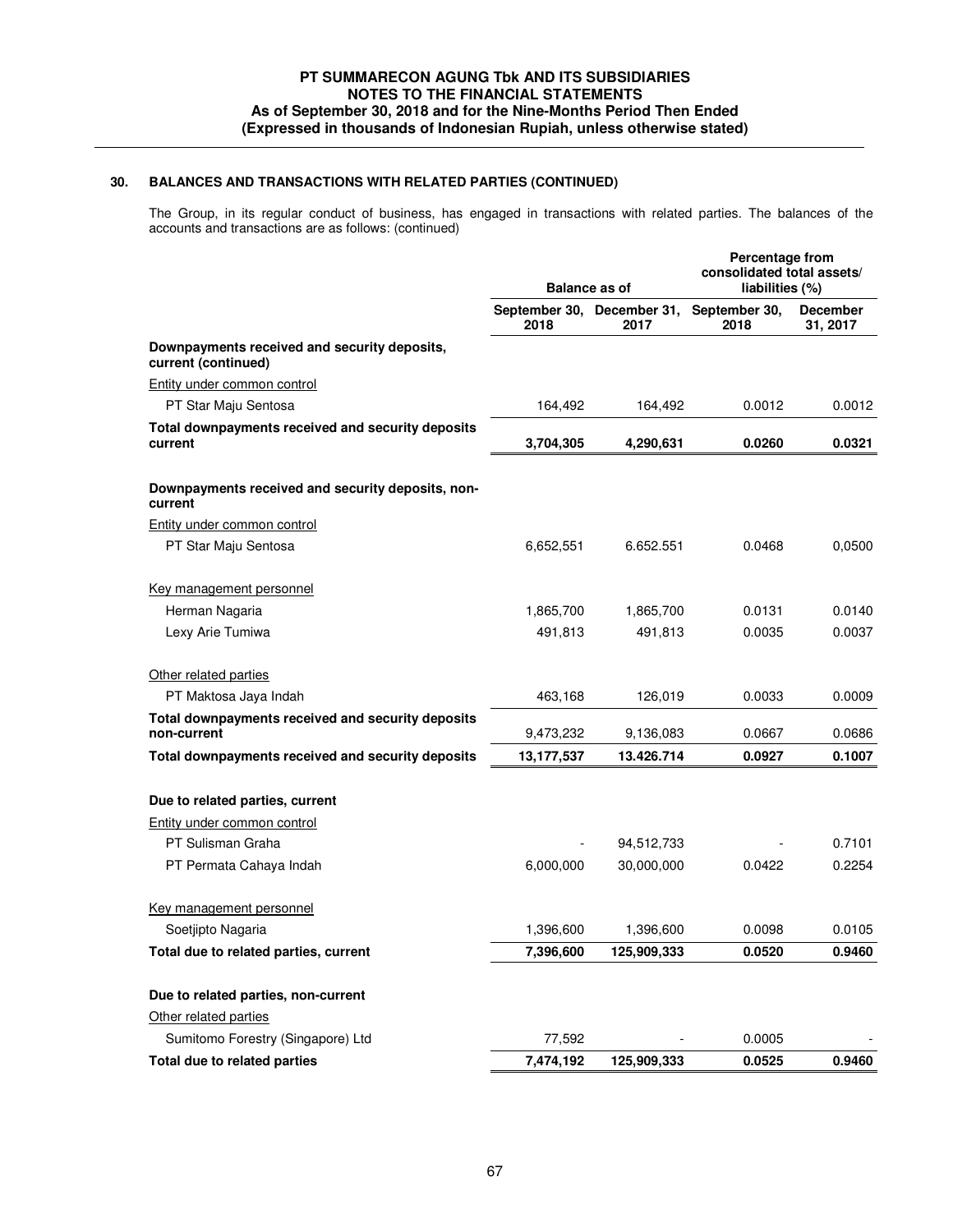## 30. BALANCES AND TRANSACTIONS WITH RELATED PARTIES (CONTINUED)

The Group, in its regular conduct of business, has engaged in transactions with related parties. The balances of the accounts and transactions are as follows: (continued)

| | Balance as of | | Percentage from consolidated total assets/ liabilities (%) | |
|---|---|---|---|---|
| | September 30, 2018 | December 31, 2017 | September 30, 2018 | December 31, 2017 |
| **Downpayments received and security deposits, current (continued)** | | | | |
| Entity under common control | | | | |
| PT Star Maju Sentosa | 164,492 | 164,492 | 0.0012 | 0.0012 |
| **Total downpayments received and security deposits current** | **3,704,305** | **4,290,631** | **0.0260** | **0.0321** |
| **Downpayments received and security deposits, non-current** | | | | |
| Entity under common control | | | | |
| PT Star Maju Sentosa | 6,652,551 | 6.652.551 | 0.0468 | 0,0500 |
| Key management personnel | | | | |
| Herman Nagaria | 1,865,700 | 1,865,700 | 0.0131 | 0.0140 |
| Lexy Arie Tumiwa | 491,813 | 491,813 | 0.0035 | 0.0037 |
| Other related parties | | | | |
| PT Maktosa Jaya Indah | 463,168 | 126,019 | 0.0033 | 0.0009 |
| **Total downpayments received and security deposits non-current** | 9,473,232 | 9,136,083 | 0.0667 | 0.0686 |
| **Total downpayments received and security deposits** | **13,177,537** | **13.426.714** | **0.0927** | **0.1007** |
| **Due to related parties, current** | | | | |
| Entity under common control | | | | |
| PT Sulisman Graha | - | 94,512,733 | - | 0.7101 |
| PT Permata Cahaya Indah | 6,000,000 | 30,000,000 | 0.0422 | 0.2254 |
| Key management personnel | | | | |
| Soetjipto Nagaria | 1,396,600 | 1,396,600 | 0.0098 | 0.0105 |
| **Total due to related parties, current** | **7,396,600** | **125,909,333** | **0.0520** | **0.9460** |
| **Due to related parties, non-current** | | | | |
| Other related parties | | | | |
| Sumitomo Forestry (Singapore) Ltd | 77,592 | - | 0.0005 | - |
| **Total due to related parties** | **7,474,192** | **125,909,333** | **0.0525** | **0.9460** |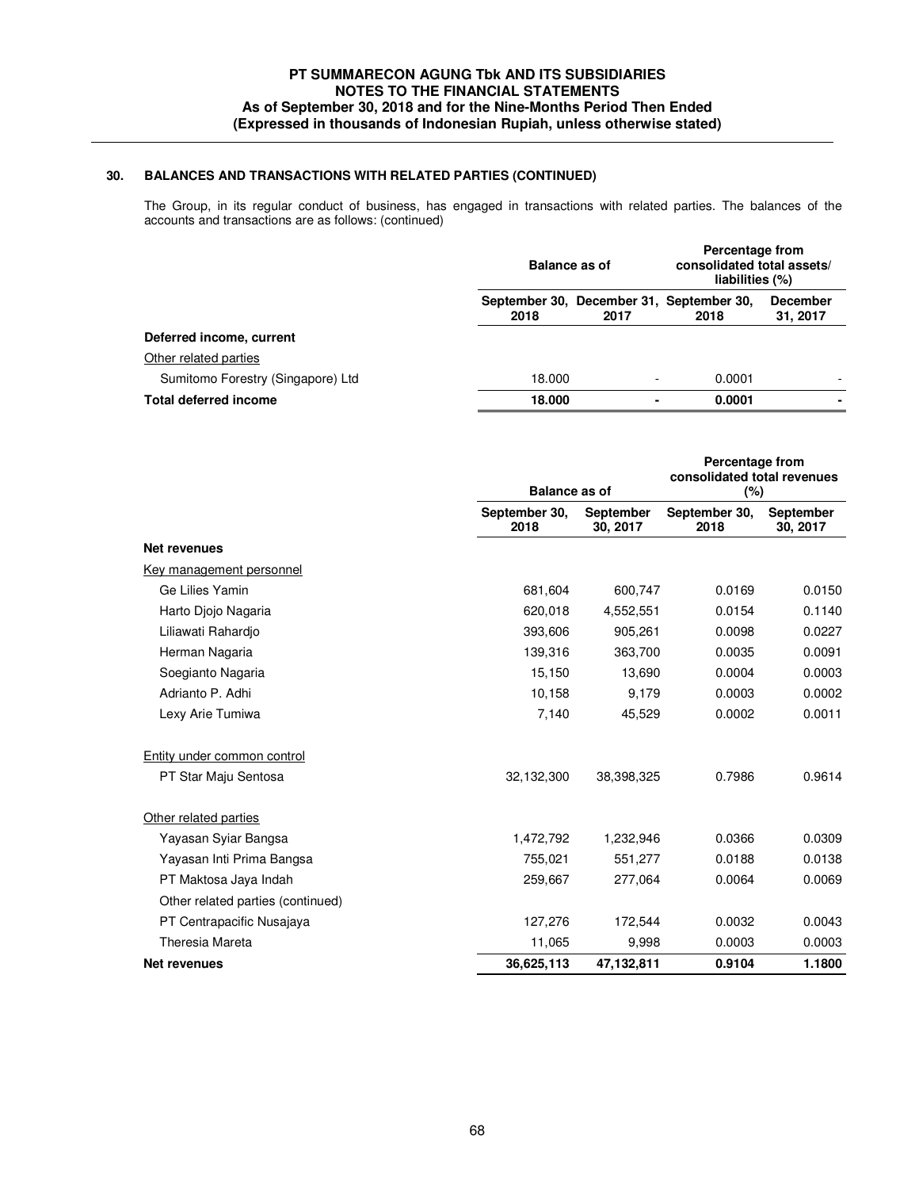## 30. BALANCES AND TRANSACTIONS WITH RELATED PARTIES (CONTINUED)

The Group, in its regular conduct of business, has engaged in transactions with related parties. The balances of the accounts and transactions are as follows: (continued)

| | Balance as of | | Percentage from consolidated total assets/ liabilities (%) | |
|---|---|---|---|---|
| | September 30, 2018 | December 31, 2017 | September 30, 2018 | December 31, 2017 |
| **Deferred income, current** | | | | |
| Other related parties | | | | |
| Sumitomo Forestry (Singapore) Ltd | 18.000 | - | 0.0001 | - |
| **Total deferred income** | **18.000** | **-** | **0.0001** | **-** |

| | Balance as of | | Percentage from consolidated total revenues (%) | |
|---|---|---|---|---|
| | September 30, 2018 | September 30, 2017 | September 30, 2018 | September 30, 2017 |
| **Net revenues** | | | | |
| Key management personnel | | | | |
| Ge Lilies Yamin | 681,604 | 600,747 | 0.0169 | 0.0150 |
| Harto Djojo Nagaria | 620,018 | 4,552,551 | 0.0154 | 0.1140 |
| Liliawati Rahardjo | 393,606 | 905,261 | 0.0098 | 0.0227 |
| Herman Nagaria | 139,316 | 363,700 | 0.0035 | 0.0091 |
| Soegianto Nagaria | 15,150 | 13,690 | 0.0004 | 0.0003 |
| Adrianto P. Adhi | 10,158 | 9,179 | 0.0003 | 0.0002 |
| Lexy Arie Tumiwa | 7,140 | 45,529 | 0.0002 | 0.0011 |
| Entity under common control | | | | |
| PT Star Maju Sentosa | 32,132,300 | 38,398,325 | 0.7986 | 0.9614 |
| Other related parties | | | | |
| Yayasan Syiar Bangsa | 1,472,792 | 1,232,946 | 0.0366 | 0.0309 |
| Yayasan Inti Prima Bangsa | 755,021 | 551,277 | 0.0188 | 0.0138 |
| PT Maktosa Jaya Indah | 259,667 | 277,064 | 0.0064 | 0.0069 |
| Other related parties (continued) | | | | |
| PT Centrapacific Nusajaya | 127,276 | 172,544 | 0.0032 | 0.0043 |
| Theresia Mareta | 11,065 | 9,998 | 0.0003 | 0.0003 |
| **Net revenues** | **36,625,113** | **47,132,811** | **0.9104** | **1.1800** |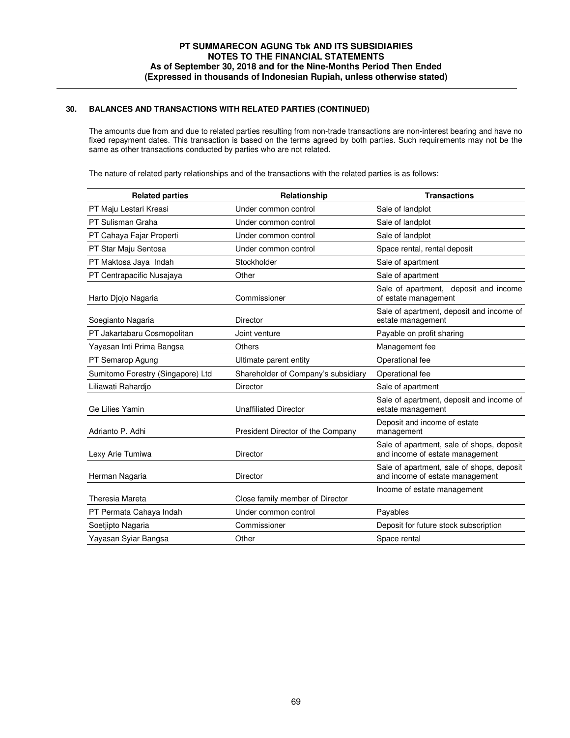## 30. BALANCES AND TRANSACTIONS WITH RELATED PARTIES (CONTINUED)

The amounts due from and due to related parties resulting from non-trade transactions are non-interest bearing and have no fixed repayment dates. This transaction is based on the terms agreed by both parties. Such requirements may not be the same as other transactions conducted by parties who are not related.

The nature of related party relationships and of the transactions with the related parties is as follows:

| Related parties | Relationship | Transactions |
|---|---|---|
| PT Maju Lestari Kreasi | Under common control | Sale of landplot |
| PT Sulisman Graha | Under common control | Sale of landplot |
| PT Cahaya Fajar Properti | Under common control | Sale of landplot |
| PT Star Maju Sentosa | Under common control | Space rental, rental deposit |
| PT Maktosa Jaya Indah | Stockholder | Sale of apartment |
| PT Centrapacific Nusajaya | Other | Sale of apartment |
| Harto Djojo Nagaria | Commissioner | Sale of apartment, deposit and income of estate management |
| Soegianto Nagaria | Director | Sale of apartment, deposit and income of estate management |
| PT Jakartabaru Cosmopolitan | Joint venture | Payable on profit sharing |
| Yayasan Inti Prima Bangsa | Others | Management fee |
| PT Semarop Agung | Ultimate parent entity | Operational fee |
| Sumitomo Forestry (Singapore) Ltd | Shareholder of Company's subsidiary | Operational fee |
| Liliawati Rahardjo | Director | Sale of apartment |
| Ge Lilies Yamin | Unaffiliated Director | Sale of apartment, deposit and income of estate management |
| Adrianto P. Adhi | President Director of the Company | Deposit and income of estate management |
| Lexy Arie Tumiwa | Director | Sale of apartment, sale of shops, deposit and income of estate management |
| Herman Nagaria | Director | Sale of apartment, sale of shops, deposit and income of estate management |
| Theresia Mareta | Close family member of Director | Income of estate management |
| PT Permata Cahaya Indah | Under common control | Payables |
| Soetjipto Nagaria | Commissioner | Deposit for future stock subscription |
| Yayasan Syiar Bangsa | Other | Space rental |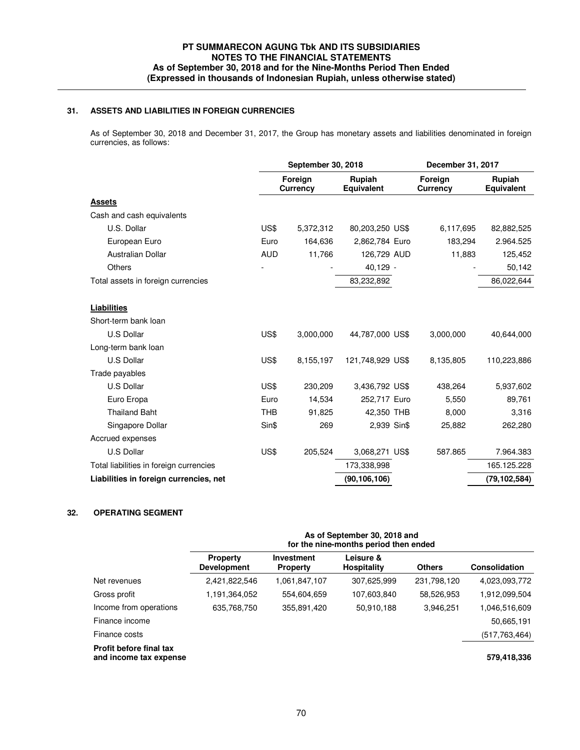## 31. ASSETS AND LIABILITIES IN FOREIGN CURRENCIES

As of September 30, 2018 and December 31, 2017, the Group has monetary assets and liabilities denominated in foreign currencies, as follows:

| | September 30, 2018 | | | December 31, 2017 | | |
|---|---|---|---|---|---|---|
| | Foreign Currency | | Rupiah Equivalent | Foreign Currency | | Rupiah Equivalent |
| **Assets** | | | | | | |
| Cash and cash equivalents | | | | | | |
| U.S. Dollar | US$ | 5,372,312 | 80,203,250 | US$ | 6,117,695 | 82,882,525 |
| European Euro | Euro | 164,636 | 2,862,784 | Euro | 183,294 | 2.964.525 |
| Australian Dollar | AUD | 11,766 | 126,729 | AUD | 11,883 | 125,452 |
| Others | - | - | 40,129 | - | - | 50,142 |
| Total assets in foreign currencies | | | 83,232,892 | | | 86,022,644 |
| **Liabilities** | | | | | | |
| Short-term bank loan | | | | | | |
| U.S Dollar | US$ | 3,000,000 | 44,787,000 | US$ | 3,000,000 | 40,644,000 |
| Long-term bank loan | | | | | | |
| U.S Dollar | US$ | 8,155,197 | 121,748,929 | US$ | 8,135,805 | 110,223,886 |
| Trade payables | | | | | | |
| U.S Dollar | US$ | 230,209 | 3,436,792 | US$ | 438,264 | 5,937,602 |
| Euro Eropa | Euro | 14,534 | 252,717 | Euro | 5,550 | 89,761 |
| Thailand Baht | THB | 91,825 | 42,350 | THB | 8,000 | 3,316 |
| Singapore Dollar | Sin$ | 269 | 2,939 | Sin$ | 25,882 | 262,280 |
| Accrued expenses | | | | | | |
| U.S Dollar | US$ | 205,524 | 3,068,271 | US$ | 587.865 | 7.964.383 |
| Total liabilities in foreign currencies | | | 173,338,998 | | | 165.125.228 |
| **Liabilities in foreign currencies, net** | | | **(90,106,106)** | | | **(79,102,584)** |

## 32. OPERATING SEGMENT

| | As of September 30, 2018 and for the nine-months period then ended | | | | |
|---|---|---|---|---|---|
| | Property Development | Investment Property | Leisure & Hospitality | Others | Consolidation |
| Net revenues | 2,421,822,546 | 1,061,847,107 | 307,625,999 | 231,798,120 | 4,023,093,772 |
| Gross profit | 1,191,364,052 | 554,604,659 | 107,603,840 | 58,526,953 | 1,912,099,504 |
| Income from operations | 635,768,750 | 355,891,420 | 50,910,188 | 3,946,251 | 1,046,516,609 |
| Finance income | | | | | 50,665,191 |
| Finance costs | | | | | (517,763,464) |
| **Profit before final tax and income tax expense** | | | | | **579,418,336** |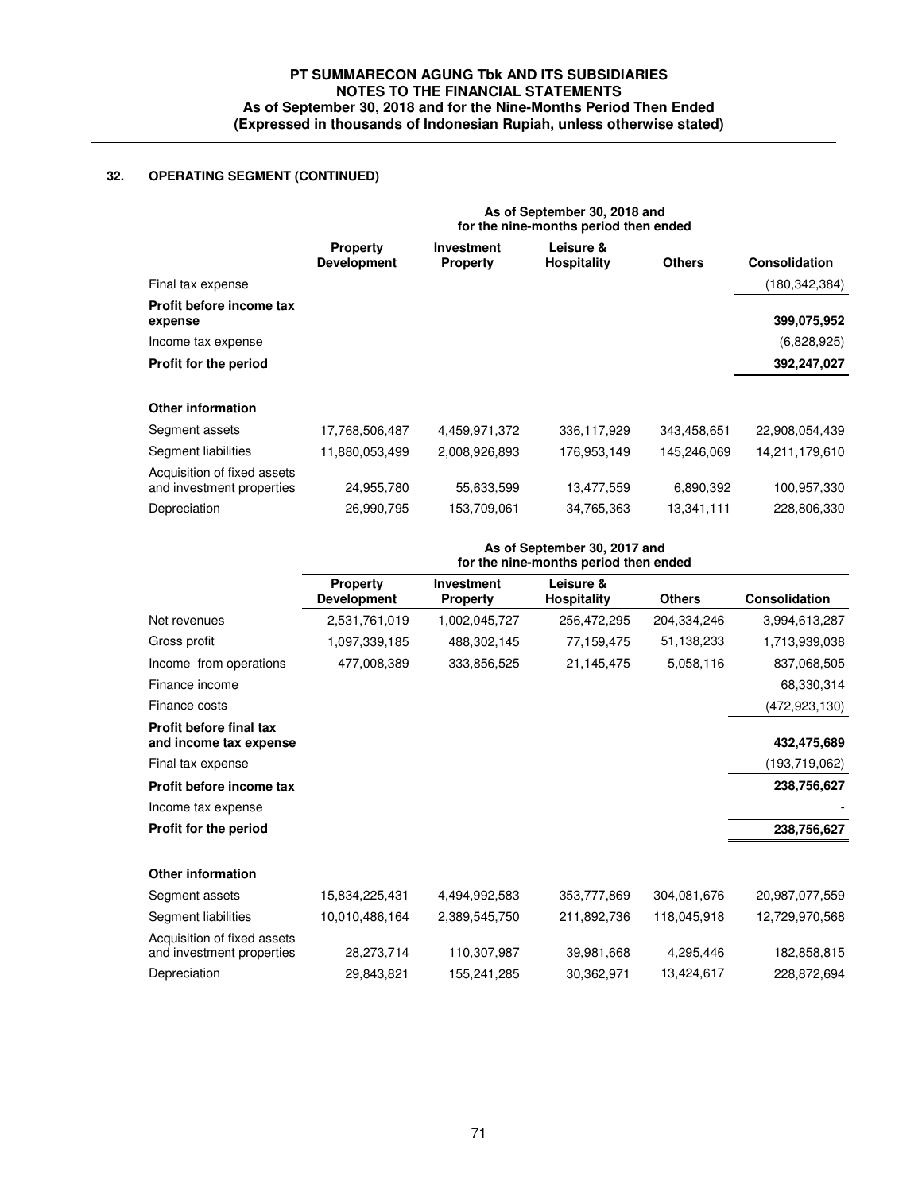## 32. OPERATING SEGMENT (CONTINUED)

| | As of September 30, 2018 and for the nine-months period then ended | | | | |
|---|---|---|---|---|---|
| | Property Development | Investment Property | Leisure & Hospitality | Others | Consolidation |
| Final tax expense | | | | | (180,342,384) |
| **Profit before income tax expense** | | | | | **399,075,952** |
| Income tax expense | | | | | (6,828,925) |
| **Profit for the period** | | | | | **392,247,027** |
| **Other information** | | | | | |
| Segment assets | 17,768,506,487 | 4,459,971,372 | 336,117,929 | 343,458,651 | 22,908,054,439 |
| Segment liabilities | 11,880,053,499 | 2,008,926,893 | 176,953,149 | 145,246,069 | 14,211,179,610 |
| Acquisition of fixed assets and investment properties | 24,955,780 | 55,633,599 | 13,477,559 | 6,890,392 | 100,957,330 |
| Depreciation | 26,990,795 | 153,709,061 | 34,765,363 | 13,341,111 | 228,806,330 |

| | As of September 30, 2017 and for the nine-months period then ended | | | | |
|---|---|---|---|---|---|
| | Property Development | Investment Property | Leisure & Hospitality | Others | Consolidation |
| Net revenues | 2,531,761,019 | 1,002,045,727 | 256,472,295 | 204,334,246 | 3,994,613,287 |
| Gross profit | 1,097,339,185 | 488,302,145 | 77,159,475 | 51,138,233 | 1,713,939,038 |
| Income from operations | 477,008,389 | 333,856,525 | 21,145,475 | 5,058,116 | 837,068,505 |
| Finance income | | | | | 68,330,314 |
| Finance costs | | | | | (472,923,130) |
| **Profit before final tax and income tax expense** | | | | | **432,475,689** |
| Final tax expense | | | | | (193,719,062) |
| **Profit before income tax** | | | | | **238,756,627** |
| Income tax expense | | | | | - |
| **Profit for the period** | | | | | **238,756,627** |
| **Other information** | | | | | |
| Segment assets | 15,834,225,431 | 4,494,992,583 | 353,777,869 | 304,081,676 | 20,987,077,559 |
| Segment liabilities | 10,010,486,164 | 2,389,545,750 | 211,892,736 | 118,045,918 | 12,729,970,568 |
| Acquisition of fixed assets and investment properties | 28,273,714 | 110,307,987 | 39,981,668 | 4,295,446 | 182,858,815 |
| Depreciation | 29,843,821 | 155,241,285 | 30,362,971 | 13,424,617 | 228,872,694 |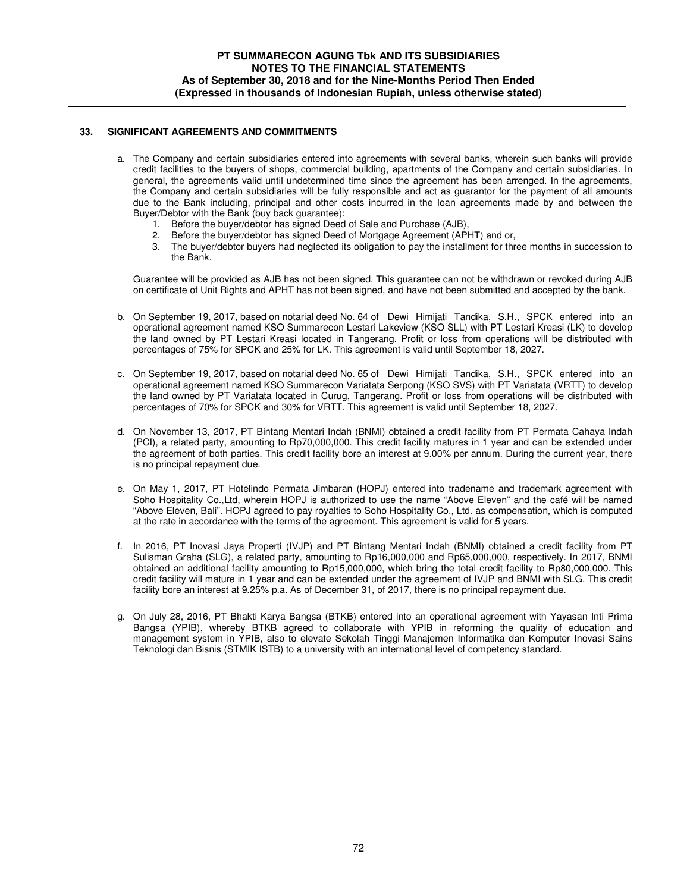## 33. SIGNIFICANT AGREEMENTS AND COMMITMENTS

a. The Company and certain subsidiaries entered into agreements with several banks, wherein such banks will provide credit facilities to the buyers of shops, commercial building, apartments of the Company and certain subsidiaries. In general, the agreements valid until undetermined time since the agreement has been arrenged. In the agreements, the Company and certain subsidiaries will be fully responsible and act as guarantor for the payment of all amounts due to the Bank including, principal and other costs incurred in the loan agreements made by and between the Buyer/Debtor with the Bank (buy back guarantee):

   1. Before the buyer/debtor has signed Deed of Sale and Purchase (AJB),
   2. Before the buyer/debtor has signed Deed of Mortgage Agreement (APHT) and or,
   3. The buyer/debtor buyers had neglected its obligation to pay the installment for three months in succession to the Bank.

   Guarantee will be provided as AJB has not been signed. This guarantee can not be withdrawn or revoked during AJB on certificate of Unit Rights and APHT has not been signed, and have not been submitted and accepted by the bank.

b. On September 19, 2017, based on notarial deed No. 64 of Dewi Himijati Tandika, S.H., SPCK entered into an operational agreement named KSO Summarecon Lestari Lakeview (KSO SLL) with PT Lestari Kreasi (LK) to develop the land owned by PT Lestari Kreasi located in Tangerang. Profit or loss from operations will be distributed with percentages of 75% for SPCK and 25% for LK. This agreement is valid until September 18, 2027.

c. On September 19, 2017, based on notarial deed No. 65 of Dewi Himijati Tandika, S.H., SPCK entered into an operational agreement named KSO Summarecon Variatata Serpong (KSO SVS) with PT Variatata (VRTT) to develop the land owned by PT Variatata located in Curug, Tangerang. Profit or loss from operations will be distributed with percentages of 70% for SPCK and 30% for VRTT. This agreement is valid until September 18, 2027.

d. On November 13, 2017, PT Bintang Mentari Indah (BNMI) obtained a credit facility from PT Permata Cahaya Indah (PCI), a related party, amounting to Rp70,000,000. This credit facility matures in 1 year and can be extended under the agreement of both parties. This credit facility bore an interest at 9.00% per annum. During the current year, there is no principal repayment due.

e. On May 1, 2017, PT Hotelindo Permata Jimbaran (HOPJ) entered into tradename and trademark agreement with Soho Hospitality Co.,Ltd, wherein HOPJ is authorized to use the name "Above Eleven" and the café will be named "Above Eleven, Bali". HOPJ agreed to pay royalties to Soho Hospitality Co., Ltd. as compensation, which is computed at the rate in accordance with the terms of the agreement. This agreement is valid for 5 years.

f. In 2016, PT Inovasi Jaya Properti (IVJP) and PT Bintang Mentari Indah (BNMI) obtained a credit facility from PT Sulisman Graha (SLG), a related party, amounting to Rp16,000,000 and Rp65,000,000, respectively. In 2017, BNMI obtained an additional facility amounting to Rp15,000,000, which bring the total credit facility to Rp80,000,000. This credit facility will mature in 1 year and can be extended under the agreement of IVJP and BNMI with SLG. This credit facility bore an interest at 9.25% p.a. As of December 31, of 2017, there is no principal repayment due.

g. On July 28, 2016, PT Bhakti Karya Bangsa (BTKB) entered into an operational agreement with Yayasan Inti Prima Bangsa (YPIB), whereby BTKB agreed to collaborate with YPIB in reforming the quality of education and management system in YPIB, also to elevate Sekolah Tinggi Manajemen Informatika dan Komputer Inovasi Sains Teknologi dan Bisnis (STMIK ISTB) to a university with an international level of competency standard.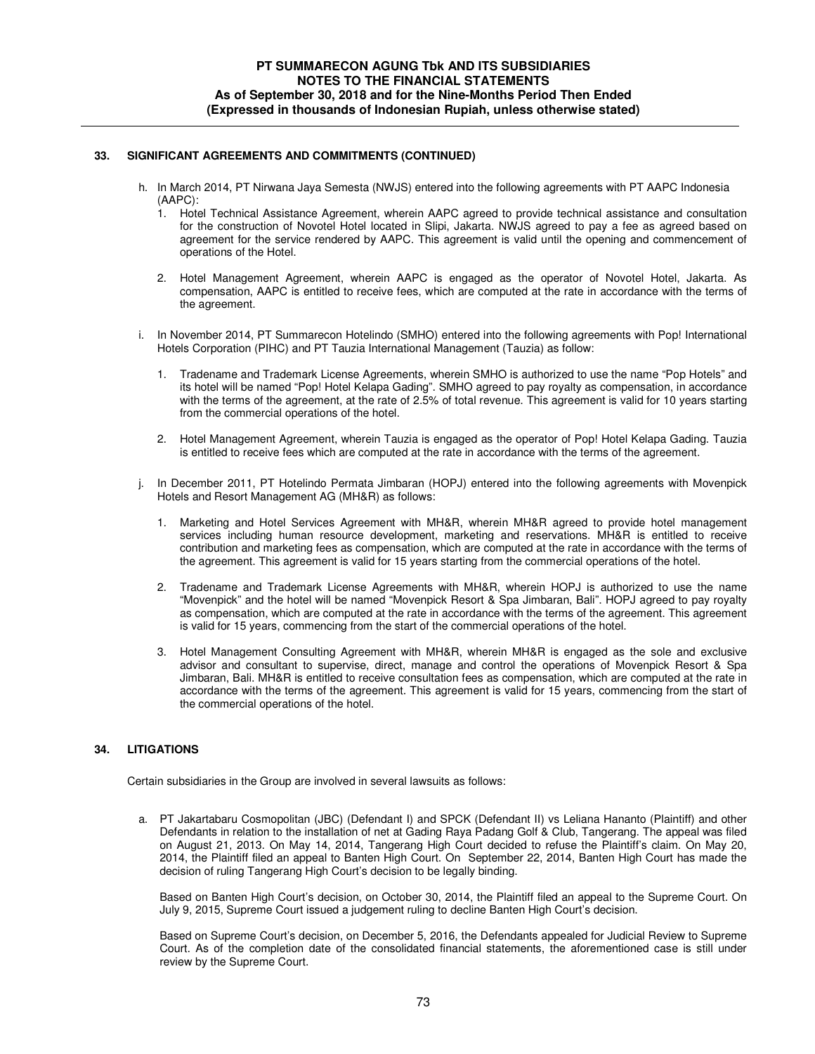## 33. SIGNIFICANT AGREEMENTS AND COMMITMENTS (CONTINUED)

h. In March 2014, PT Nirwana Jaya Semesta (NWJS) entered into the following agreements with PT AAPC Indonesia (AAPC):

   1. Hotel Technical Assistance Agreement, wherein AAPC agreed to provide technical assistance and consultation for the construction of Novotel Hotel located in Slipi, Jakarta. NWJS agreed to pay a fee as agreed based on agreement for the service rendered by AAPC. This agreement is valid until the opening and commencement of operations of the Hotel.

   2. Hotel Management Agreement, wherein AAPC is engaged as the operator of Novotel Hotel, Jakarta. As compensation, AAPC is entitled to receive fees, which are computed at the rate in accordance with the terms of the agreement.

i. In November 2014, PT Summarecon Hotelindo (SMHO) entered into the following agreements with Pop! International Hotels Corporation (PIHC) and PT Tauzia International Management (Tauzia) as follow:

   1. Tradename and Trademark License Agreements, wherein SMHO is authorized to use the name "Pop Hotels" and its hotel will be named "Pop! Hotel Kelapa Gading". SMHO agreed to pay royalty as compensation, in accordance with the terms of the agreement, at the rate of 2.5% of total revenue. This agreement is valid for 10 years starting from the commercial operations of the hotel.

   2. Hotel Management Agreement, wherein Tauzia is engaged as the operator of Pop! Hotel Kelapa Gading. Tauzia is entitled to receive fees which are computed at the rate in accordance with the terms of the agreement.

j. In December 2011, PT Hotelindo Permata Jimbaran (HOPJ) entered into the following agreements with Movenpick Hotels and Resort Management AG (MH&R) as follows:

   1. Marketing and Hotel Services Agreement with MH&R, wherein MH&R agreed to provide hotel management services including human resource development, marketing and reservations. MH&R is entitled to receive contribution and marketing fees as compensation, which are computed at the rate in accordance with the terms of the agreement. This agreement is valid for 15 years starting from the commercial operations of the hotel.

   2. Tradename and Trademark License Agreements with MH&R, wherein HOPJ is authorized to use the name "Movenpick" and the hotel will be named "Movenpick Resort & Spa Jimbaran, Bali". HOPJ agreed to pay royalty as compensation, which are computed at the rate in accordance with the terms of the agreement. This agreement is valid for 15 years, commencing from the start of the commercial operations of the hotel.

   3. Hotel Management Consulting Agreement with MH&R, wherein MH&R is engaged as the sole and exclusive advisor and consultant to supervise, direct, manage and control the operations of Movenpick Resort & Spa Jimbaran, Bali. MH&R is entitled to receive consultation fees as compensation, which are computed at the rate in accordance with the terms of the agreement. This agreement is valid for 15 years, commencing from the start of the commercial operations of the hotel.

## 34. LITIGATIONS

Certain subsidiaries in the Group are involved in several lawsuits as follows:

a. PT Jakartabaru Cosmopolitan (JBC) (Defendant I) and SPCK (Defendant II) vs Leliana Hananto (Plaintiff) and other Defendants in relation to the installation of net at Gading Raya Padang Golf & Club, Tangerang. The appeal was filed on August 21, 2013. On May 14, 2014, Tangerang High Court decided to refuse the Plaintiff's claim. On May 20, 2014, the Plaintiff filed an appeal to Banten High Court. On September 22, 2014, Banten High Court has made the decision of ruling Tangerang High Court's decision to be legally binding.

   Based on Banten High Court's decision, on October 30, 2014, the Plaintiff filed an appeal to the Supreme Court. On July 9, 2015, Supreme Court issued a judgement ruling to decline Banten High Court's decision.

   Based on Supreme Court's decision, on December 5, 2016, the Defendants appealed for Judicial Review to Supreme Court. As of the completion date of the consolidated financial statements, the aforementioned case is still under review by the Supreme Court.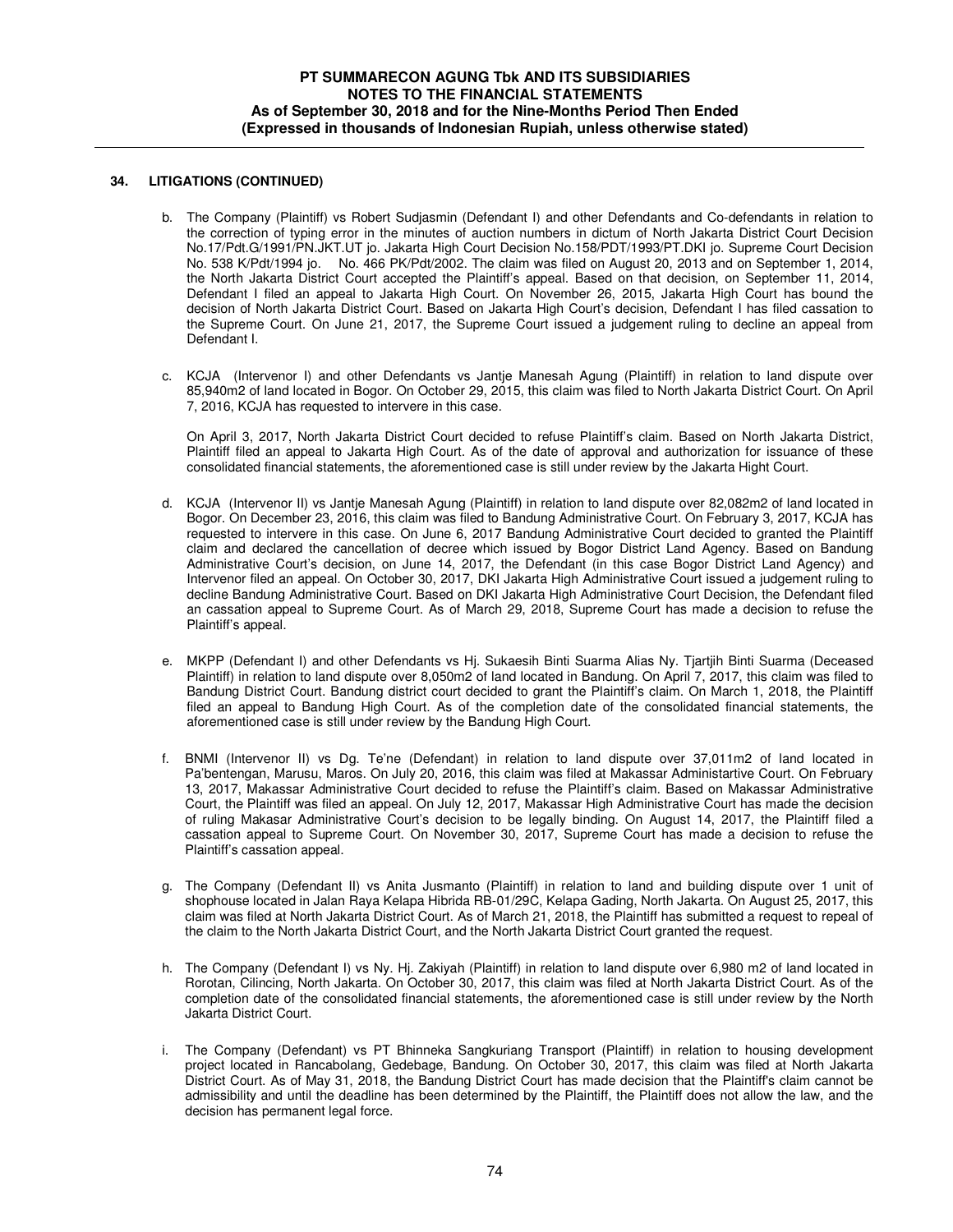## 34. LITIGATIONS (CONTINUED)

b. The Company (Plaintiff) vs Robert Sudjasmin (Defendant I) and other Defendants and Co-defendants in relation to the correction of typing error in the minutes of auction numbers in dictum of North Jakarta District Court Decision No.17/Pdt.G/1991/PN.JKT.UT jo. Jakarta High Court Decision No.158/PDT/1993/PT.DKI jo. Supreme Court Decision No. 538 K/Pdt/1994 jo. No. 466 PK/Pdt/2002. The claim was filed on August 20, 2013 and on September 1, 2014, the North Jakarta District Court accepted the Plaintiff's appeal. Based on that decision, on September 11, 2014, Defendant I filed an appeal to Jakarta High Court. On November 26, 2015, Jakarta High Court has bound the decision of North Jakarta District Court. Based on Jakarta High Court's decision, Defendant I has filed cassation to the Supreme Court. On June 21, 2017, the Supreme Court issued a judgement ruling to decline an appeal from Defendant I.

c. KCJA (Intervenor I) and other Defendants vs Jantje Manesah Agung (Plaintiff) in relation to land dispute over 85,940m2 of land located in Bogor. On October 29, 2015, this claim was filed to North Jakarta District Court. On April 7, 2016, KCJA has requested to intervere in this case.

   On April 3, 2017, North Jakarta District Court decided to refuse Plaintiff's claim. Based on North Jakarta District, Plaintiff filed an appeal to Jakarta High Court. As of the date of approval and authorization for issuance of these consolidated financial statements, the aforementioned case is still under review by the Jakarta Hight Court.

d. KCJA (Intervenor II) vs Jantje Manesah Agung (Plaintiff) in relation to land dispute over 82,082m2 of land located in Bogor. On December 23, 2016, this claim was filed to Bandung Administrative Court. On February 3, 2017, KCJA has requested to intervere in this case. On June 6, 2017 Bandung Administrative Court decided to granted the Plaintiff claim and declared the cancellation of decree which issued by Bogor District Land Agency. Based on Bandung Administrative Court's decision, on June 14, 2017, the Defendant (in this case Bogor District Land Agency) and Intervenor filed an appeal. On October 30, 2017, DKI Jakarta High Administrative Court issued a judgement ruling to decline Bandung Administrative Court. Based on DKI Jakarta High Administrative Court Decision, the Defendant filed an cassation appeal to Supreme Court. As of March 29, 2018, Supreme Court has made a decision to refuse the Plaintiff's appeal.

e. MKPP (Defendant I) and other Defendants vs Hj. Sukaesih Binti Suarma Alias Ny. Tjartjih Binti Suarma (Deceased Plaintiff) in relation to land dispute over 8,050m2 of land located in Bandung. On April 7, 2017, this claim was filed to Bandung District Court. Bandung district court decided to grant the Plaintiff's claim. On March 1, 2018, the Plaintiff filed an appeal to Bandung High Court. As of the completion date of the consolidated financial statements, the aforementioned case is still under review by the Bandung High Court.

f. BNMI (Intervenor II) vs Dg. Te'ne (Defendant) in relation to land dispute over 37,011m2 of land located in Pa'bentengan, Marusu, Maros. On July 20, 2016, this claim was filed at Makassar Administartive Court. On February 13, 2017, Makassar Administrative Court decided to refuse the Plaintiff's claim. Based on Makassar Administrative Court, the Plaintiff was filed an appeal. On July 12, 2017, Makassar High Administrative Court has made the decision of ruling Makasar Administrative Court's decision to be legally binding. On August 14, 2017, the Plaintiff filed a cassation appeal to Supreme Court. On November 30, 2017, Supreme Court has made a decision to refuse the Plaintiff's cassation appeal.

g. The Company (Defendant II) vs Anita Jusmanto (Plaintiff) in relation to land and building dispute over 1 unit of shophouse located in Jalan Raya Kelapa Hibrida RB-01/29C, Kelapa Gading, North Jakarta. On August 25, 2017, this claim was filed at North Jakarta District Court. As of March 21, 2018, the Plaintiff has submitted a request to repeal of the claim to the North Jakarta District Court, and the North Jakarta District Court granted the request.

h. The Company (Defendant I) vs Ny. Hj. Zakiyah (Plaintiff) in relation to land dispute over 6,980 m2 of land located in Rorotan, Cilincing, North Jakarta. On October 30, 2017, this claim was filed at North Jakarta District Court. As of the completion date of the consolidated financial statements, the aforementioned case is still under review by the North Jakarta District Court.

i. The Company (Defendant) vs PT Bhinneka Sangkuriang Transport (Plaintiff) in relation to housing development project located in Rancabolang, Gedebage, Bandung. On October 30, 2017, this claim was filed at North Jakarta District Court. As of May 31, 2018, the Bandung District Court has made decision that the Plaintiff's claim cannot be admissibility and until the deadline has been determined by the Plaintiff, the Plaintiff does not allow the law, and the decision has permanent legal force.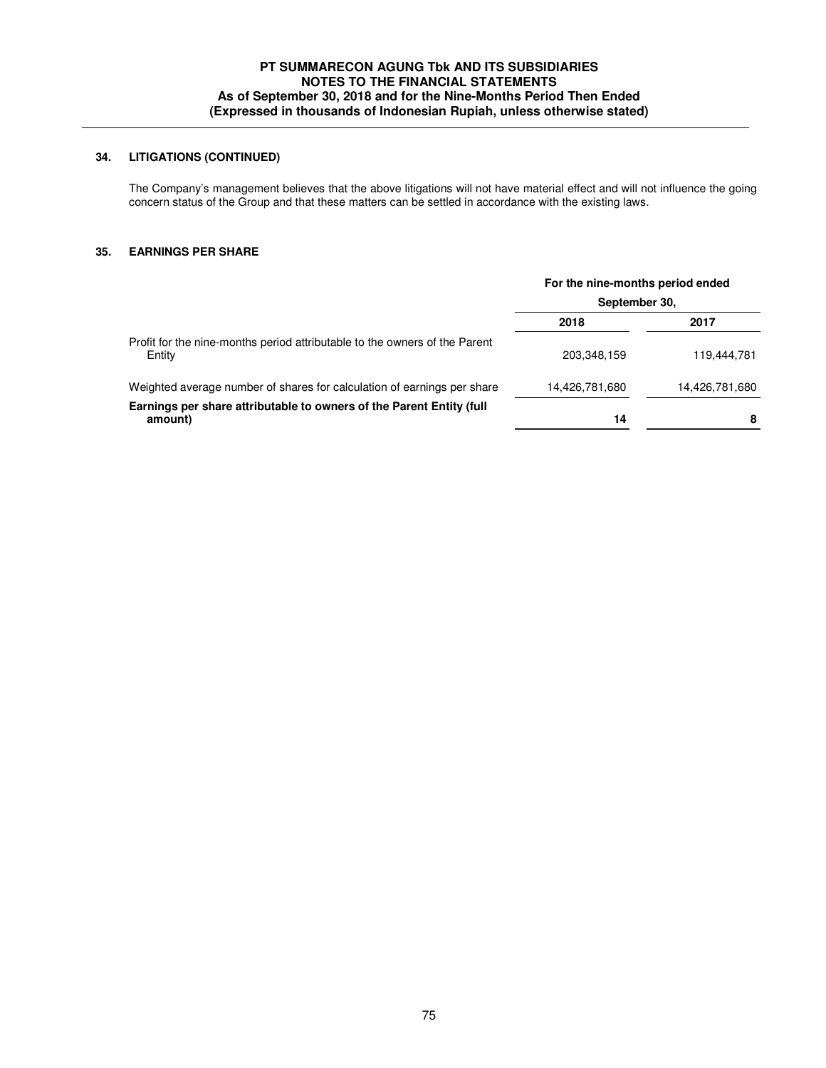## 34. LITIGATIONS (CONTINUED)

The Company's management believes that the above litigations will not have material effect and will not influence the going concern status of the Group and that these matters can be settled in accordance with the existing laws.

## 35. EARNINGS PER SHARE

| | For the nine-months period ended September 30, | |
|---|---|---|
| | **2018** | **2017** |
| Profit for the nine-months period attributable to the owners of the Parent Entity | 203,348,159 | 119,444,781 |
| Weighted average number of shares for calculation of earnings per share | 14,426,781,680 | 14,426,781,680 |
| **Earnings per share attributable to owners of the Parent Entity (full amount)** | **14** | **8** |